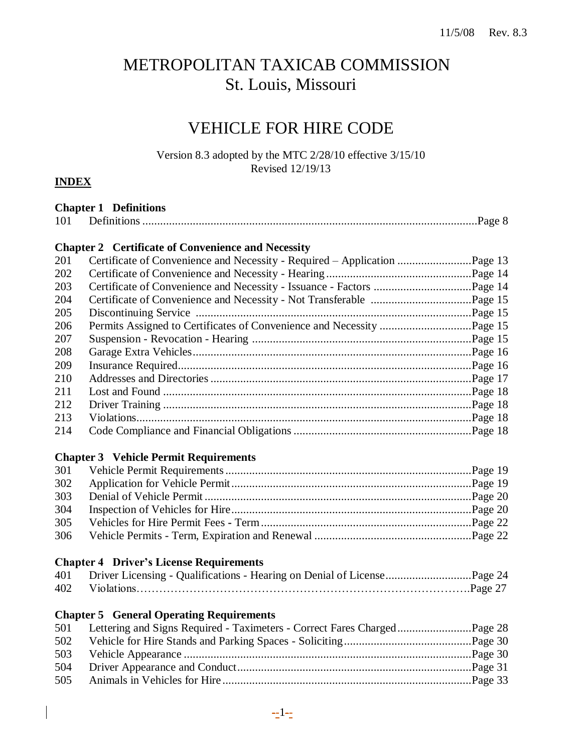11/5/08 Rev. 8.3

# METROPOLITAN TAXICAB COMMISSION
# St. Louis, Missouri

## VEHICLE FOR HIRE CODE

Version 8.3 adopted by the MTC 2/28/10 effective 3/15/10
Revised 12/19/13

**INDEX**

**Chapter 1 Definitions**

| | | |
|---|---|---|
| 101 | Definitions | Page 8 |

**Chapter 2 Certificate of Convenience and Necessity**

| | | |
|---|---|---|
| 201 | Certificate of Convenience and Necessity - Required – Application | Page 13 |
| 202 | Certificate of Convenience and Necessity - Hearing | Page 14 |
| 203 | Certificate of Convenience and Necessity - Issuance - Factors | Page 14 |
| 204 | Certificate of Convenience and Necessity - Not Transferable | Page 15 |
| 205 | Discontinuing Service | Page 15 |
| 206 | Permits Assigned to Certificates of Convenience and Necessity | Page 15 |
| 207 | Suspension - Revocation - Hearing | Page 15 |
| 208 | Garage Extra Vehicles | Page 16 |
| 209 | Insurance Required | Page 16 |
| 210 | Addresses and Directories | Page 17 |
| 211 | Lost and Found | Page 18 |
| 212 | Driver Training | Page 18 |
| 213 | Violations | Page 18 |
| 214 | Code Compliance and Financial Obligations | Page 18 |

**Chapter 3 Vehicle Permit Requirements**

| | | |
|---|---|---|
| 301 | Vehicle Permit Requirements | Page 19 |
| 302 | Application for Vehicle Permit | Page 19 |
| 303 | Denial of Vehicle Permit | Page 20 |
| 304 | Inspection of Vehicles for Hire | Page 20 |
| 305 | Vehicles for Hire Permit Fees - Term | Page 22 |
| 306 | Vehicle Permits - Term, Expiration and Renewal | Page 22 |

**Chapter 4 Driver's License Requirements**

| | | |
|---|---|---|
| 401 | Driver Licensing - Qualifications - Hearing on Denial of License | Page 24 |
| 402 | Violations | Page 27 |

**Chapter 5 General Operating Requirements**

| | | |
|---|---|---|
| 501 | Lettering and Signs Required - Taximeters - Correct Fares Charged | Page 28 |
| 502 | Vehicle for Hire Stands and Parking Spaces - Soliciting | Page 30 |
| 503 | Vehicle Appearance | Page 30 |
| 504 | Driver Appearance and Conduct | Page 31 |
| 505 | Animals in Vehicles for Hire | Page 33 |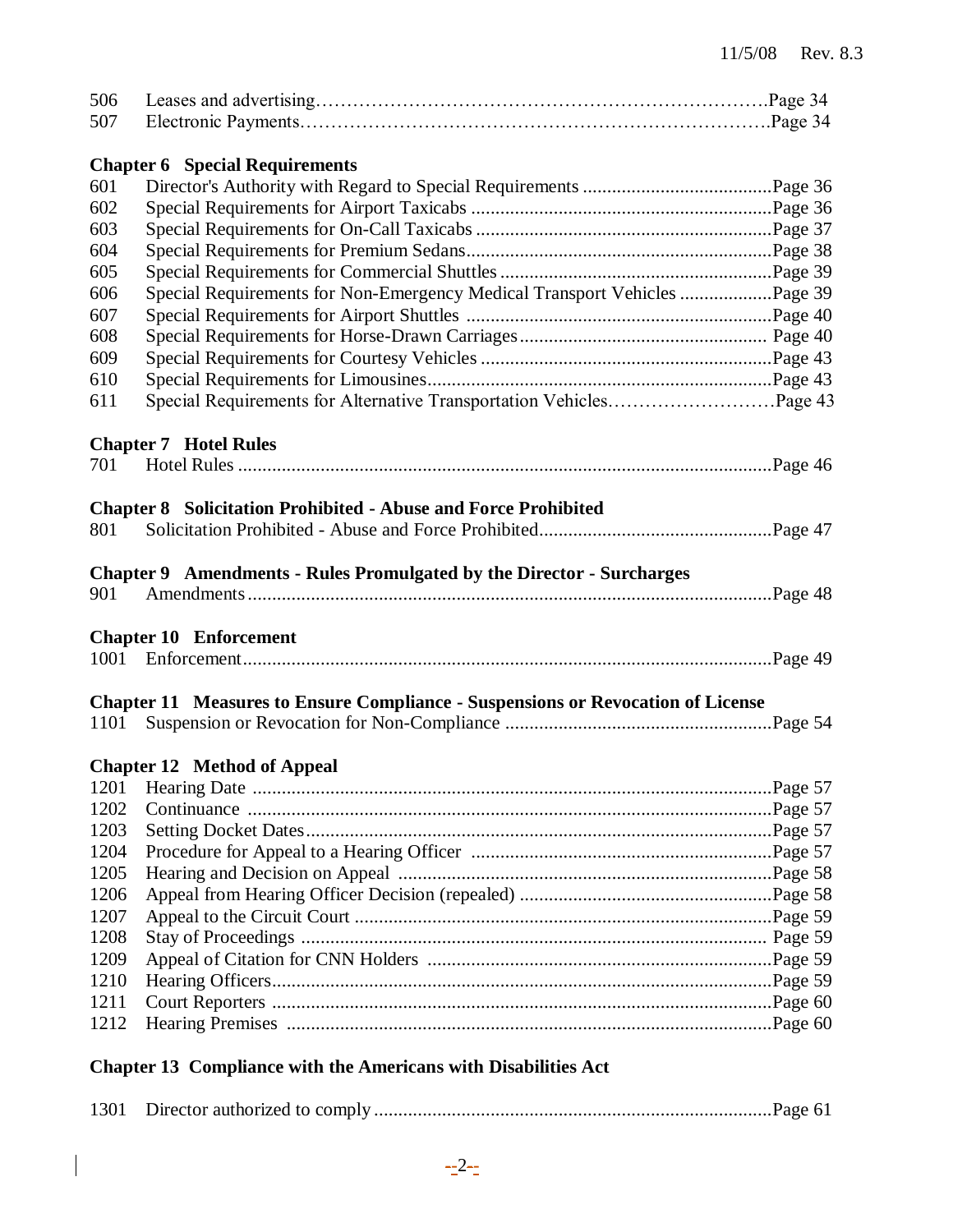| | | |
|---|---|---|
| 506 | Leases and advertising | Page 34 |
| 507 | Electronic Payments | Page 34 |

**Chapter 6 Special Requirements**

| | | |
|---|---|---|
| 601 | Director's Authority with Regard to Special Requirements | Page 36 |
| 602 | Special Requirements for Airport Taxicabs | Page 36 |
| 603 | Special Requirements for On-Call Taxicabs | Page 37 |
| 604 | Special Requirements for Premium Sedans | Page 38 |
| 605 | Special Requirements for Commercial Shuttles | Page 39 |
| 606 | Special Requirements for Non-Emergency Medical Transport Vehicles | Page 39 |
| 607 | Special Requirements for Airport Shuttles | Page 40 |
| 608 | Special Requirements for Horse-Drawn Carriages | Page 40 |
| 609 | Special Requirements for Courtesy Vehicles | Page 43 |
| 610 | Special Requirements for Limousines | Page 43 |
| 611 | Special Requirements for Alternative Transportation Vehicles | Page 43 |

**Chapter 7 Hotel Rules**

| | | |
|---|---|---|
| 701 | Hotel Rules | Page 46 |

**Chapter 8 Solicitation Prohibited - Abuse and Force Prohibited**

| | | |
|---|---|---|
| 801 | Solicitation Prohibited - Abuse and Force Prohibited | Page 47 |

**Chapter 9 Amendments - Rules Promulgated by the Director - Surcharges**

| | | |
|---|---|---|
| 901 | Amendments | Page 48 |

**Chapter 10 Enforcement**

| | | |
|---|---|---|
| 1001 | Enforcement | Page 49 |

**Chapter 11 Measures to Ensure Compliance - Suspensions or Revocation of License**

| | | |
|---|---|---|
| 1101 | Suspension or Revocation for Non-Compliance | Page 54 |

**Chapter 12 Method of Appeal**

| | | |
|---|---|---|
| 1201 | Hearing Date | Page 57 |
| 1202 | Continuance | Page 57 |
| 1203 | Setting Docket Dates | Page 57 |
| 1204 | Procedure for Appeal to a Hearing Officer | Page 57 |
| 1205 | Hearing and Decision on Appeal | Page 58 |
| 1206 | Appeal from Hearing Officer Decision (repealed) | Page 58 |
| 1207 | Appeal to the Circuit Court | Page 59 |
| 1208 | Stay of Proceedings | Page 59 |
| 1209 | Appeal of Citation for CNN Holders | Page 59 |
| 1210 | Hearing Officers | Page 59 |
| 1211 | Court Reporters | Page 60 |
| 1212 | Hearing Premises | Page 60 |

**Chapter 13 Compliance with the Americans with Disabilities Act**

| | | |
|---|---|---|
| 1301 | Director authorized to comply | Page 61 |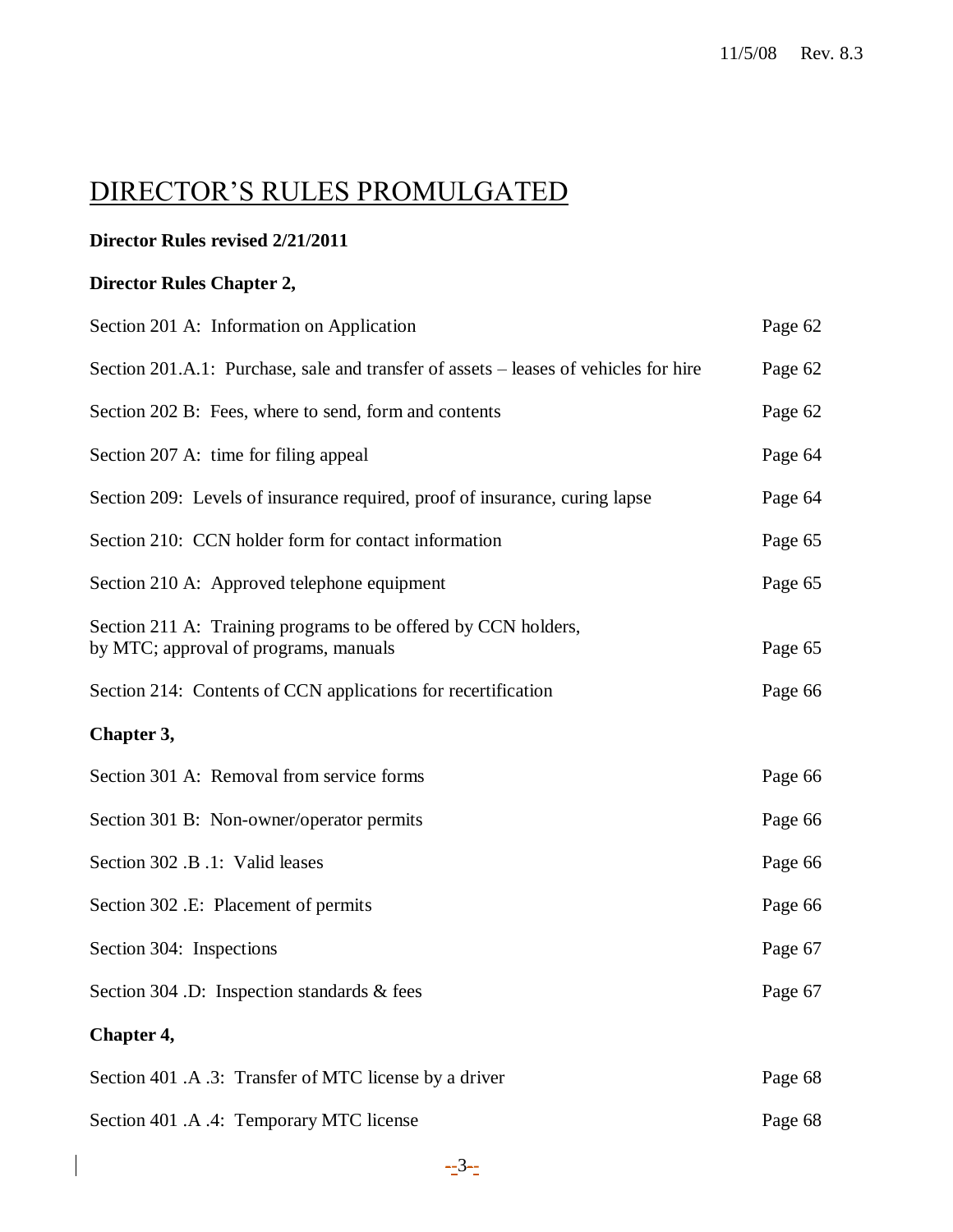# DIRECTOR'S RULES PROMULGATED

**Director Rules revised 2/21/2011**

**Director Rules Chapter 2,**

| | |
|---|---|
| Section 201 A: Information on Application | Page 62 |
| Section 201.A.1: Purchase, sale and transfer of assets – leases of vehicles for hire | Page 62 |
| Section 202 B: Fees, where to send, form and contents | Page 62 |
| Section 207 A: time for filing appeal | Page 64 |
| Section 209: Levels of insurance required, proof of insurance, curing lapse | Page 64 |
| Section 210: CCN holder form for contact information | Page 65 |
| Section 210 A: Approved telephone equipment | Page 65 |
| Section 211 A: Training programs to be offered by CCN holders, by MTC; approval of programs, manuals | Page 65 |
| Section 214: Contents of CCN applications for recertification | Page 66 |

**Chapter 3,**

| | |
|---|---|
| Section 301 A: Removal from service forms | Page 66 |
| Section 301 B: Non-owner/operator permits | Page 66 |
| Section 302 .B .1: Valid leases | Page 66 |
| Section 302 .E: Placement of permits | Page 66 |
| Section 304: Inspections | Page 67 |
| Section 304 .D: Inspection standards & fees | Page 67 |

**Chapter 4,**

| | |
|---|---|
| Section 401 .A .3: Transfer of MTC license by a driver | Page 68 |
| Section 401 .A .4: Temporary MTC license | Page 68 |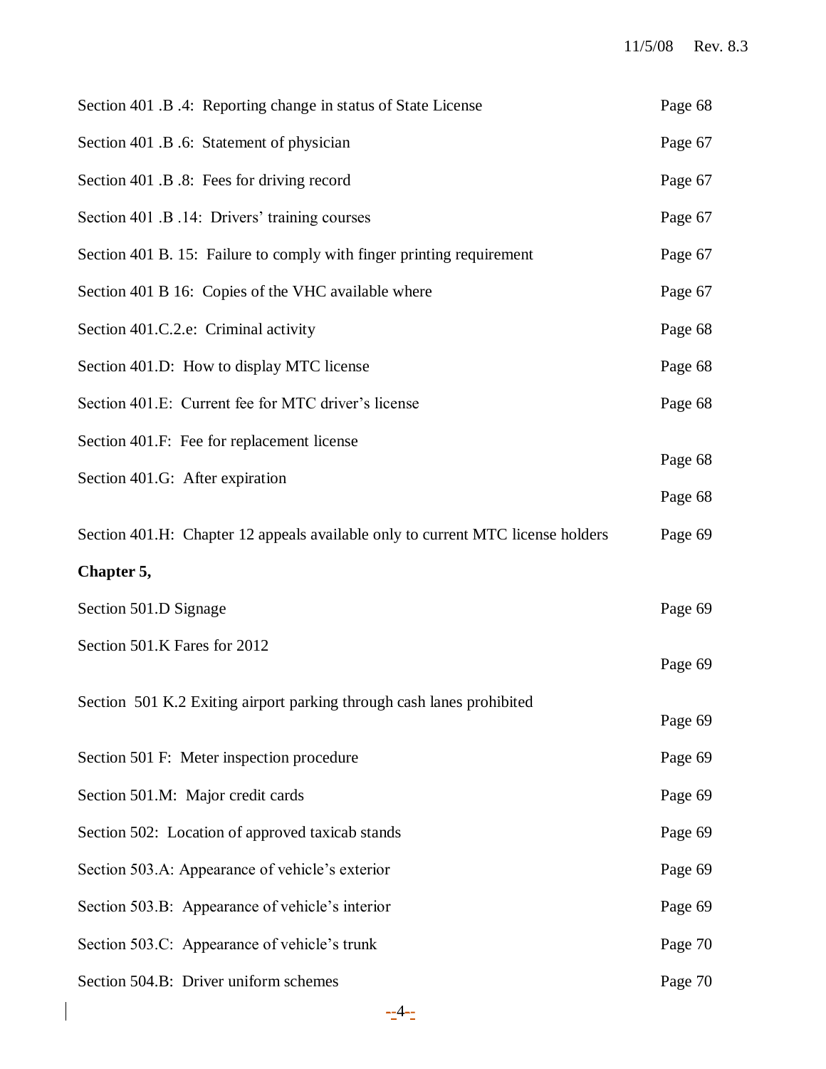| | |
|---|---|
| Section 401 .B .4: Reporting change in status of State License | Page 68 |
| Section 401 .B .6: Statement of physician | Page 67 |
| Section 401 .B .8: Fees for driving record | Page 67 |
| Section 401 .B .14: Drivers' training courses | Page 67 |
| Section 401 B. 15: Failure to comply with finger printing requirement | Page 67 |
| Section 401 B 16: Copies of the VHC available where | Page 67 |
| Section 401.C.2.e: Criminal activity | Page 68 |
| Section 401.D: How to display MTC license | Page 68 |
| Section 401.E: Current fee for MTC driver's license | Page 68 |
| Section 401.F: Fee for replacement license | Page 68 |
| Section 401.G: After expiration | Page 68 |
| Section 401.H: Chapter 12 appeals available only to current MTC license holders | Page 69 |

**Chapter 5,**

| | |
|---|---|
| Section 501.D Signage | Page 69 |
| Section 501.K Fares for 2012 | Page 69 |
| Section 501 K.2 Exiting airport parking through cash lanes prohibited | Page 69 |
| Section 501 F: Meter inspection procedure | Page 69 |
| Section 501.M: Major credit cards | Page 69 |
| Section 502: Location of approved taxicab stands | Page 69 |
| Section 503.A: Appearance of vehicle's exterior | Page 69 |
| Section 503.B: Appearance of vehicle's interior | Page 69 |
| Section 503.C: Appearance of vehicle's trunk | Page 70 |
| Section 504.B: Driver uniform schemes | Page 70 |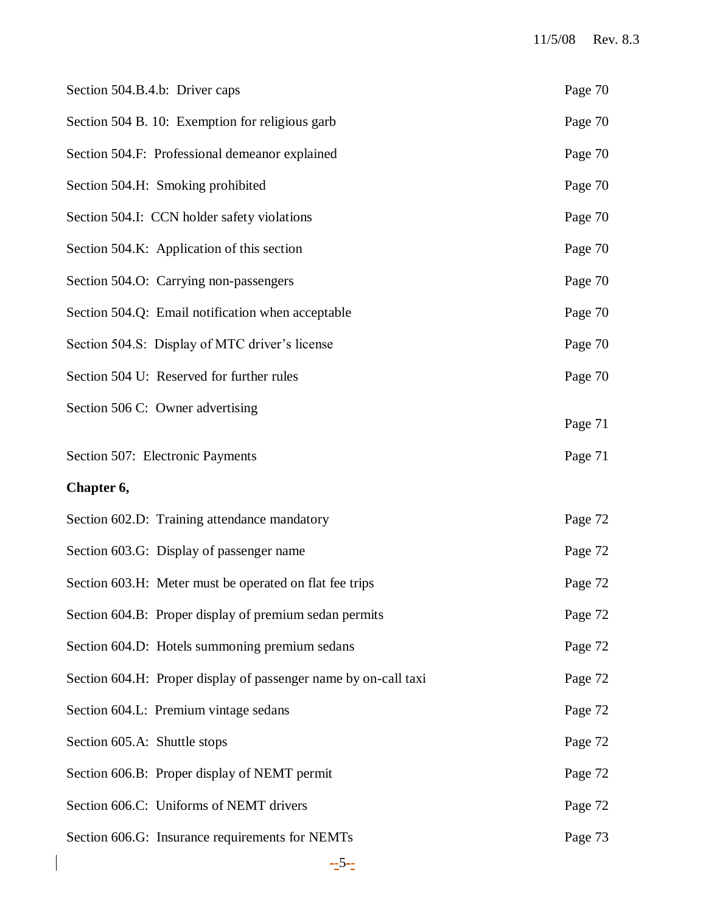| | |
|---|---|
| Section 504.B.4.b: Driver caps | Page 70 |
| Section 504 B. 10: Exemption for religious garb | Page 70 |
| Section 504.F: Professional demeanor explained | Page 70 |
| Section 504.H: Smoking prohibited | Page 70 |
| Section 504.I: CCN holder safety violations | Page 70 |
| Section 504.K: Application of this section | Page 70 |
| Section 504.O: Carrying non-passengers | Page 70 |
| Section 504.Q: Email notification when acceptable | Page 70 |
| Section 504.S: Display of MTC driver's license | Page 70 |
| Section 504 U: Reserved for further rules | Page 70 |
| Section 506 C: Owner advertising | Page 71 |
| Section 507: Electronic Payments | Page 71 |

**Chapter 6,**

| | |
|---|---|
| Section 602.D: Training attendance mandatory | Page 72 |
| Section 603.G: Display of passenger name | Page 72 |
| Section 603.H: Meter must be operated on flat fee trips | Page 72 |
| Section 604.B: Proper display of premium sedan permits | Page 72 |
| Section 604.D: Hotels summoning premium sedans | Page 72 |
| Section 604.H: Proper display of passenger name by on-call taxi | Page 72 |
| Section 604.L: Premium vintage sedans | Page 72 |
| Section 605.A: Shuttle stops | Page 72 |
| Section 606.B: Proper display of NEMT permit | Page 72 |
| Section 606.C: Uniforms of NEMT drivers | Page 72 |
| Section 606.G: Insurance requirements for NEMTs | Page 73 |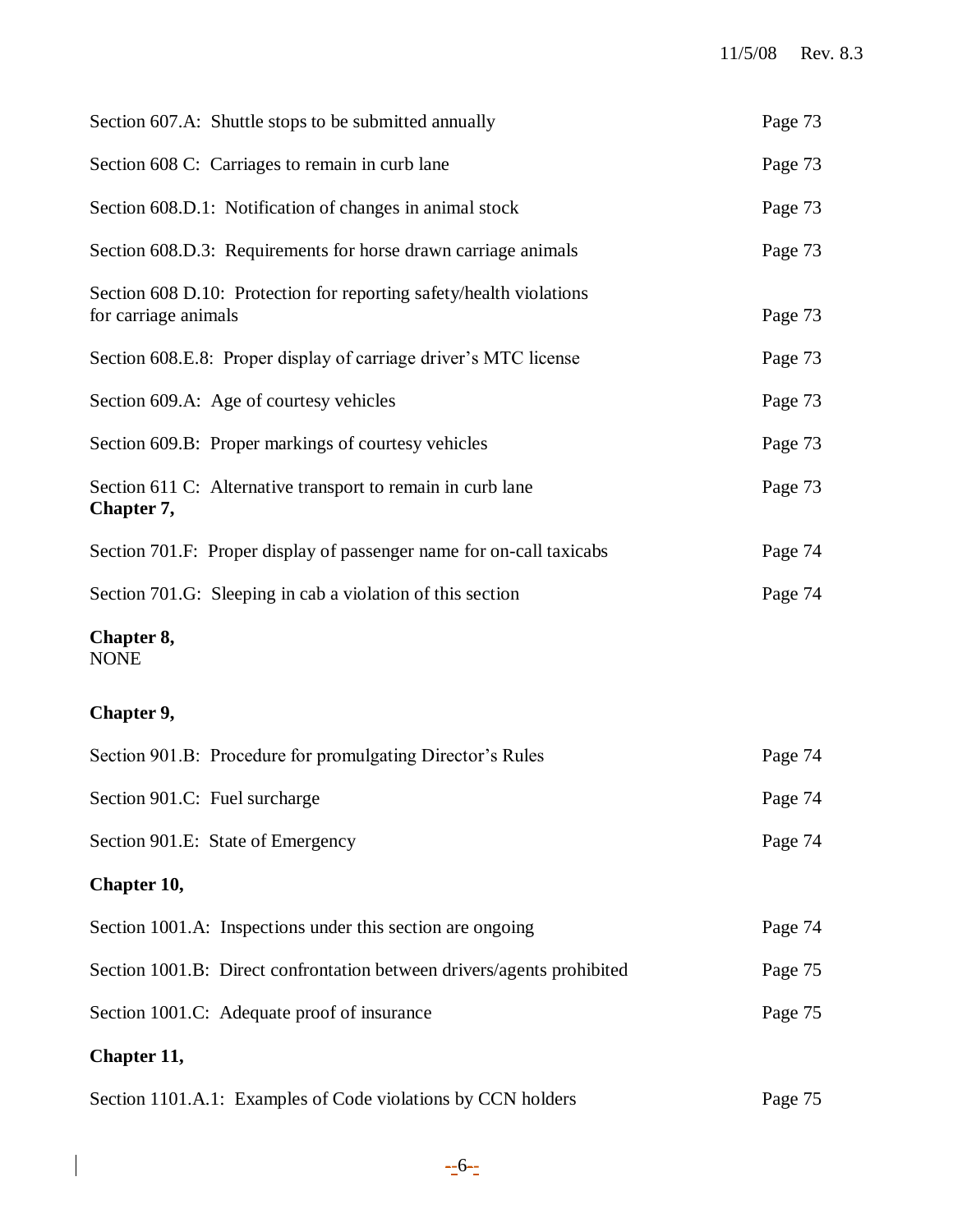| | |
|---|---|
| Section 607.A: Shuttle stops to be submitted annually | Page 73 |
| Section 608 C: Carriages to remain in curb lane | Page 73 |
| Section 608.D.1: Notification of changes in animal stock | Page 73 |
| Section 608.D.3: Requirements for horse drawn carriage animals | Page 73 |
| Section 608 D.10: Protection for reporting safety/health violations for carriage animals | Page 73 |
| Section 608.E.8: Proper display of carriage driver's MTC license | Page 73 |
| Section 609.A: Age of courtesy vehicles | Page 73 |
| Section 609.B: Proper markings of courtesy vehicles | Page 73 |
| Section 611 C: Alternative transport to remain in curb lane | Page 73 |

**Chapter 7,**

| | |
|---|---|
| Section 701.F: Proper display of passenger name for on-call taxicabs | Page 74 |
| Section 701.G: Sleeping in cab a violation of this section | Page 74 |

**Chapter 8,**
NONE

**Chapter 9,**

| | |
|---|---|
| Section 901.B: Procedure for promulgating Director's Rules | Page 74 |
| Section 901.C: Fuel surcharge | Page 74 |
| Section 901.E: State of Emergency | Page 74 |

**Chapter 10,**

| | |
|---|---|
| Section 1001.A: Inspections under this section are ongoing | Page 74 |
| Section 1001.B: Direct confrontation between drivers/agents prohibited | Page 75 |
| Section 1001.C: Adequate proof of insurance | Page 75 |

**Chapter 11,**

| | |
|---|---|
| Section 1101.A.1: Examples of Code violations by CCN holders | Page 75 |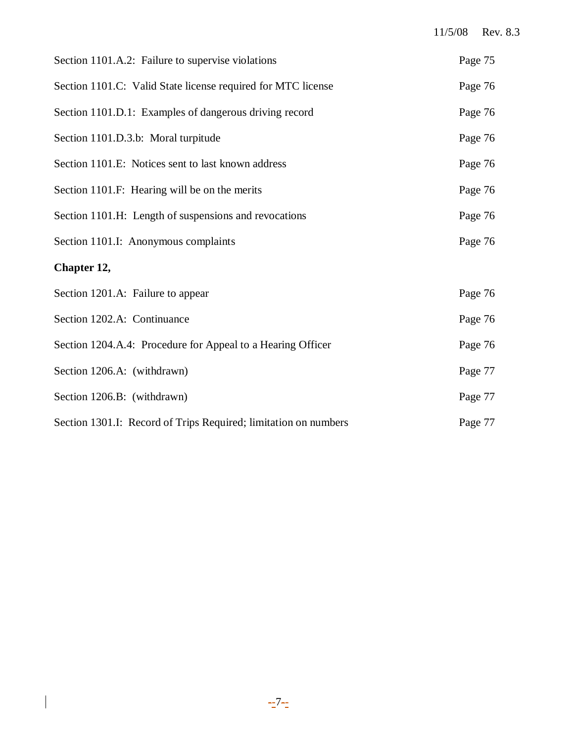| | |
|---|---|
| Section 1101.A.2: Failure to supervise violations | Page 75 |
| Section 1101.C: Valid State license required for MTC license | Page 76 |
| Section 1101.D.1: Examples of dangerous driving record | Page 76 |
| Section 1101.D.3.b: Moral turpitude | Page 76 |
| Section 1101.E: Notices sent to last known address | Page 76 |
| Section 1101.F: Hearing will be on the merits | Page 76 |
| Section 1101.H: Length of suspensions and revocations | Page 76 |
| Section 1101.I: Anonymous complaints | Page 76 |

**Chapter 12,**

| | |
|---|---|
| Section 1201.A: Failure to appear | Page 76 |
| Section 1202.A: Continuance | Page 76 |
| Section 1204.A.4: Procedure for Appeal to a Hearing Officer | Page 76 |
| Section 1206.A: (withdrawn) | Page 77 |
| Section 1206.B: (withdrawn) | Page 77 |
| Section 1301.I: Record of Trips Required; limitation on numbers | Page 77 |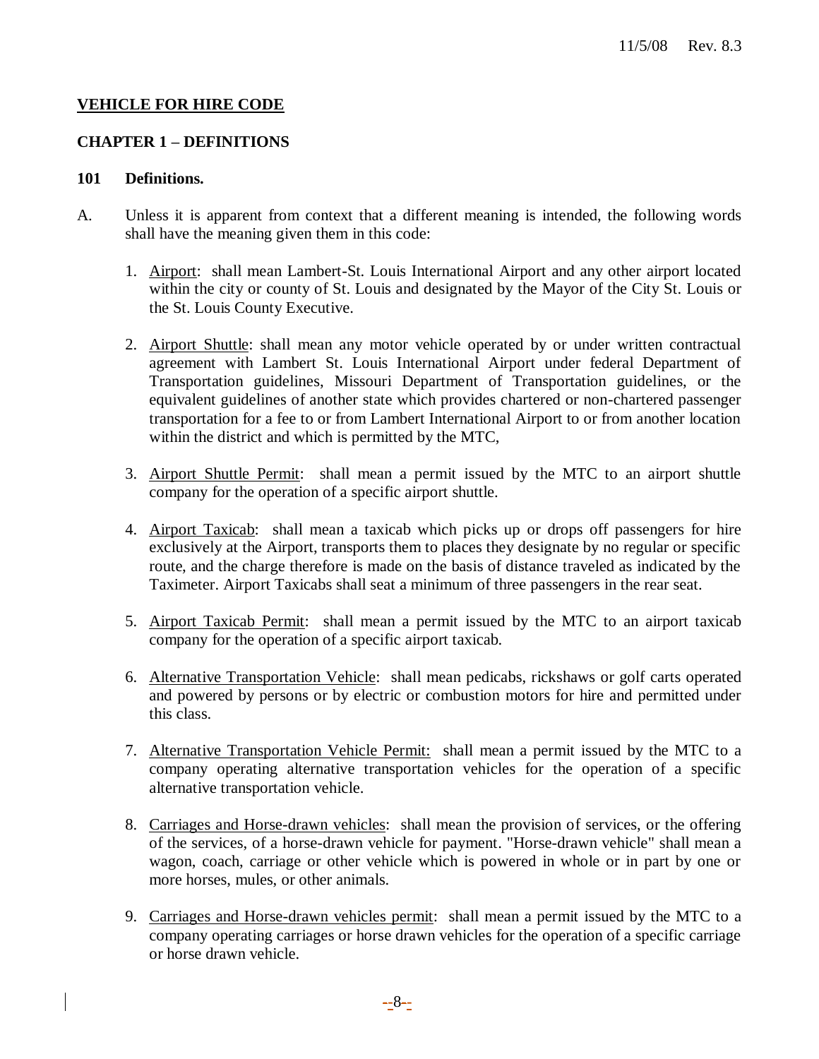## VEHICLE FOR HIRE CODE

### CHAPTER 1 – DEFINITIONS

**101 Definitions.**

A. Unless it is apparent from context that a different meaning is intended, the following words shall have the meaning given them in this code:

1. Airport: shall mean Lambert-St. Louis International Airport and any other airport located within the city or county of St. Louis and designated by the Mayor of the City St. Louis or the St. Louis County Executive.

2. Airport Shuttle: shall mean any motor vehicle operated by or under written contractual agreement with Lambert St. Louis International Airport under federal Department of Transportation guidelines, Missouri Department of Transportation guidelines, or the equivalent guidelines of another state which provides chartered or non-chartered passenger transportation for a fee to or from Lambert International Airport to or from another location within the district and which is permitted by the MTC,

3. Airport Shuttle Permit: shall mean a permit issued by the MTC to an airport shuttle company for the operation of a specific airport shuttle.

4. Airport Taxicab: shall mean a taxicab which picks up or drops off passengers for hire exclusively at the Airport, transports them to places they designate by no regular or specific route, and the charge therefore is made on the basis of distance traveled as indicated by the Taximeter. Airport Taxicabs shall seat a minimum of three passengers in the rear seat.

5. Airport Taxicab Permit: shall mean a permit issued by the MTC to an airport taxicab company for the operation of a specific airport taxicab.

6. Alternative Transportation Vehicle: shall mean pedicabs, rickshaws or golf carts operated and powered by persons or by electric or combustion motors for hire and permitted under this class.

7. Alternative Transportation Vehicle Permit: shall mean a permit issued by the MTC to a company operating alternative transportation vehicles for the operation of a specific alternative transportation vehicle.

8. Carriages and Horse-drawn vehicles: shall mean the provision of services, or the offering of the services, of a horse-drawn vehicle for payment. "Horse-drawn vehicle" shall mean a wagon, coach, carriage or other vehicle which is powered in whole or in part by one or more horses, mules, or other animals.

9. Carriages and Horse-drawn vehicles permit: shall mean a permit issued by the MTC to a company operating carriages or horse drawn vehicles for the operation of a specific carriage or horse drawn vehicle.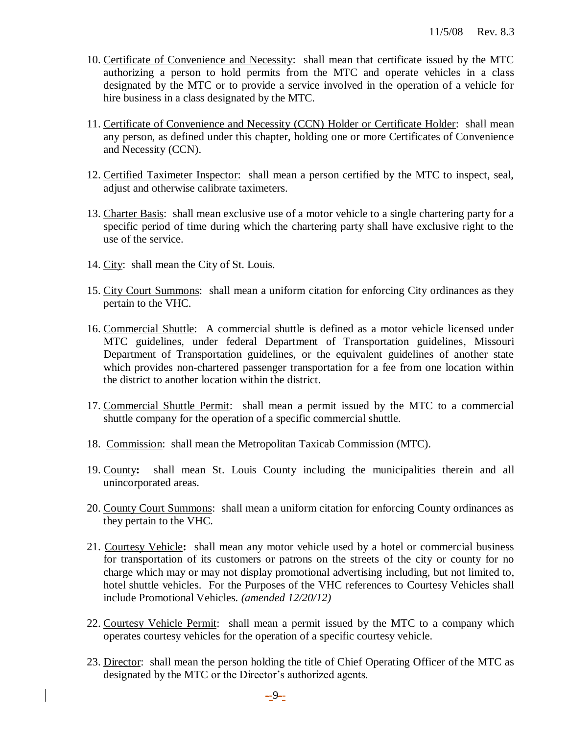10. Certificate of Convenience and Necessity: shall mean that certificate issued by the MTC authorizing a person to hold permits from the MTC and operate vehicles in a class designated by the MTC or to provide a service involved in the operation of a vehicle for hire business in a class designated by the MTC.

11. Certificate of Convenience and Necessity (CCN) Holder or Certificate Holder: shall mean any person, as defined under this chapter, holding one or more Certificates of Convenience and Necessity (CCN).

12. Certified Taximeter Inspector: shall mean a person certified by the MTC to inspect, seal, adjust and otherwise calibrate taximeters.

13. Charter Basis: shall mean exclusive use of a motor vehicle to a single chartering party for a specific period of time during which the chartering party shall have exclusive right to the use of the service.

14. City: shall mean the City of St. Louis.

15. City Court Summons: shall mean a uniform citation for enforcing City ordinances as they pertain to the VHC.

16. Commercial Shuttle: A commercial shuttle is defined as a motor vehicle licensed under MTC guidelines, under federal Department of Transportation guidelines, Missouri Department of Transportation guidelines, or the equivalent guidelines of another state which provides non-chartered passenger transportation for a fee from one location within the district to another location within the district.

17. Commercial Shuttle Permit: shall mean a permit issued by the MTC to a commercial shuttle company for the operation of a specific commercial shuttle.

18. Commission: shall mean the Metropolitan Taxicab Commission (MTC).

19. County**:** shall mean St. Louis County including the municipalities therein and all unincorporated areas.

20. County Court Summons: shall mean a uniform citation for enforcing County ordinances as they pertain to the VHC.

21. Courtesy Vehicle**:** shall mean any motor vehicle used by a hotel or commercial business for transportation of its customers or patrons on the streets of the city or county for no charge which may or may not display promotional advertising including, but not limited to, hotel shuttle vehicles. For the Purposes of the VHC references to Courtesy Vehicles shall include Promotional Vehicles. *(amended 12/20/12)*

22. Courtesy Vehicle Permit: shall mean a permit issued by the MTC to a company which operates courtesy vehicles for the operation of a specific courtesy vehicle.

23. Director: shall mean the person holding the title of Chief Operating Officer of the MTC as designated by the MTC or the Director's authorized agents.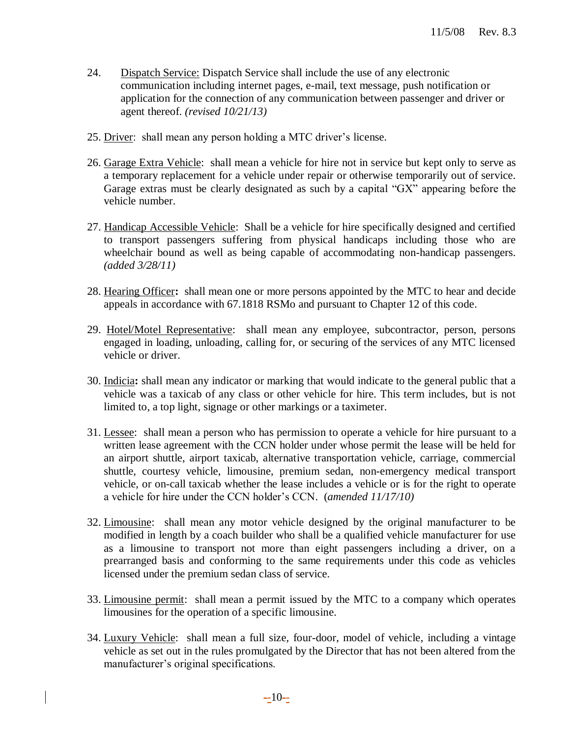24. Dispatch Service: Dispatch Service shall include the use of any electronic communication including internet pages, e-mail, text message, push notification or application for the connection of any communication between passenger and driver or agent thereof. *(revised 10/21/13)*

25. Driver: shall mean any person holding a MTC driver's license.

26. Garage Extra Vehicle: shall mean a vehicle for hire not in service but kept only to serve as a temporary replacement for a vehicle under repair or otherwise temporarily out of service. Garage extras must be clearly designated as such by a capital "GX" appearing before the vehicle number.

27. Handicap Accessible Vehicle: Shall be a vehicle for hire specifically designed and certified to transport passengers suffering from physical handicaps including those who are wheelchair bound as well as being capable of accommodating non-handicap passengers. *(added 3/28/11)*

28. Hearing Officer**:** shall mean one or more persons appointed by the MTC to hear and decide appeals in accordance with 67.1818 RSMo and pursuant to Chapter 12 of this code.

29. Hotel/Motel Representative: shall mean any employee, subcontractor, person, persons engaged in loading, unloading, calling for, or securing of the services of any MTC licensed vehicle or driver.

30. Indicia**:** shall mean any indicator or marking that would indicate to the general public that a vehicle was a taxicab of any class or other vehicle for hire. This term includes, but is not limited to, a top light, signage or other markings or a taximeter.

31. Lessee: shall mean a person who has permission to operate a vehicle for hire pursuant to a written lease agreement with the CCN holder under whose permit the lease will be held for an airport shuttle, airport taxicab, alternative transportation vehicle, carriage, commercial shuttle, courtesy vehicle, limousine, premium sedan, non-emergency medical transport vehicle, or on-call taxicab whether the lease includes a vehicle or is for the right to operate a vehicle for hire under the CCN holder's CCN. (*amended 11/17/10)*

32. Limousine: shall mean any motor vehicle designed by the original manufacturer to be modified in length by a coach builder who shall be a qualified vehicle manufacturer for use as a limousine to transport not more than eight passengers including a driver, on a prearranged basis and conforming to the same requirements under this code as vehicles licensed under the premium sedan class of service.

33. Limousine permit: shall mean a permit issued by the MTC to a company which operates limousines for the operation of a specific limousine.

34. Luxury Vehicle: shall mean a full size, four-door, model of vehicle, including a vintage vehicle as set out in the rules promulgated by the Director that has not been altered from the manufacturer's original specifications.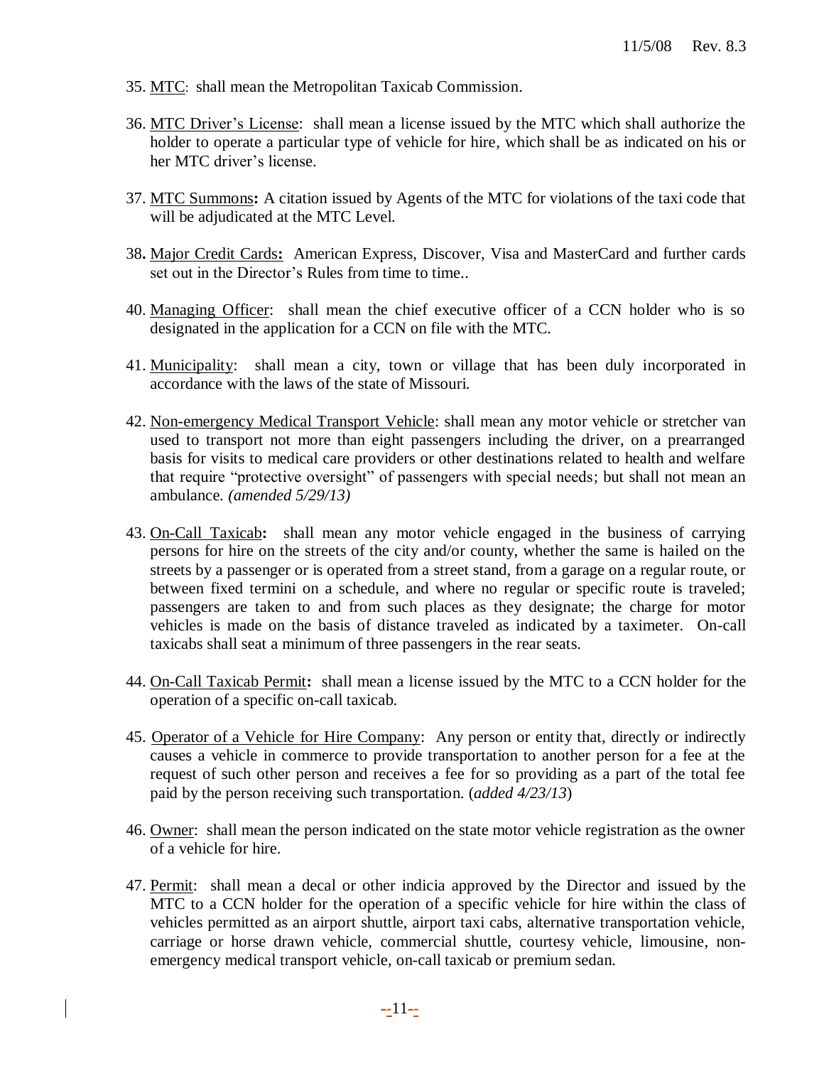35. MTC: shall mean the Metropolitan Taxicab Commission.

36. MTC Driver's License: shall mean a license issued by the MTC which shall authorize the holder to operate a particular type of vehicle for hire, which shall be as indicated on his or her MTC driver's license.

37. MTC Summons**:** A citation issued by Agents of the MTC for violations of the taxi code that will be adjudicated at the MTC Level.

38**.** Major Credit Cards**:** American Express, Discover, Visa and MasterCard and further cards set out in the Director's Rules from time to time..

40. Managing Officer: shall mean the chief executive officer of a CCN holder who is so designated in the application for a CCN on file with the MTC.

41. Municipality: shall mean a city, town or village that has been duly incorporated in accordance with the laws of the state of Missouri.

42. Non-emergency Medical Transport Vehicle: shall mean any motor vehicle or stretcher van used to transport not more than eight passengers including the driver, on a prearranged basis for visits to medical care providers or other destinations related to health and welfare that require "protective oversight" of passengers with special needs; but shall not mean an ambulance. *(amended 5/29/13)*

43. On-Call Taxicab**:** shall mean any motor vehicle engaged in the business of carrying persons for hire on the streets of the city and/or county, whether the same is hailed on the streets by a passenger or is operated from a street stand, from a garage on a regular route, or between fixed termini on a schedule, and where no regular or specific route is traveled; passengers are taken to and from such places as they designate; the charge for motor vehicles is made on the basis of distance traveled as indicated by a taximeter. On-call taxicabs shall seat a minimum of three passengers in the rear seats.

44. On-Call Taxicab Permit**:** shall mean a license issued by the MTC to a CCN holder for the operation of a specific on-call taxicab.

45. Operator of a Vehicle for Hire Company: Any person or entity that, directly or indirectly causes a vehicle in commerce to provide transportation to another person for a fee at the request of such other person and receives a fee for so providing as a part of the total fee paid by the person receiving such transportation. (*added 4/23/13*)

46. Owner: shall mean the person indicated on the state motor vehicle registration as the owner of a vehicle for hire.

47. Permit: shall mean a decal or other indicia approved by the Director and issued by the MTC to a CCN holder for the operation of a specific vehicle for hire within the class of vehicles permitted as an airport shuttle, airport taxi cabs, alternative transportation vehicle, carriage or horse drawn vehicle, commercial shuttle, courtesy vehicle, limousine, non-emergency medical transport vehicle, on-call taxicab or premium sedan.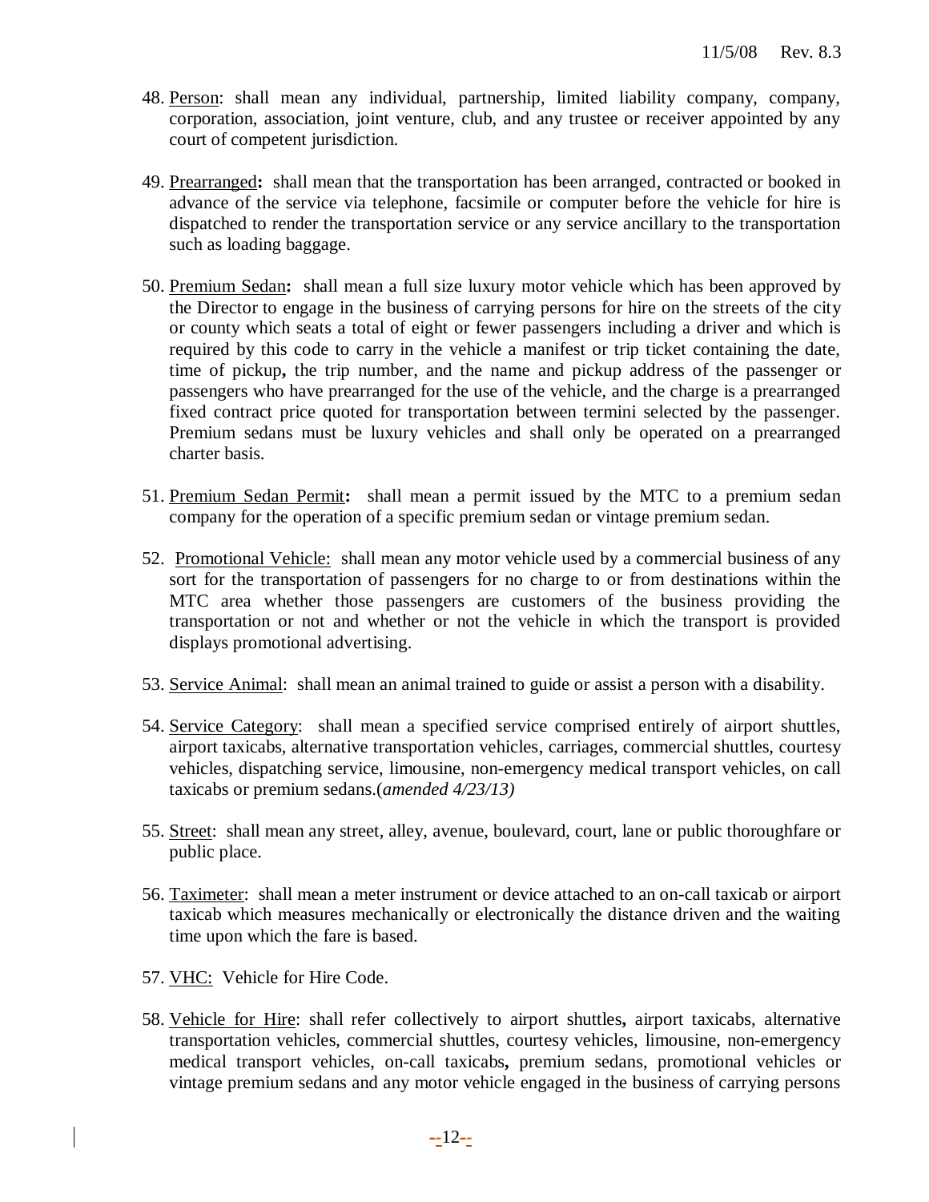48. Person: shall mean any individual, partnership, limited liability company, company, corporation, association, joint venture, club, and any trustee or receiver appointed by any court of competent jurisdiction.

49. Prearranged**:** shall mean that the transportation has been arranged, contracted or booked in advance of the service via telephone, facsimile or computer before the vehicle for hire is dispatched to render the transportation service or any service ancillary to the transportation such as loading baggage.

50. Premium Sedan**:** shall mean a full size luxury motor vehicle which has been approved by the Director to engage in the business of carrying persons for hire on the streets of the city or county which seats a total of eight or fewer passengers including a driver and which is required by this code to carry in the vehicle a manifest or trip ticket containing the date, time of pickup**,** the trip number, and the name and pickup address of the passenger or passengers who have prearranged for the use of the vehicle, and the charge is a prearranged fixed contract price quoted for transportation between termini selected by the passenger. Premium sedans must be luxury vehicles and shall only be operated on a prearranged charter basis.

51. Premium Sedan Permit**:** shall mean a permit issued by the MTC to a premium sedan company for the operation of a specific premium sedan or vintage premium sedan.

52. Promotional Vehicle: shall mean any motor vehicle used by a commercial business of any sort for the transportation of passengers for no charge to or from destinations within the MTC area whether those passengers are customers of the business providing the transportation or not and whether or not the vehicle in which the transport is provided displays promotional advertising.

53. Service Animal: shall mean an animal trained to guide or assist a person with a disability.

54. Service Category: shall mean a specified service comprised entirely of airport shuttles, airport taxicabs, alternative transportation vehicles, carriages, commercial shuttles, courtesy vehicles, dispatching service, limousine, non-emergency medical transport vehicles, on call taxicabs or premium sedans.(*amended 4/23/13)*

55. Street: shall mean any street, alley, avenue, boulevard, court, lane or public thoroughfare or public place.

56. Taximeter: shall mean a meter instrument or device attached to an on-call taxicab or airport taxicab which measures mechanically or electronically the distance driven and the waiting time upon which the fare is based.

57. VHC: Vehicle for Hire Code.

58. Vehicle for Hire: shall refer collectively to airport shuttles**,** airport taxicabs, alternative transportation vehicles, commercial shuttles, courtesy vehicles, limousine, non-emergency medical transport vehicles, on-call taxicabs**,** premium sedans, promotional vehicles or vintage premium sedans and any motor vehicle engaged in the business of carrying persons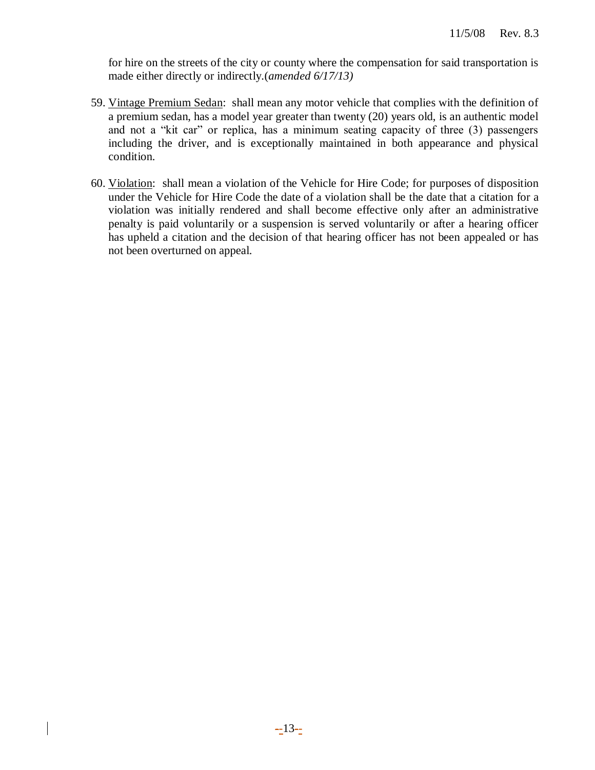for hire on the streets of the city or county where the compensation for said transportation is made either directly or indirectly.(*amended 6/17/13)*

59. Vintage Premium Sedan: shall mean any motor vehicle that complies with the definition of a premium sedan, has a model year greater than twenty (20) years old, is an authentic model and not a "kit car" or replica, has a minimum seating capacity of three (3) passengers including the driver, and is exceptionally maintained in both appearance and physical condition.

60. Violation: shall mean a violation of the Vehicle for Hire Code; for purposes of disposition under the Vehicle for Hire Code the date of a violation shall be the date that a citation for a violation was initially rendered and shall become effective only after an administrative penalty is paid voluntarily or a suspension is served voluntarily or after a hearing officer has upheld a citation and the decision of that hearing officer has not been appealed or has not been overturned on appeal.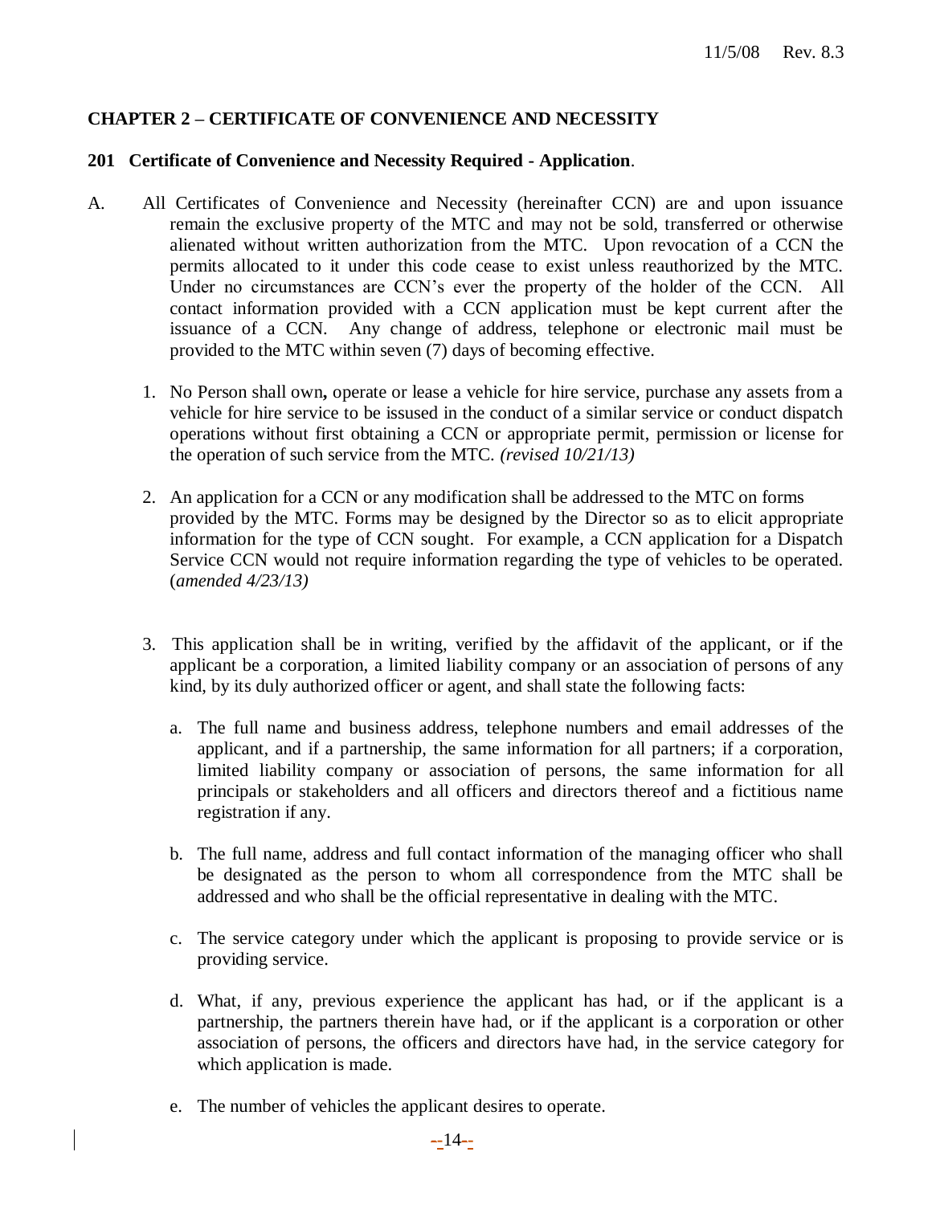## CHAPTER 2 – CERTIFICATE OF CONVENIENCE AND NECESSITY

### 201 Certificate of Convenience and Necessity Required - Application.

A. All Certificates of Convenience and Necessity (hereinafter CCN) are and upon issuance remain the exclusive property of the MTC and may not be sold, transferred or otherwise alienated without written authorization from the MTC. Upon revocation of a CCN the permits allocated to it under this code cease to exist unless reauthorized by the MTC. Under no circumstances are CCN's ever the property of the holder of the CCN. All contact information provided with a CCN application must be kept current after the issuance of a CCN. Any change of address, telephone or electronic mail must be provided to the MTC within seven (7) days of becoming effective.

1. No Person shall own**,** operate or lease a vehicle for hire service, purchase any assets from a vehicle for hire service to be issued in the conduct of a similar service or conduct dispatch operations without first obtaining a CCN or appropriate permit, permission or license for the operation of such service from the MTC. *(revised 10/21/13)*

2. An application for a CCN or any modification shall be addressed to the MTC on forms provided by the MTC. Forms may be designed by the Director so as to elicit appropriate information for the type of CCN sought. For example, a CCN application for a Dispatch Service CCN would not require information regarding the type of vehicles to be operated. (*amended 4/23/13)*

3. This application shall be in writing, verified by the affidavit of the applicant, or if the applicant be a corporation, a limited liability company or an association of persons of any kind, by its duly authorized officer or agent, and shall state the following facts:

   a. The full name and business address, telephone numbers and email addresses of the applicant, and if a partnership, the same information for all partners; if a corporation, limited liability company or association of persons, the same information for all principals or stakeholders and all officers and directors thereof and a fictitious name registration if any.

   b. The full name, address and full contact information of the managing officer who shall be designated as the person to whom all correspondence from the MTC shall be addressed and who shall be the official representative in dealing with the MTC.

   c. The service category under which the applicant is proposing to provide service or is providing service.

   d. What, if any, previous experience the applicant has had, or if the applicant is a partnership, the partners therein have had, or if the applicant is a corporation or other association of persons, the officers and directors have had, in the service category for which application is made.

   e. The number of vehicles the applicant desires to operate.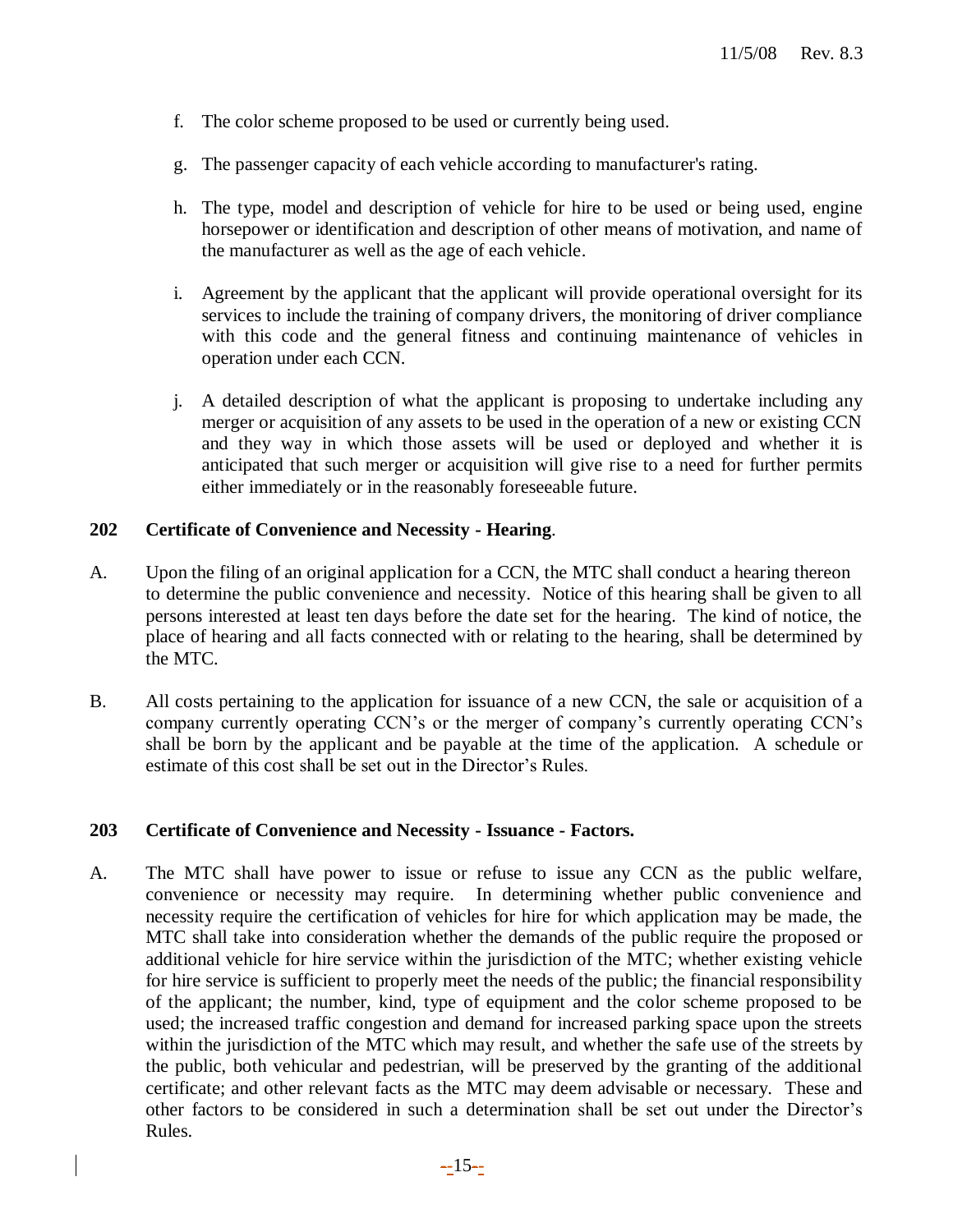f. The color scheme proposed to be used or currently being used.

g. The passenger capacity of each vehicle according to manufacturer's rating.

h. The type, model and description of vehicle for hire to be used or being used, engine horsepower or identification and description of other means of motivation, and name of the manufacturer as well as the age of each vehicle.

i. Agreement by the applicant that the applicant will provide operational oversight for its services to include the training of company drivers, the monitoring of driver compliance with this code and the general fitness and continuing maintenance of vehicles in operation under each CCN.

j. A detailed description of what the applicant is proposing to undertake including any merger or acquisition of any assets to be used in the operation of a new or existing CCN and they way in which those assets will be used or deployed and whether it is anticipated that such merger or acquisition will give rise to a need for further permits either immediately or in the reasonably foreseeable future.

**202 Certificate of Convenience and Necessity - Hearing**.

A. Upon the filing of an original application for a CCN, the MTC shall conduct a hearing thereon to determine the public convenience and necessity. Notice of this hearing shall be given to all persons interested at least ten days before the date set for the hearing. The kind of notice, the place of hearing and all facts connected with or relating to the hearing, shall be determined by the MTC.

B. All costs pertaining to the application for issuance of a new CCN, the sale or acquisition of a company currently operating CCN's or the merger of company's currently operating CCN's shall be born by the applicant and be payable at the time of the application. A schedule or estimate of this cost shall be set out in the Director's Rules.

**203 Certificate of Convenience and Necessity - Issuance - Factors.**

A. The MTC shall have power to issue or refuse to issue any CCN as the public welfare, convenience or necessity may require. In determining whether public convenience and necessity require the certification of vehicles for hire for which application may be made, the MTC shall take into consideration whether the demands of the public require the proposed or additional vehicle for hire service within the jurisdiction of the MTC; whether existing vehicle for hire service is sufficient to properly meet the needs of the public; the financial responsibility of the applicant; the number, kind, type of equipment and the color scheme proposed to be used; the increased traffic congestion and demand for increased parking space upon the streets within the jurisdiction of the MTC which may result, and whether the safe use of the streets by the public, both vehicular and pedestrian, will be preserved by the granting of the additional certificate; and other relevant facts as the MTC may deem advisable or necessary. These and other factors to be considered in such a determination shall be set out under the Director's Rules.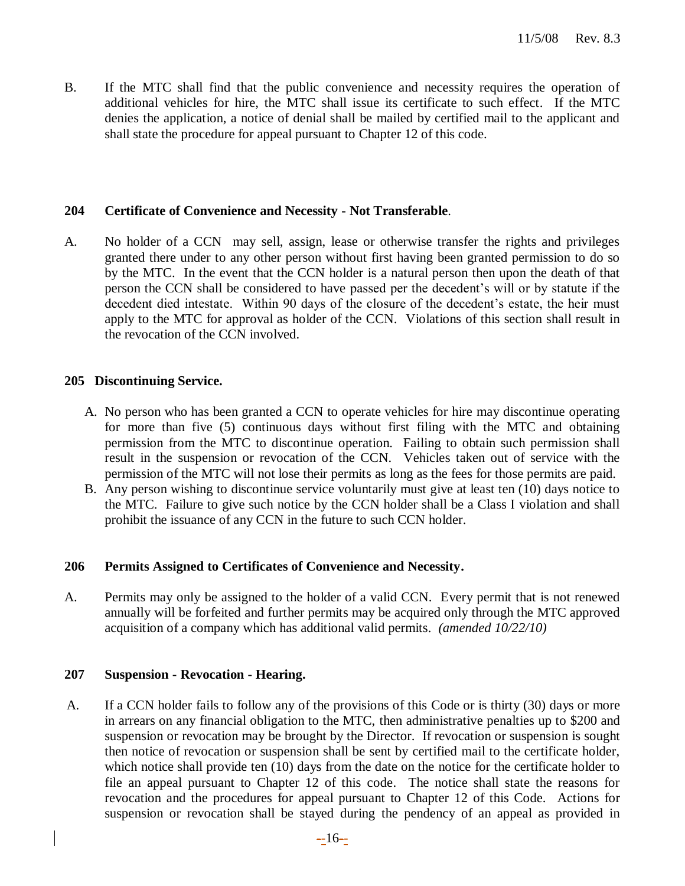B. If the MTC shall find that the public convenience and necessity requires the operation of additional vehicles for hire, the MTC shall issue its certificate to such effect. If the MTC denies the application, a notice of denial shall be mailed by certified mail to the applicant and shall state the procedure for appeal pursuant to Chapter 12 of this code.

**204 Certificate of Convenience and Necessity - Not Transferable**.

A. No holder of a CCN may sell, assign, lease or otherwise transfer the rights and privileges granted there under to any other person without first having been granted permission to do so by the MTC. In the event that the CCN holder is a natural person then upon the death of that person the CCN shall be considered to have passed per the decedent's will or by statute if the decedent died intestate. Within 90 days of the closure of the decedent's estate, the heir must apply to the MTC for approval as holder of the CCN. Violations of this section shall result in the revocation of the CCN involved.

**205 Discontinuing Service.**

A. No person who has been granted a CCN to operate vehicles for hire may discontinue operating for more than five (5) continuous days without first filing with the MTC and obtaining permission from the MTC to discontinue operation. Failing to obtain such permission shall result in the suspension or revocation of the CCN. Vehicles taken out of service with the permission of the MTC will not lose their permits as long as the fees for those permits are paid.

B. Any person wishing to discontinue service voluntarily must give at least ten (10) days notice to the MTC. Failure to give such notice by the CCN holder shall be a Class I violation and shall prohibit the issuance of any CCN in the future to such CCN holder.

**206 Permits Assigned to Certificates of Convenience and Necessity.**

A. Permits may only be assigned to the holder of a valid CCN. Every permit that is not renewed annually will be forfeited and further permits may be acquired only through the MTC approved acquisition of a company which has additional valid permits. *(amended 10/22/10)*

**207 Suspension - Revocation - Hearing.**

A. If a CCN holder fails to follow any of the provisions of this Code or is thirty (30) days or more in arrears on any financial obligation to the MTC, then administrative penalties up to $200 and suspension or revocation may be brought by the Director. If revocation or suspension is sought then notice of revocation or suspension shall be sent by certified mail to the certificate holder, which notice shall provide ten (10) days from the date on the notice for the certificate holder to file an appeal pursuant to Chapter 12 of this code. The notice shall state the reasons for revocation and the procedures for appeal pursuant to Chapter 12 of this Code. Actions for suspension or revocation shall be stayed during the pendency of an appeal as provided in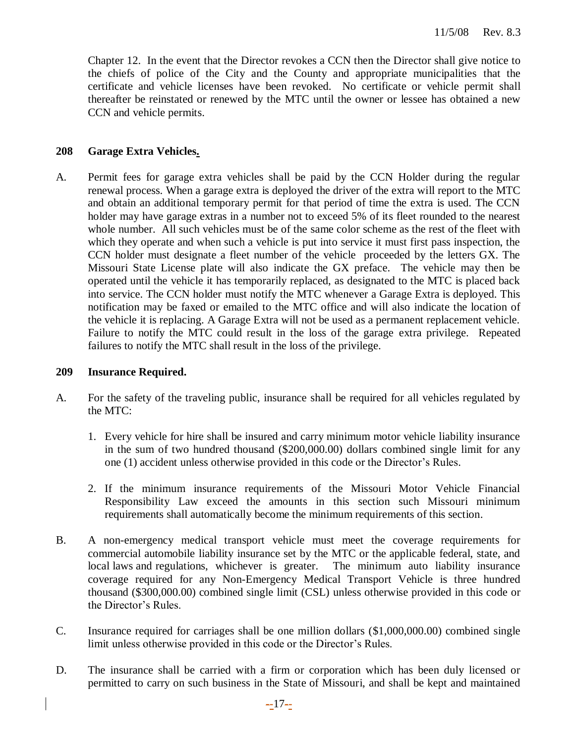Chapter 12. In the event that the Director revokes a CCN then the Director shall give notice to the chiefs of police of the City and the County and appropriate municipalities that the certificate and vehicle licenses have been revoked. No certificate or vehicle permit shall thereafter be reinstated or renewed by the MTC until the owner or lessee has obtained a new CCN and vehicle permits.

## 208 Garage Extra Vehicles.

A. Permit fees for garage extra vehicles shall be paid by the CCN Holder during the regular renewal process. When a garage extra is deployed the driver of the extra will report to the MTC and obtain an additional temporary permit for that period of time the extra is used. The CCN holder may have garage extras in a number not to exceed 5% of its fleet rounded to the nearest whole number. All such vehicles must be of the same color scheme as the rest of the fleet with which they operate and when such a vehicle is put into service it must first pass inspection, the CCN holder must designate a fleet number of the vehicle proceeded by the letters GX. The Missouri State License plate will also indicate the GX preface. The vehicle may then be operated until the vehicle it has temporarily replaced, as designated to the MTC is placed back into service. The CCN holder must notify the MTC whenever a Garage Extra is deployed. This notification may be faxed or emailed to the MTC office and will also indicate the location of the vehicle it is replacing. A Garage Extra will not be used as a permanent replacement vehicle. Failure to notify the MTC could result in the loss of the garage extra privilege. Repeated failures to notify the MTC shall result in the loss of the privilege.

## 209 Insurance Required.

A. For the safety of the traveling public, insurance shall be required for all vehicles regulated by the MTC:

1. Every vehicle for hire shall be insured and carry minimum motor vehicle liability insurance in the sum of two hundred thousand ($200,000.00) dollars combined single limit for any one (1) accident unless otherwise provided in this code or the Director's Rules.

2. If the minimum insurance requirements of the Missouri Motor Vehicle Financial Responsibility Law exceed the amounts in this section such Missouri minimum requirements shall automatically become the minimum requirements of this section.

B. A non-emergency medical transport vehicle must meet the coverage requirements for commercial automobile liability insurance set by the MTC or the applicable federal, state, and local laws and regulations, whichever is greater. The minimum auto liability insurance coverage required for any Non-Emergency Medical Transport Vehicle is three hundred thousand ($300,000.00) combined single limit (CSL) unless otherwise provided in this code or the Director's Rules.

C. Insurance required for carriages shall be one million dollars ($1,000,000.00) combined single limit unless otherwise provided in this code or the Director's Rules.

D. The insurance shall be carried with a firm or corporation which has been duly licensed or permitted to carry on such business in the State of Missouri, and shall be kept and maintained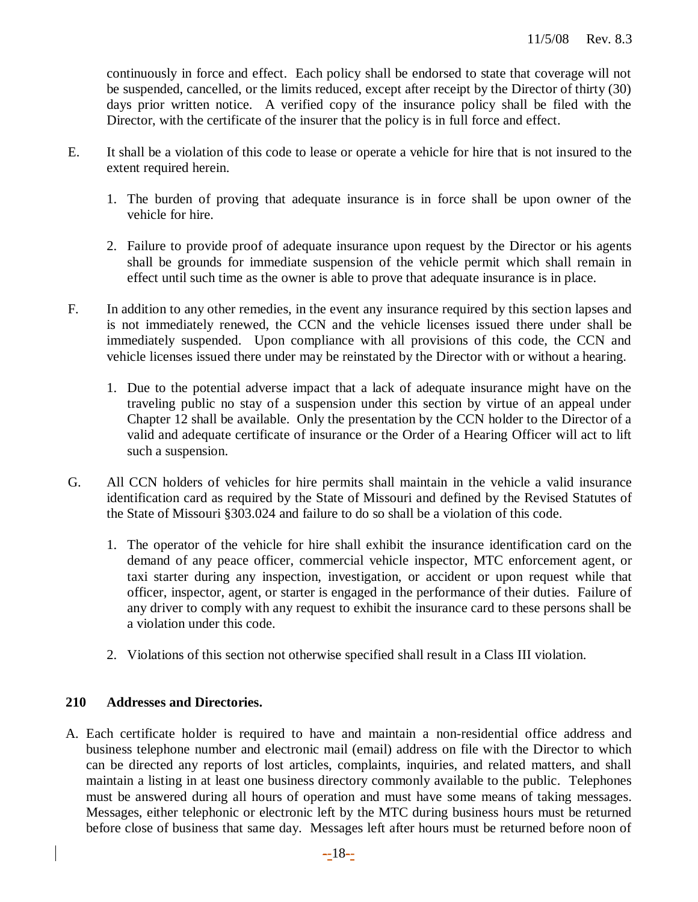continuously in force and effect. Each policy shall be endorsed to state that coverage will not be suspended, cancelled, or the limits reduced, except after receipt by the Director of thirty (30) days prior written notice. A verified copy of the insurance policy shall be filed with the Director, with the certificate of the insurer that the policy is in full force and effect.

E. It shall be a violation of this code to lease or operate a vehicle for hire that is not insured to the extent required herein.

  1. The burden of proving that adequate insurance is in force shall be upon owner of the vehicle for hire.

  2. Failure to provide proof of adequate insurance upon request by the Director or his agents shall be grounds for immediate suspension of the vehicle permit which shall remain in effect until such time as the owner is able to prove that adequate insurance is in place.

F. In addition to any other remedies, in the event any insurance required by this section lapses and is not immediately renewed, the CCN and the vehicle licenses issued there under shall be immediately suspended. Upon compliance with all provisions of this code, the CCN and vehicle licenses issued there under may be reinstated by the Director with or without a hearing.

  1. Due to the potential adverse impact that a lack of adequate insurance might have on the traveling public no stay of a suspension under this section by virtue of an appeal under Chapter 12 shall be available. Only the presentation by the CCN holder to the Director of a valid and adequate certificate of insurance or the Order of a Hearing Officer will act to lift such a suspension.

G. All CCN holders of vehicles for hire permits shall maintain in the vehicle a valid insurance identification card as required by the State of Missouri and defined by the Revised Statutes of the State of Missouri §303.024 and failure to do so shall be a violation of this code.

  1. The operator of the vehicle for hire shall exhibit the insurance identification card on the demand of any peace officer, commercial vehicle inspector, MTC enforcement agent, or taxi starter during any inspection, investigation, or accident or upon request while that officer, inspector, agent, or starter is engaged in the performance of their duties. Failure of any driver to comply with any request to exhibit the insurance card to these persons shall be a violation under this code.

  2. Violations of this section not otherwise specified shall result in a Class III violation.

**210 Addresses and Directories.**

A. Each certificate holder is required to have and maintain a non-residential office address and business telephone number and electronic mail (email) address on file with the Director to which can be directed any reports of lost articles, complaints, inquiries, and related matters, and shall maintain a listing in at least one business directory commonly available to the public. Telephones must be answered during all hours of operation and must have some means of taking messages. Messages, either telephonic or electronic left by the MTC during business hours must be returned before close of business that same day. Messages left after hours must be returned before noon of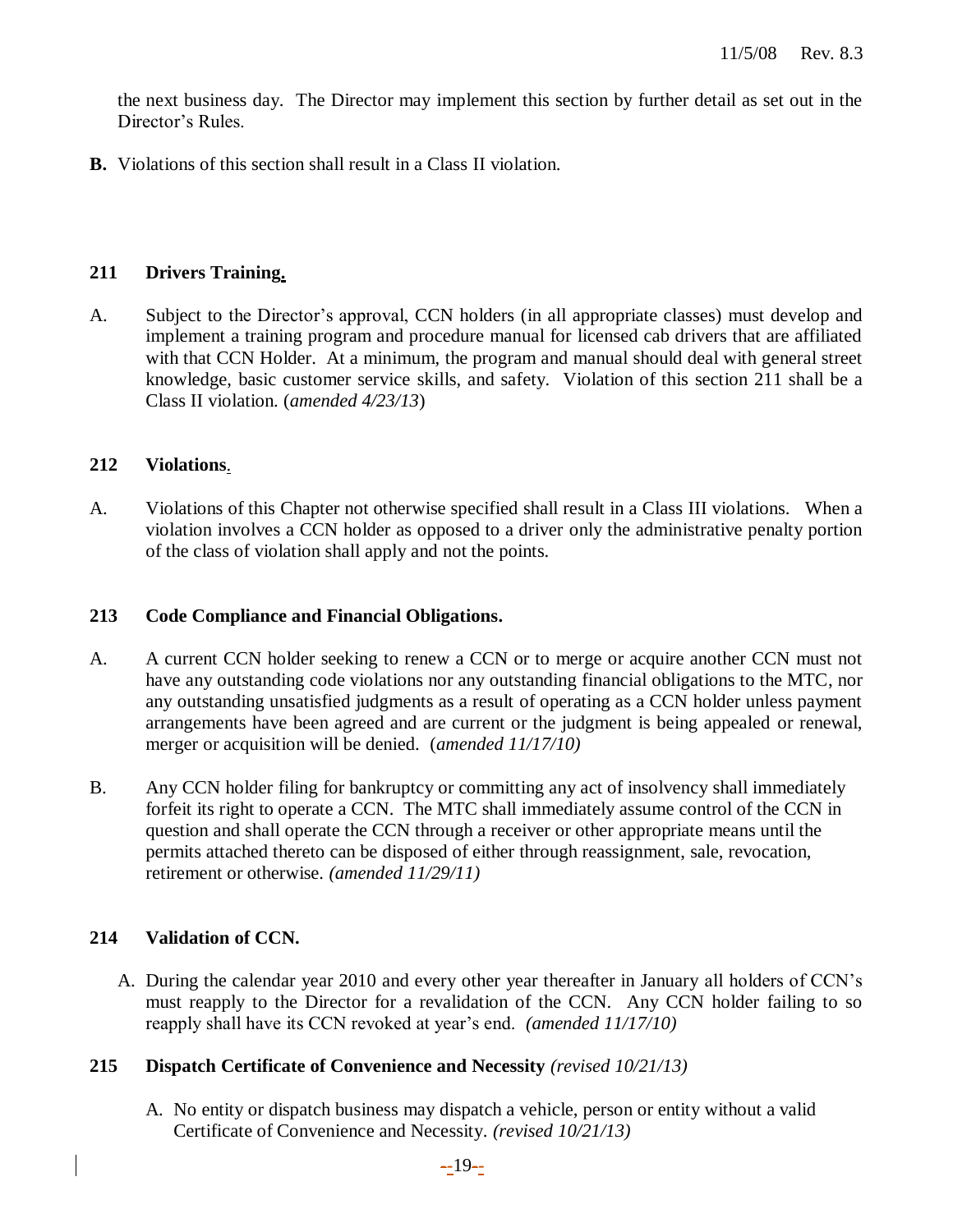the next business day. The Director may implement this section by further detail as set out in the Director's Rules.

**B.** Violations of this section shall result in a Class II violation.

## 211 Drivers Training.

A. Subject to the Director's approval, CCN holders (in all appropriate classes) must develop and implement a training program and procedure manual for licensed cab drivers that are affiliated with that CCN Holder. At a minimum, the program and manual should deal with general street knowledge, basic customer service skills, and safety. Violation of this section 211 shall be a Class II violation. (*amended 4/23/13*)

## 212 Violations.

A. Violations of this Chapter not otherwise specified shall result in a Class III violations. When a violation involves a CCN holder as opposed to a driver only the administrative penalty portion of the class of violation shall apply and not the points.

## 213 Code Compliance and Financial Obligations.

A. A current CCN holder seeking to renew a CCN or to merge or acquire another CCN must not have any outstanding code violations nor any outstanding financial obligations to the MTC, nor any outstanding unsatisfied judgments as a result of operating as a CCN holder unless payment arrangements have been agreed and are current or the judgment is being appealed or renewal, merger or acquisition will be denied. (*amended 11/17/10)*

B. Any CCN holder filing for bankruptcy or committing any act of insolvency shall immediately forfeit its right to operate a CCN. The MTC shall immediately assume control of the CCN in question and shall operate the CCN through a receiver or other appropriate means until the permits attached thereto can be disposed of either through reassignment, sale, revocation, retirement or otherwise. *(amended 11/29/11)*

## 214 Validation of CCN.

A. During the calendar year 2010 and every other year thereafter in January all holders of CCN's must reapply to the Director for a revalidation of the CCN. Any CCN holder failing to so reapply shall have its CCN revoked at year's end. *(amended 11/17/10)*

## 215 Dispatch Certificate of Convenience and Necessity *(revised 10/21/13)*

A. No entity or dispatch business may dispatch a vehicle, person or entity without a valid Certificate of Convenience and Necessity. *(revised 10/21/13)*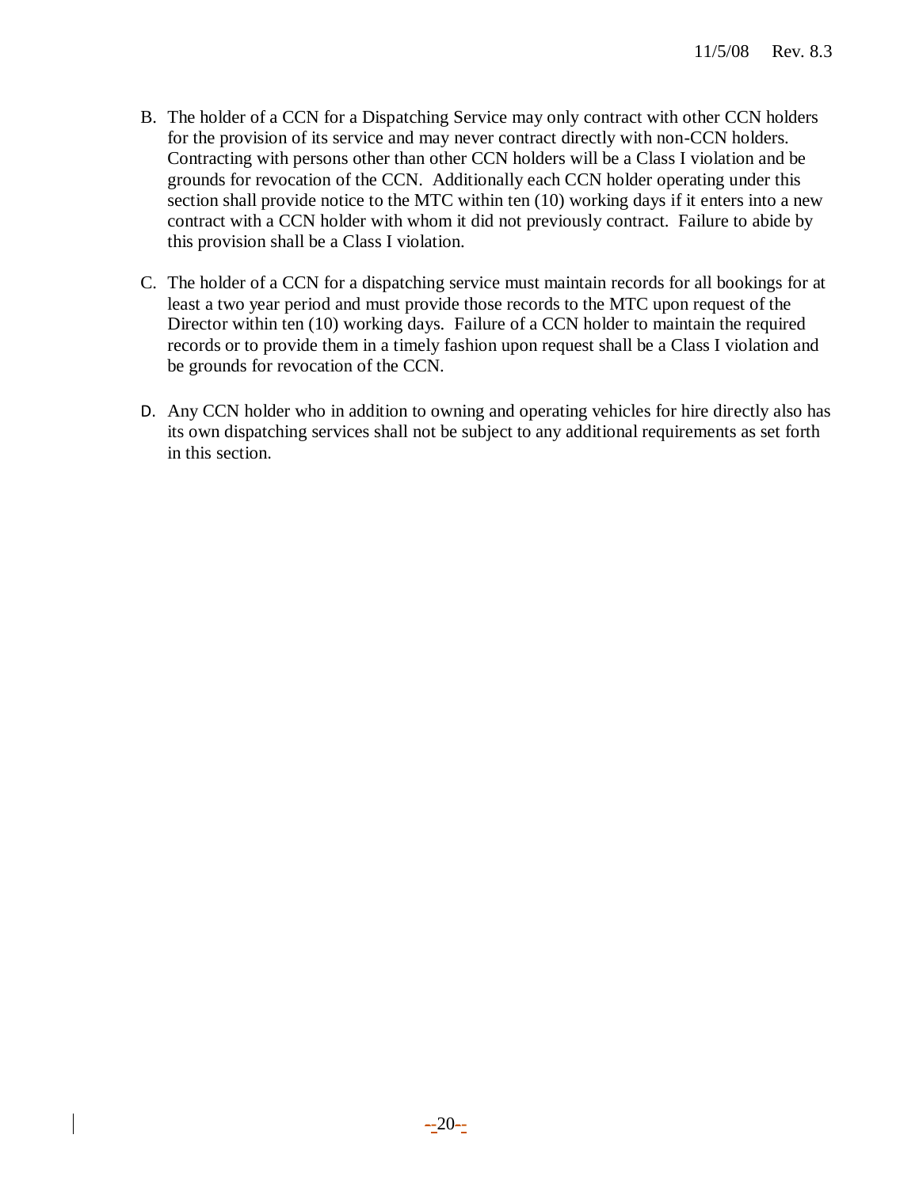B. The holder of a CCN for a Dispatching Service may only contract with other CCN holders for the provision of its service and may never contract directly with non-CCN holders. Contracting with persons other than other CCN holders will be a Class I violation and be grounds for revocation of the CCN. Additionally each CCN holder operating under this section shall provide notice to the MTC within ten (10) working days if it enters into a new contract with a CCN holder with whom it did not previously contract. Failure to abide by this provision shall be a Class I violation.

C. The holder of a CCN for a dispatching service must maintain records for all bookings for at least a two year period and must provide those records to the MTC upon request of the Director within ten (10) working days. Failure of a CCN holder to maintain the required records or to provide them in a timely fashion upon request shall be a Class I violation and be grounds for revocation of the CCN.

D. Any CCN holder who in addition to owning and operating vehicles for hire directly also has its own dispatching services shall not be subject to any additional requirements as set forth in this section.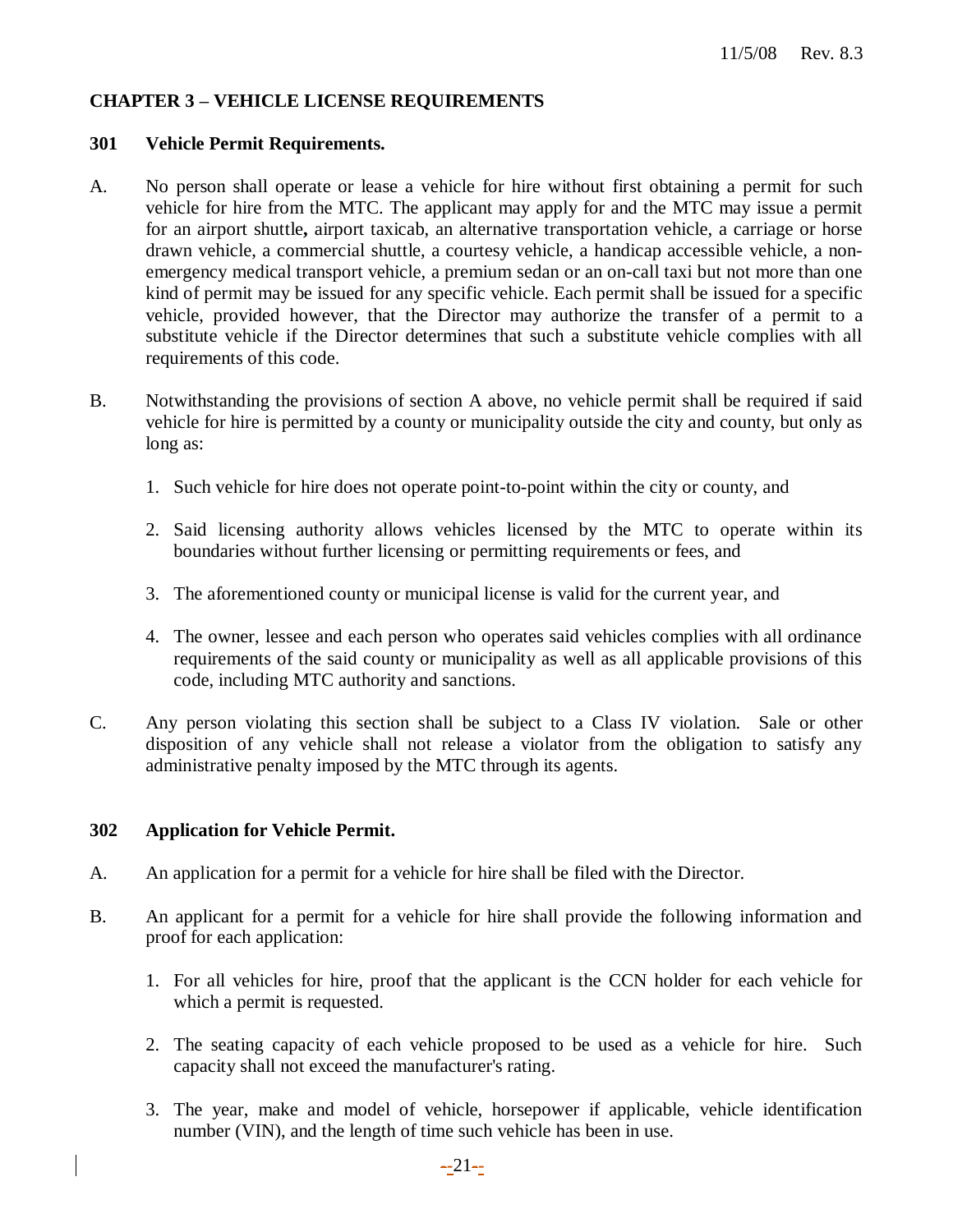## CHAPTER 3 – VEHICLE LICENSE REQUIREMENTS

### 301 Vehicle Permit Requirements.

A. No person shall operate or lease a vehicle for hire without first obtaining a permit for such vehicle for hire from the MTC. The applicant may apply for and the MTC may issue a permit for an airport shuttle**,** airport taxicab, an alternative transportation vehicle, a carriage or horse drawn vehicle, a commercial shuttle, a courtesy vehicle, a handicap accessible vehicle, a non-emergency medical transport vehicle, a premium sedan or an on-call taxi but not more than one kind of permit may be issued for any specific vehicle. Each permit shall be issued for a specific vehicle, provided however, that the Director may authorize the transfer of a permit to a substitute vehicle if the Director determines that such a substitute vehicle complies with all requirements of this code.

B. Notwithstanding the provisions of section A above, no vehicle permit shall be required if said vehicle for hire is permitted by a county or municipality outside the city and county, but only as long as:

1. Such vehicle for hire does not operate point-to-point within the city or county, and
2. Said licensing authority allows vehicles licensed by the MTC to operate within its boundaries without further licensing or permitting requirements or fees, and
3. The aforementioned county or municipal license is valid for the current year, and
4. The owner, lessee and each person who operates said vehicles complies with all ordinance requirements of the said county or municipality as well as all applicable provisions of this code, including MTC authority and sanctions.

C. Any person violating this section shall be subject to a Class IV violation. Sale or other disposition of any vehicle shall not release a violator from the obligation to satisfy any administrative penalty imposed by the MTC through its agents.

### 302 Application for Vehicle Permit.

A. An application for a permit for a vehicle for hire shall be filed with the Director.

B. An applicant for a permit for a vehicle for hire shall provide the following information and proof for each application:

1. For all vehicles for hire, proof that the applicant is the CCN holder for each vehicle for which a permit is requested.
2. The seating capacity of each vehicle proposed to be used as a vehicle for hire. Such capacity shall not exceed the manufacturer's rating.
3. The year, make and model of vehicle, horsepower if applicable, vehicle identification number (VIN), and the length of time such vehicle has been in use.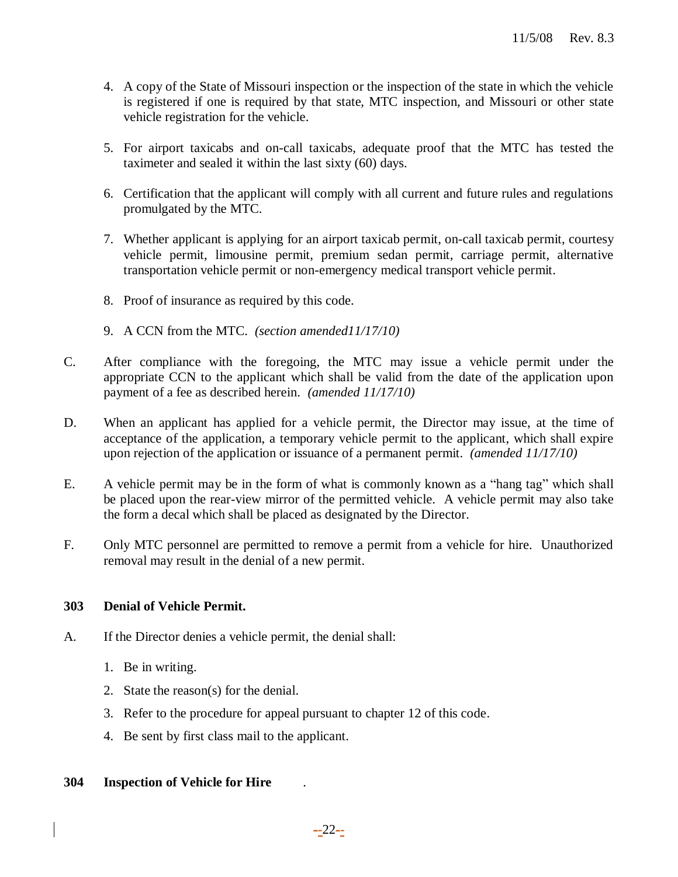4. A copy of the State of Missouri inspection or the inspection of the state in which the vehicle is registered if one is required by that state, MTC inspection, and Missouri or other state vehicle registration for the vehicle.

5. For airport taxicabs and on-call taxicabs, adequate proof that the MTC has tested the taximeter and sealed it within the last sixty (60) days.

6. Certification that the applicant will comply with all current and future rules and regulations promulgated by the MTC.

7. Whether applicant is applying for an airport taxicab permit, on-call taxicab permit, courtesy vehicle permit, limousine permit, premium sedan permit, carriage permit, alternative transportation vehicle permit or non-emergency medical transport vehicle permit.

8. Proof of insurance as required by this code.

9. A CCN from the MTC. *(section amended11/17/10)*

C. After compliance with the foregoing, the MTC may issue a vehicle permit under the appropriate CCN to the applicant which shall be valid from the date of the application upon payment of a fee as described herein. *(amended 11/17/10)*

D. When an applicant has applied for a vehicle permit, the Director may issue, at the time of acceptance of the application, a temporary vehicle permit to the applicant, which shall expire upon rejection of the application or issuance of a permanent permit. *(amended 11/17/10)*

E. A vehicle permit may be in the form of what is commonly known as a "hang tag" which shall be placed upon the rear-view mirror of the permitted vehicle. A vehicle permit may also take the form a decal which shall be placed as designated by the Director.

F. Only MTC personnel are permitted to remove a permit from a vehicle for hire. Unauthorized removal may result in the denial of a new permit.

**303 Denial of Vehicle Permit.**

A. If the Director denies a vehicle permit, the denial shall:

1. Be in writing.
2. State the reason(s) for the denial.
3. Refer to the procedure for appeal pursuant to chapter 12 of this code.
4. Be sent by first class mail to the applicant.

**304 Inspection of Vehicle for Hire** .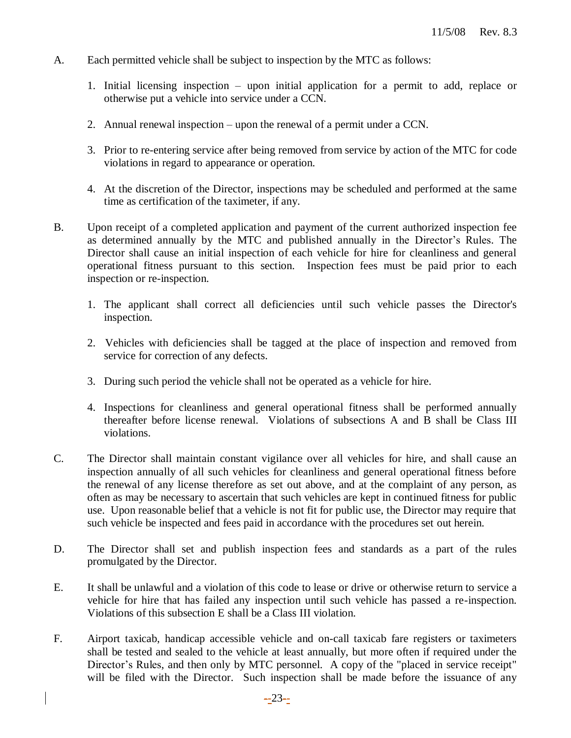A. Each permitted vehicle shall be subject to inspection by the MTC as follows:

1. Initial licensing inspection – upon initial application for a permit to add, replace or otherwise put a vehicle into service under a CCN.

2. Annual renewal inspection – upon the renewal of a permit under a CCN.

3. Prior to re-entering service after being removed from service by action of the MTC for code violations in regard to appearance or operation.

4. At the discretion of the Director, inspections may be scheduled and performed at the same time as certification of the taximeter, if any.

B. Upon receipt of a completed application and payment of the current authorized inspection fee as determined annually by the MTC and published annually in the Director's Rules. The Director shall cause an initial inspection of each vehicle for hire for cleanliness and general operational fitness pursuant to this section. Inspection fees must be paid prior to each inspection or re-inspection.

1. The applicant shall correct all deficiencies until such vehicle passes the Director's inspection.

2. Vehicles with deficiencies shall be tagged at the place of inspection and removed from service for correction of any defects.

3. During such period the vehicle shall not be operated as a vehicle for hire.

4. Inspections for cleanliness and general operational fitness shall be performed annually thereafter before license renewal. Violations of subsections A and B shall be Class III violations.

C. The Director shall maintain constant vigilance over all vehicles for hire, and shall cause an inspection annually of all such vehicles for cleanliness and general operational fitness before the renewal of any license therefore as set out above, and at the complaint of any person, as often as may be necessary to ascertain that such vehicles are kept in continued fitness for public use. Upon reasonable belief that a vehicle is not fit for public use, the Director may require that such vehicle be inspected and fees paid in accordance with the procedures set out herein.

D. The Director shall set and publish inspection fees and standards as a part of the rules promulgated by the Director.

E. It shall be unlawful and a violation of this code to lease or drive or otherwise return to service a vehicle for hire that has failed any inspection until such vehicle has passed a re-inspection. Violations of this subsection E shall be a Class III violation.

F. Airport taxicab, handicap accessible vehicle and on-call taxicab fare registers or taximeters shall be tested and sealed to the vehicle at least annually, but more often if required under the Director's Rules, and then only by MTC personnel. A copy of the "placed in service receipt" will be filed with the Director. Such inspection shall be made before the issuance of any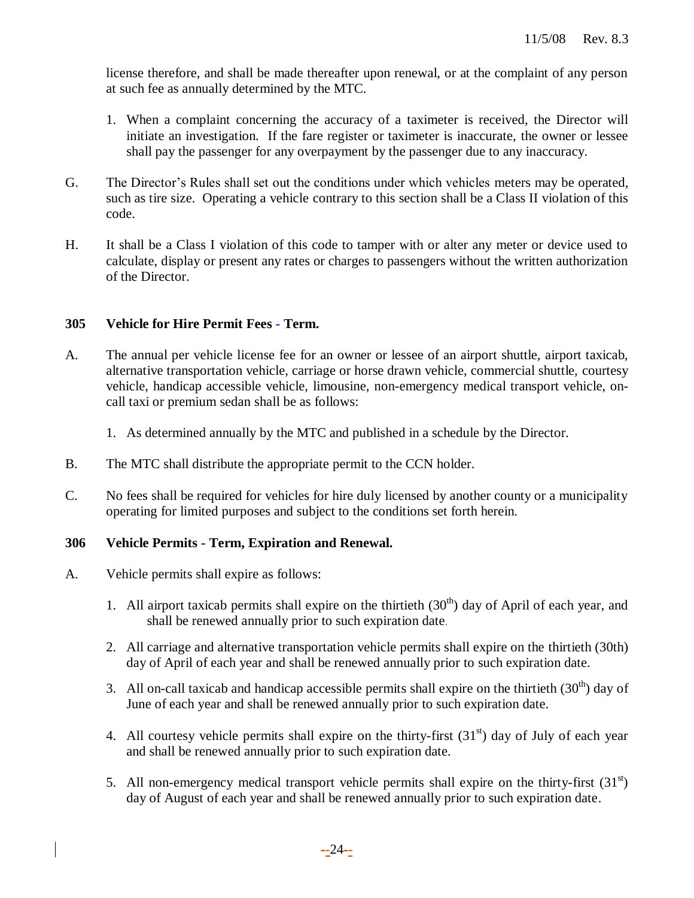license therefore, and shall be made thereafter upon renewal, or at the complaint of any person at such fee as annually determined by the MTC.

1. When a complaint concerning the accuracy of a taximeter is received, the Director will initiate an investigation. If the fare register or taximeter is inaccurate, the owner or lessee shall pay the passenger for any overpayment by the passenger due to any inaccuracy.

G. The Director's Rules shall set out the conditions under which vehicles meters may be operated, such as tire size. Operating a vehicle contrary to this section shall be a Class II violation of this code.

H. It shall be a Class I violation of this code to tamper with or alter any meter or device used to calculate, display or present any rates or charges to passengers without the written authorization of the Director.

**305 Vehicle for Hire Permit Fees - Term.**

A. The annual per vehicle license fee for an owner or lessee of an airport shuttle, airport taxicab, alternative transportation vehicle, carriage or horse drawn vehicle, commercial shuttle, courtesy vehicle, handicap accessible vehicle, limousine, non-emergency medical transport vehicle, on-call taxi or premium sedan shall be as follows:

1. As determined annually by the MTC and published in a schedule by the Director.

B. The MTC shall distribute the appropriate permit to the CCN holder.

C. No fees shall be required for vehicles for hire duly licensed by another county or a municipality operating for limited purposes and subject to the conditions set forth herein.

**306 Vehicle Permits - Term, Expiration and Renewal.**

A. Vehicle permits shall expire as follows:

1. All airport taxicab permits shall expire on the thirtieth (30th) day of April of each year, and shall be renewed annually prior to such expiration date.
2. All carriage and alternative transportation vehicle permits shall expire on the thirtieth (30th) day of April of each year and shall be renewed annually prior to such expiration date.
3. All on-call taxicab and handicap accessible permits shall expire on the thirtieth (30th) day of June of each year and shall be renewed annually prior to such expiration date.
4. All courtesy vehicle permits shall expire on the thirty-first (31st) day of July of each year and shall be renewed annually prior to such expiration date.
5. All non-emergency medical transport vehicle permits shall expire on the thirty-first (31st) day of August of each year and shall be renewed annually prior to such expiration date.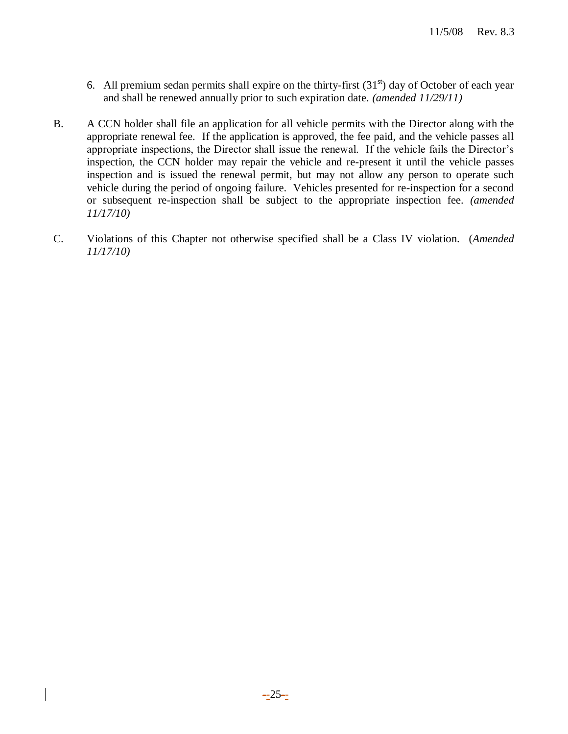6. All premium sedan permits shall expire on the thirty-first (31st) day of October of each year and shall be renewed annually prior to such expiration date. *(amended 11/29/11)*

B. A CCN holder shall file an application for all vehicle permits with the Director along with the appropriate renewal fee. If the application is approved, the fee paid, and the vehicle passes all appropriate inspections, the Director shall issue the renewal. If the vehicle fails the Director's inspection, the CCN holder may repair the vehicle and re-present it until the vehicle passes inspection and is issued the renewal permit, but may not allow any person to operate such vehicle during the period of ongoing failure. Vehicles presented for re-inspection for a second or subsequent re-inspection shall be subject to the appropriate inspection fee. *(amended 11/17/10)*

C. Violations of this Chapter not otherwise specified shall be a Class IV violation. (*Amended 11/17/10)*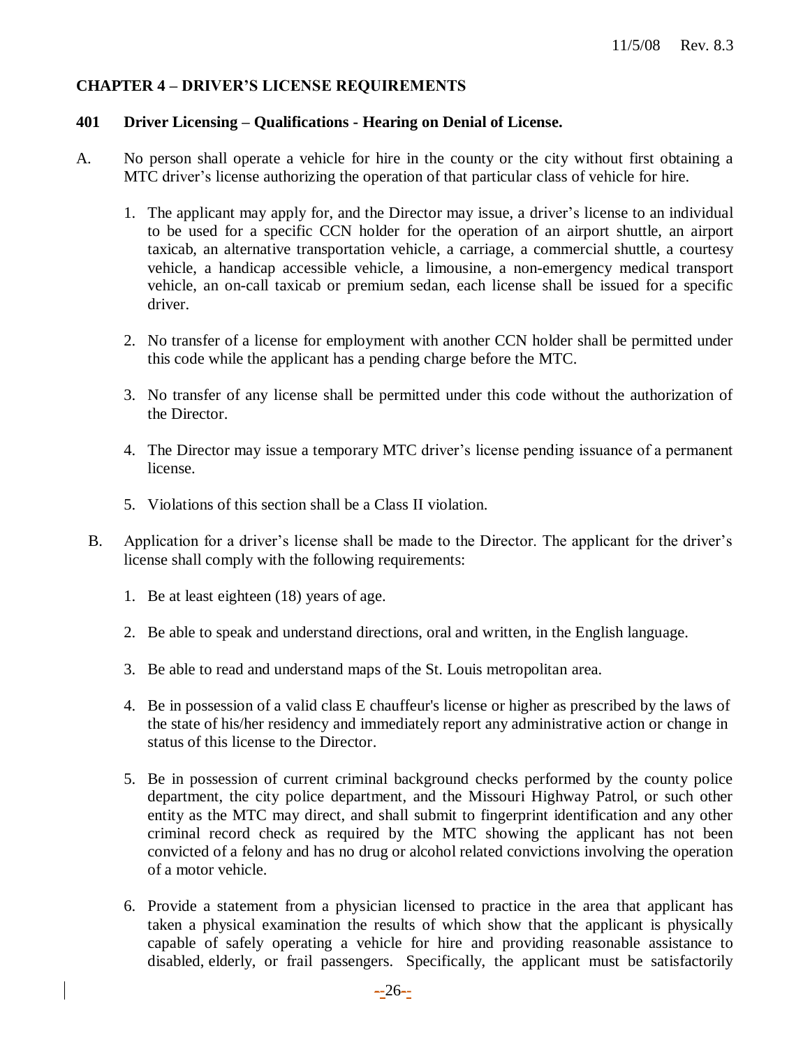## CHAPTER 4 – DRIVER'S LICENSE REQUIREMENTS

### 401 Driver Licensing – Qualifications - Hearing on Denial of License.

A. No person shall operate a vehicle for hire in the county or the city without first obtaining a MTC driver's license authorizing the operation of that particular class of vehicle for hire.

1. The applicant may apply for, and the Director may issue, a driver's license to an individual to be used for a specific CCN holder for the operation of an airport shuttle, an airport taxicab, an alternative transportation vehicle, a carriage, a commercial shuttle, a courtesy vehicle, a handicap accessible vehicle, a limousine, a non-emergency medical transport vehicle, an on-call taxicab or premium sedan, each license shall be issued for a specific driver.

2. No transfer of a license for employment with another CCN holder shall be permitted under this code while the applicant has a pending charge before the MTC.

3. No transfer of any license shall be permitted under this code without the authorization of the Director.

4. The Director may issue a temporary MTC driver's license pending issuance of a permanent license.

5. Violations of this section shall be a Class II violation.

B. Application for a driver's license shall be made to the Director. The applicant for the driver's license shall comply with the following requirements:

1. Be at least eighteen (18) years of age.

2. Be able to speak and understand directions, oral and written, in the English language.

3. Be able to read and understand maps of the St. Louis metropolitan area.

4. Be in possession of a valid class E chauffeur's license or higher as prescribed by the laws of the state of his/her residency and immediately report any administrative action or change in status of this license to the Director.

5. Be in possession of current criminal background checks performed by the county police department, the city police department, and the Missouri Highway Patrol, or such other entity as the MTC may direct, and shall submit to fingerprint identification and any other criminal record check as required by the MTC showing the applicant has not been convicted of a felony and has no drug or alcohol related convictions involving the operation of a motor vehicle.

6. Provide a statement from a physician licensed to practice in the area that applicant has taken a physical examination the results of which show that the applicant is physically capable of safely operating a vehicle for hire and providing reasonable assistance to disabled, elderly, or frail passengers. Specifically, the applicant must be satisfactorily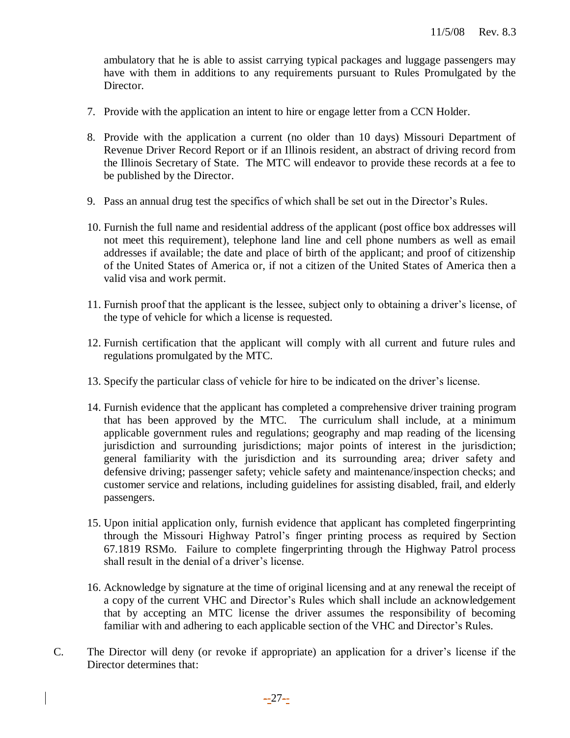ambulatory that he is able to assist carrying typical packages and luggage passengers may have with them in additions to any requirements pursuant to Rules Promulgated by the Director.

7. Provide with the application an intent to hire or engage letter from a CCN Holder.

8. Provide with the application a current (no older than 10 days) Missouri Department of Revenue Driver Record Report or if an Illinois resident, an abstract of driving record from the Illinois Secretary of State. The MTC will endeavor to provide these records at a fee to be published by the Director.

9. Pass an annual drug test the specifics of which shall be set out in the Director's Rules.

10. Furnish the full name and residential address of the applicant (post office box addresses will not meet this requirement), telephone land line and cell phone numbers as well as email addresses if available; the date and place of birth of the applicant; and proof of citizenship of the United States of America or, if not a citizen of the United States of America then a valid visa and work permit.

11. Furnish proof that the applicant is the lessee, subject only to obtaining a driver's license, of the type of vehicle for which a license is requested.

12. Furnish certification that the applicant will comply with all current and future rules and regulations promulgated by the MTC.

13. Specify the particular class of vehicle for hire to be indicated on the driver's license.

14. Furnish evidence that the applicant has completed a comprehensive driver training program that has been approved by the MTC. The curriculum shall include, at a minimum applicable government rules and regulations; geography and map reading of the licensing jurisdiction and surrounding jurisdictions; major points of interest in the jurisdiction; general familiarity with the jurisdiction and its surrounding area; driver safety and defensive driving; passenger safety; vehicle safety and maintenance/inspection checks; and customer service and relations, including guidelines for assisting disabled, frail, and elderly passengers.

15. Upon initial application only, furnish evidence that applicant has completed fingerprinting through the Missouri Highway Patrol's finger printing process as required by Section 67.1819 RSMo. Failure to complete fingerprinting through the Highway Patrol process shall result in the denial of a driver's license.

16. Acknowledge by signature at the time of original licensing and at any renewal the receipt of a copy of the current VHC and Director's Rules which shall include an acknowledgement that by accepting an MTC license the driver assumes the responsibility of becoming familiar with and adhering to each applicable section of the VHC and Director's Rules.

C. The Director will deny (or revoke if appropriate) an application for a driver's license if the Director determines that: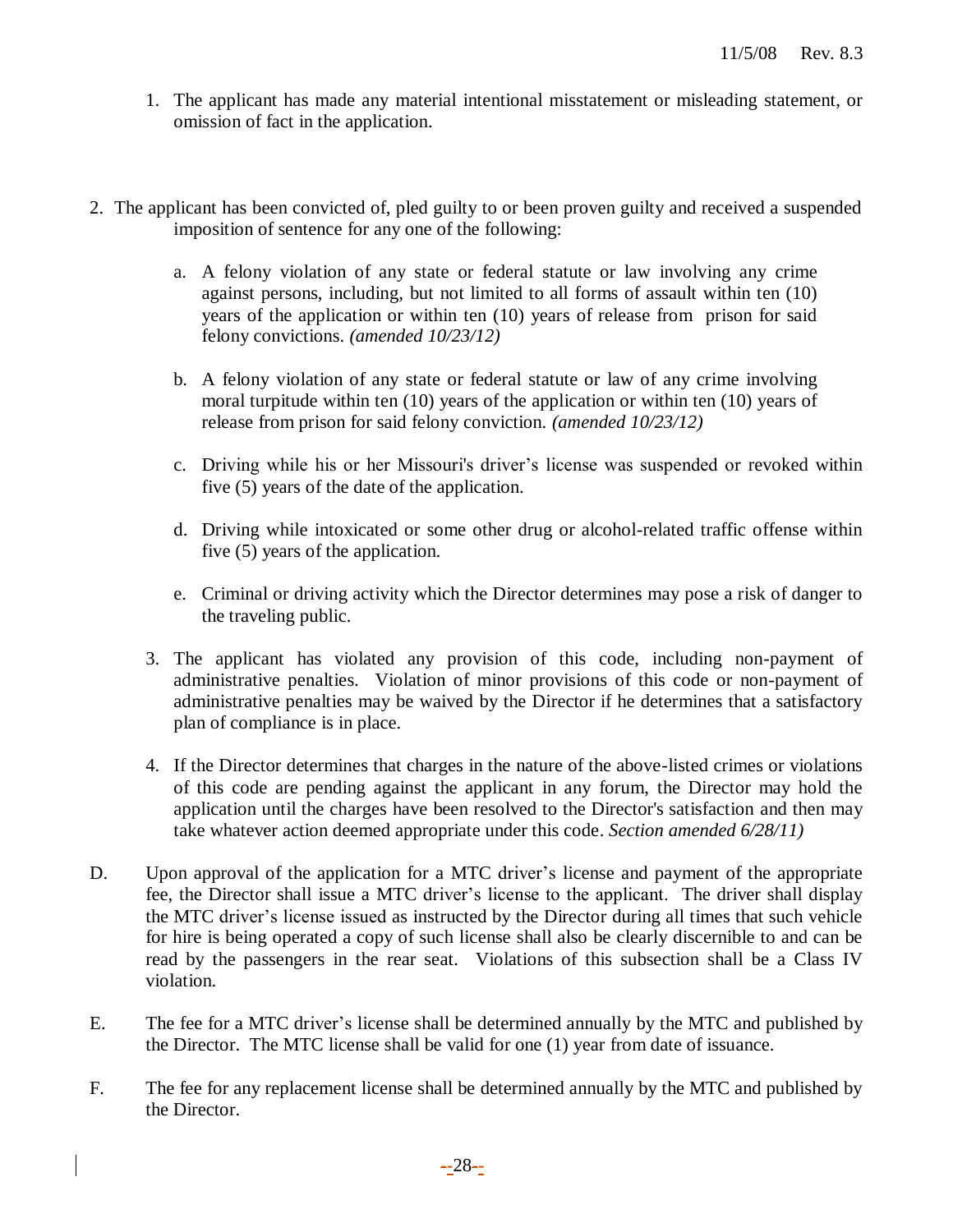1. The applicant has made any material intentional misstatement or misleading statement, or omission of fact in the application.

2. The applicant has been convicted of, pled guilty to or been proven guilty and received a suspended imposition of sentence for any one of the following:

   a. A felony violation of any state or federal statute or law involving any crime against persons, including, but not limited to all forms of assault within ten (10) years of the application or within ten (10) years of release from prison for said felony convictions. *(amended 10/23/12)*

   b. A felony violation of any state or federal statute or law of any crime involving moral turpitude within ten (10) years of the application or within ten (10) years of release from prison for said felony conviction. *(amended 10/23/12)*

   c. Driving while his or her Missouri's driver's license was suspended or revoked within five (5) years of the date of the application.

   d. Driving while intoxicated or some other drug or alcohol-related traffic offense within five (5) years of the application.

   e. Criminal or driving activity which the Director determines may pose a risk of danger to the traveling public.

3. The applicant has violated any provision of this code, including non-payment of administrative penalties. Violation of minor provisions of this code or non-payment of administrative penalties may be waived by the Director if he determines that a satisfactory plan of compliance is in place.

4. If the Director determines that charges in the nature of the above-listed crimes or violations of this code are pending against the applicant in any forum, the Director may hold the application until the charges have been resolved to the Director's satisfaction and then may take whatever action deemed appropriate under this code. *Section amended 6/28/11)*

D. Upon approval of the application for a MTC driver's license and payment of the appropriate fee, the Director shall issue a MTC driver's license to the applicant. The driver shall display the MTC driver's license issued as instructed by the Director during all times that such vehicle for hire is being operated a copy of such license shall also be clearly discernible to and can be read by the passengers in the rear seat. Violations of this subsection shall be a Class IV violation.

E. The fee for a MTC driver's license shall be determined annually by the MTC and published by the Director. The MTC license shall be valid for one (1) year from date of issuance.

F. The fee for any replacement license shall be determined annually by the MTC and published by the Director.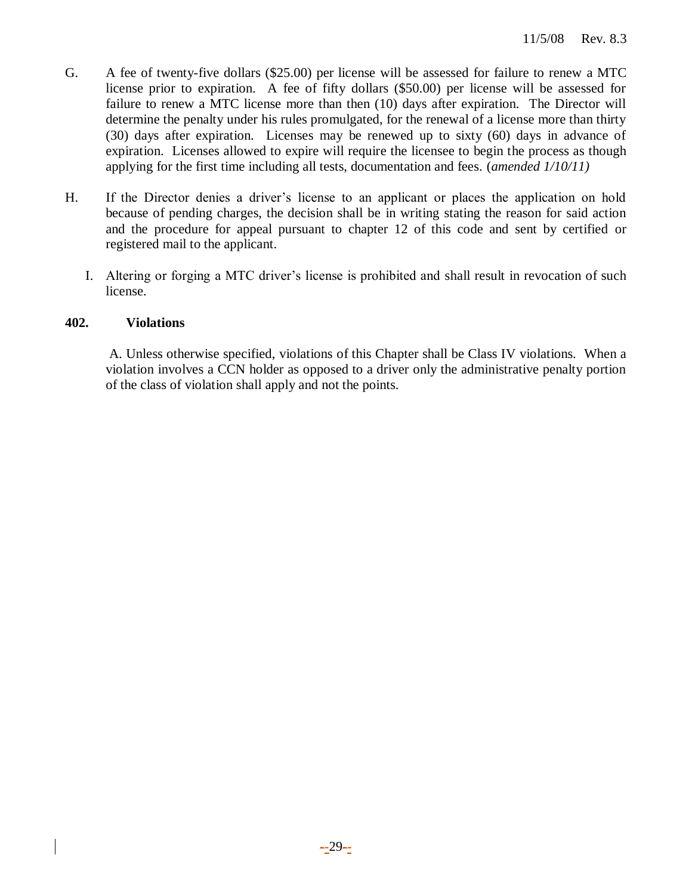G. A fee of twenty-five dollars ($25.00) per license will be assessed for failure to renew a MTC license prior to expiration. A fee of fifty dollars ($50.00) per license will be assessed for failure to renew a MTC license more than then (10) days after expiration. The Director will determine the penalty under his rules promulgated, for the renewal of a license more than thirty (30) days after expiration. Licenses may be renewed up to sixty (60) days in advance of expiration. Licenses allowed to expire will require the licensee to begin the process as though applying for the first time including all tests, documentation and fees. (*amended 1/10/11)*

H. If the Director denies a driver's license to an applicant or places the application on hold because of pending charges, the decision shall be in writing stating the reason for said action and the procedure for appeal pursuant to chapter 12 of this code and sent by certified or registered mail to the applicant.

I. Altering or forging a MTC driver's license is prohibited and shall result in revocation of such license.

**402. Violations**

A. Unless otherwise specified, violations of this Chapter shall be Class IV violations. When a violation involves a CCN holder as opposed to a driver only the administrative penalty portion of the class of violation shall apply and not the points.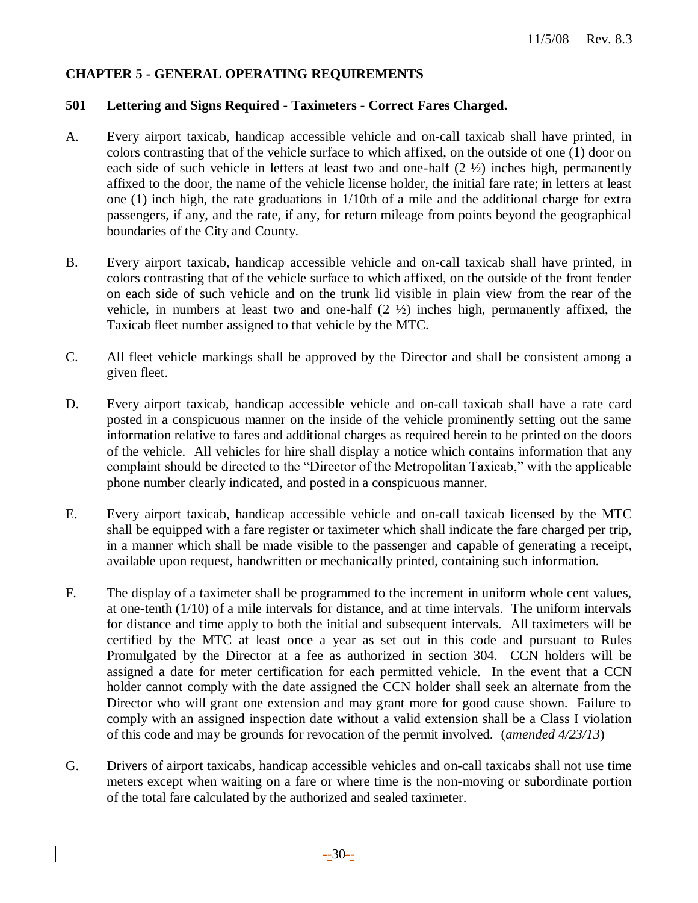## CHAPTER 5 - GENERAL OPERATING REQUIREMENTS

### 501 Lettering and Signs Required - Taximeters - Correct Fares Charged.

A. Every airport taxicab, handicap accessible vehicle and on-call taxicab shall have printed, in colors contrasting that of the vehicle surface to which affixed, on the outside of one (1) door on each side of such vehicle in letters at least two and one-half (2 ½) inches high, permanently affixed to the door, the name of the vehicle license holder, the initial fare rate; in letters at least one (1) inch high, the rate graduations in 1/10th of a mile and the additional charge for extra passengers, if any, and the rate, if any, for return mileage from points beyond the geographical boundaries of the City and County.

B. Every airport taxicab, handicap accessible vehicle and on-call taxicab shall have printed, in colors contrasting that of the vehicle surface to which affixed, on the outside of the front fender on each side of such vehicle and on the trunk lid visible in plain view from the rear of the vehicle, in numbers at least two and one-half (2 ½) inches high, permanently affixed, the Taxicab fleet number assigned to that vehicle by the MTC.

C. All fleet vehicle markings shall be approved by the Director and shall be consistent among a given fleet.

D. Every airport taxicab, handicap accessible vehicle and on-call taxicab shall have a rate card posted in a conspicuous manner on the inside of the vehicle prominently setting out the same information relative to fares and additional charges as required herein to be printed on the doors of the vehicle. All vehicles for hire shall display a notice which contains information that any complaint should be directed to the "Director of the Metropolitan Taxicab," with the applicable phone number clearly indicated, and posted in a conspicuous manner.

E. Every airport taxicab, handicap accessible vehicle and on-call taxicab licensed by the MTC shall be equipped with a fare register or taximeter which shall indicate the fare charged per trip, in a manner which shall be made visible to the passenger and capable of generating a receipt, available upon request, handwritten or mechanically printed, containing such information.

F. The display of a taximeter shall be programmed to the increment in uniform whole cent values, at one-tenth (1/10) of a mile intervals for distance, and at time intervals. The uniform intervals for distance and time apply to both the initial and subsequent intervals. All taximeters will be certified by the MTC at least once a year as set out in this code and pursuant to Rules Promulgated by the Director at a fee as authorized in section 304. CCN holders will be assigned a date for meter certification for each permitted vehicle. In the event that a CCN holder cannot comply with the date assigned the CCN holder shall seek an alternate from the Director who will grant one extension and may grant more for good cause shown. Failure to comply with an assigned inspection date without a valid extension shall be a Class I violation of this code and may be grounds for revocation of the permit involved. (*amended 4/23/13*)

G. Drivers of airport taxicabs, handicap accessible vehicles and on-call taxicabs shall not use time meters except when waiting on a fare or where time is the non-moving or subordinate portion of the total fare calculated by the authorized and sealed taximeter.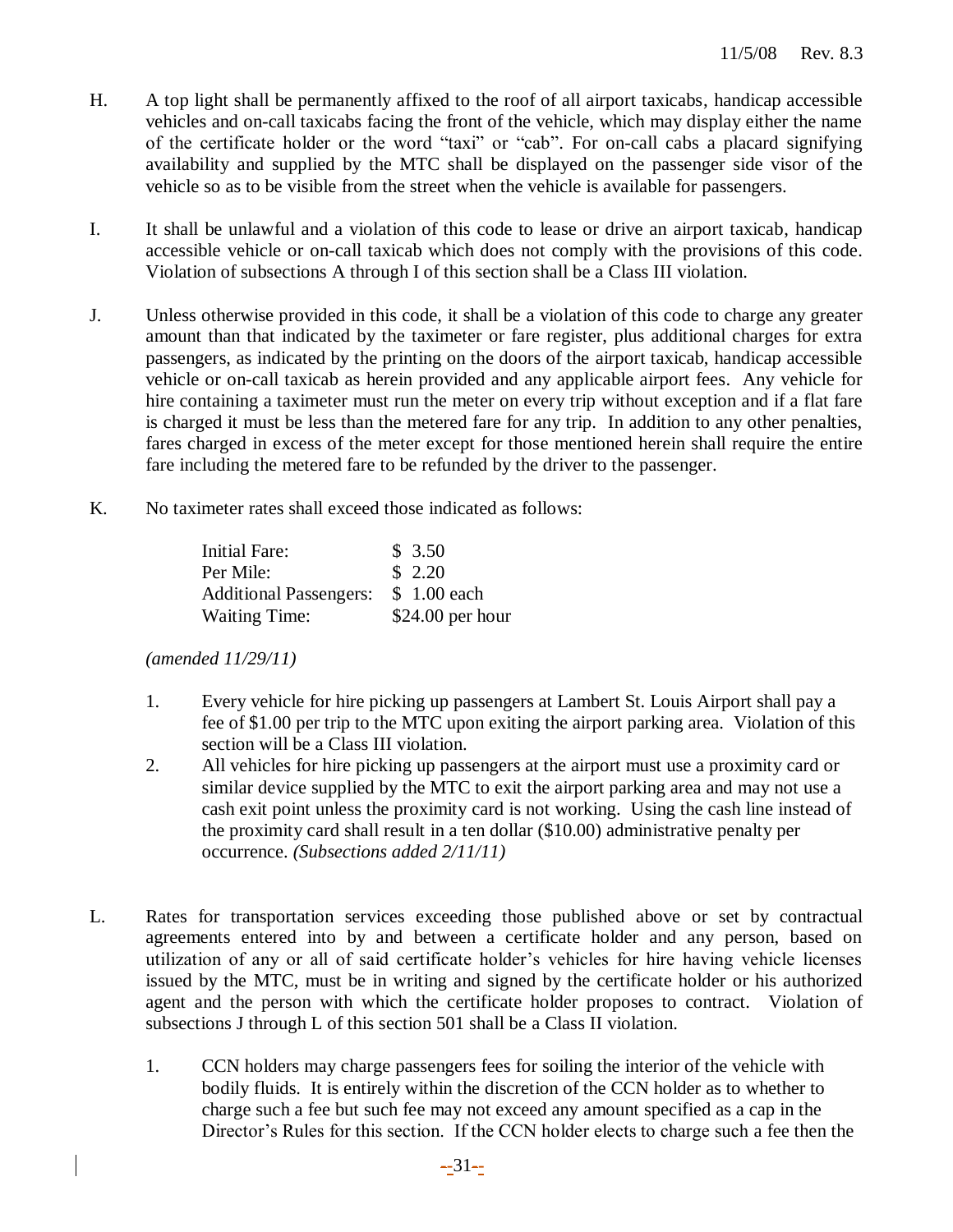H. A top light shall be permanently affixed to the roof of all airport taxicabs, handicap accessible vehicles and on-call taxicabs facing the front of the vehicle, which may display either the name of the certificate holder or the word "taxi" or "cab". For on-call cabs a placard signifying availability and supplied by the MTC shall be displayed on the passenger side visor of the vehicle so as to be visible from the street when the vehicle is available for passengers.

I. It shall be unlawful and a violation of this code to lease or drive an airport taxicab, handicap accessible vehicle or on-call taxicab which does not comply with the provisions of this code. Violation of subsections A through I of this section shall be a Class III violation.

J. Unless otherwise provided in this code, it shall be a violation of this code to charge any greater amount than that indicated by the taximeter or fare register, plus additional charges for extra passengers, as indicated by the printing on the doors of the airport taxicab, handicap accessible vehicle or on-call taxicab as herein provided and any applicable airport fees. Any vehicle for hire containing a taximeter must run the meter on every trip without exception and if a flat fare is charged it must be less than the metered fare for any trip. In addition to any other penalties, fares charged in excess of the meter except for those mentioned herein shall require the entire fare including the metered fare to be refunded by the driver to the passenger.

K. No taximeter rates shall exceed those indicated as follows:

| | |
|---|---|
| Initial Fare: | $ 3.50 |
| Per Mile: | $ 2.20 |
| Additional Passengers: | $ 1.00 each |
| Waiting Time: | $24.00 per hour |

*(amended 11/29/11)*

1. Every vehicle for hire picking up passengers at Lambert St. Louis Airport shall pay a fee of $1.00 per trip to the MTC upon exiting the airport parking area. Violation of this section will be a Class III violation.
2. All vehicles for hire picking up passengers at the airport must use a proximity card or similar device supplied by the MTC to exit the airport parking area and may not use a cash exit point unless the proximity card is not working. Using the cash line instead of the proximity card shall result in a ten dollar ($10.00) administrative penalty per occurrence. *(Subsections added 2/11/11)*

L. Rates for transportation services exceeding those published above or set by contractual agreements entered into by and between a certificate holder and any person, based on utilization of any or all of said certificate holder's vehicles for hire having vehicle licenses issued by the MTC, must be in writing and signed by the certificate holder or his authorized agent and the person with which the certificate holder proposes to contract. Violation of subsections J through L of this section 501 shall be a Class II violation.

1. CCN holders may charge passengers fees for soiling the interior of the vehicle with bodily fluids. It is entirely within the discretion of the CCN holder as to whether to charge such a fee but such fee may not exceed any amount specified as a cap in the Director's Rules for this section. If the CCN holder elects to charge such a fee then the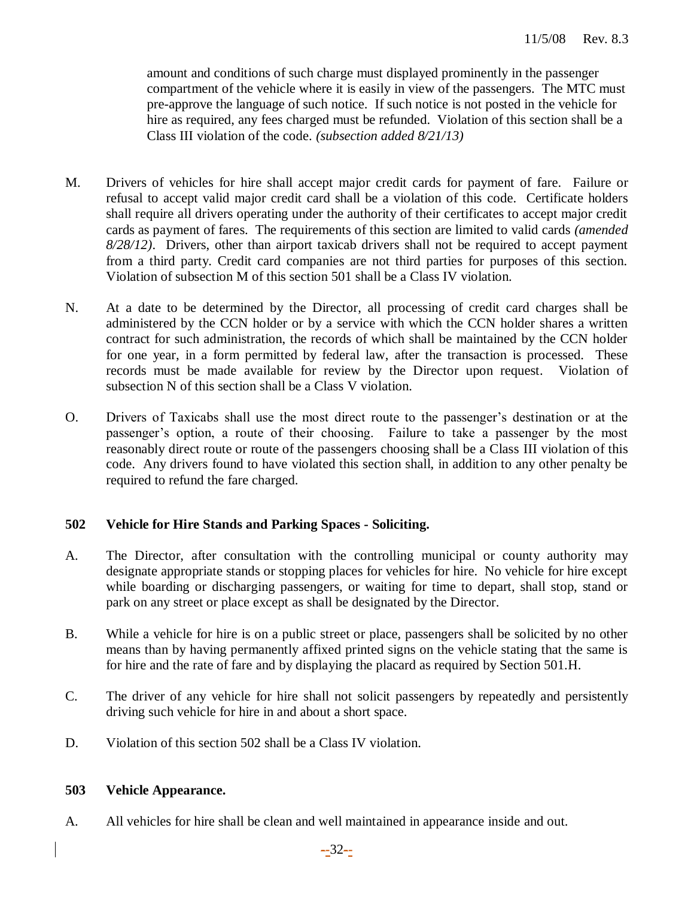amount and conditions of such charge must displayed prominently in the passenger compartment of the vehicle where it is easily in view of the passengers. The MTC must pre-approve the language of such notice. If such notice is not posted in the vehicle for hire as required, any fees charged must be refunded. Violation of this section shall be a Class III violation of the code. *(subsection added 8/21/13)*

M. Drivers of vehicles for hire shall accept major credit cards for payment of fare. Failure or refusal to accept valid major credit card shall be a violation of this code. Certificate holders shall require all drivers operating under the authority of their certificates to accept major credit cards as payment of fares. The requirements of this section are limited to valid cards *(amended 8/28/12)*. Drivers, other than airport taxicab drivers shall not be required to accept payment from a third party. Credit card companies are not third parties for purposes of this section. Violation of subsection M of this section 501 shall be a Class IV violation.

N. At a date to be determined by the Director, all processing of credit card charges shall be administered by the CCN holder or by a service with which the CCN holder shares a written contract for such administration, the records of which shall be maintained by the CCN holder for one year, in a form permitted by federal law, after the transaction is processed. These records must be made available for review by the Director upon request. Violation of subsection N of this section shall be a Class V violation.

O. Drivers of Taxicabs shall use the most direct route to the passenger's destination or at the passenger's option, a route of their choosing. Failure to take a passenger by the most reasonably direct route or route of the passengers choosing shall be a Class III violation of this code. Any drivers found to have violated this section shall, in addition to any other penalty be required to refund the fare charged.

## 502 Vehicle for Hire Stands and Parking Spaces - Soliciting.

A. The Director, after consultation with the controlling municipal or county authority may designate appropriate stands or stopping places for vehicles for hire. No vehicle for hire except while boarding or discharging passengers, or waiting for time to depart, shall stop, stand or park on any street or place except as shall be designated by the Director.

B. While a vehicle for hire is on a public street or place, passengers shall be solicited by no other means than by having permanently affixed printed signs on the vehicle stating that the same is for hire and the rate of fare and by displaying the placard as required by Section 501.H.

C. The driver of any vehicle for hire shall not solicit passengers by repeatedly and persistently driving such vehicle for hire in and about a short space.

D. Violation of this section 502 shall be a Class IV violation.

## 503 Vehicle Appearance.

A. All vehicles for hire shall be clean and well maintained in appearance inside and out.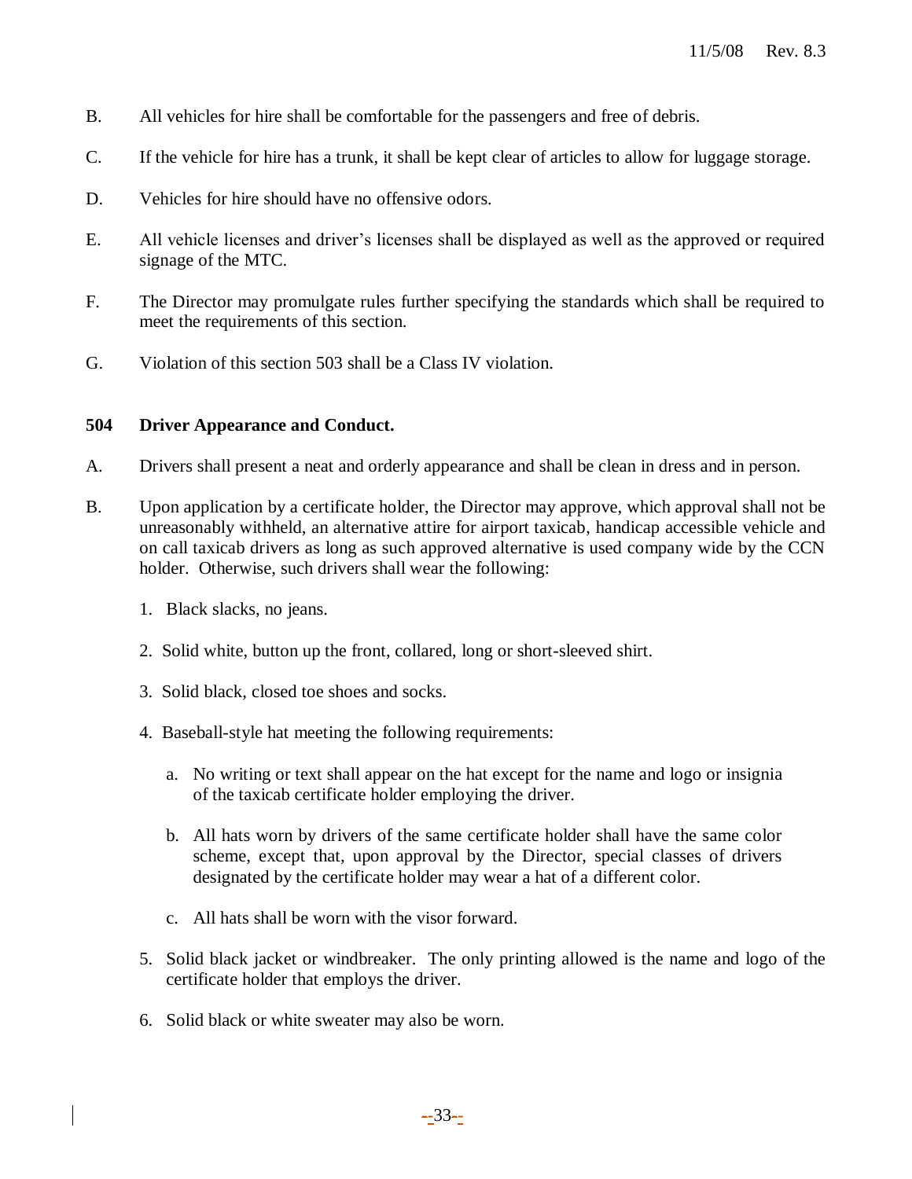B. All vehicles for hire shall be comfortable for the passengers and free of debris.

C. If the vehicle for hire has a trunk, it shall be kept clear of articles to allow for luggage storage.

D. Vehicles for hire should have no offensive odors.

E. All vehicle licenses and driver's licenses shall be displayed as well as the approved or required signage of the MTC.

F. The Director may promulgate rules further specifying the standards which shall be required to meet the requirements of this section.

G. Violation of this section 503 shall be a Class IV violation.

## 504 Driver Appearance and Conduct.

A. Drivers shall present a neat and orderly appearance and shall be clean in dress and in person.

B. Upon application by a certificate holder, the Director may approve, which approval shall not be unreasonably withheld, an alternative attire for airport taxicab, handicap accessible vehicle and on call taxicab drivers as long as such approved alternative is used company wide by the CCN holder. Otherwise, such drivers shall wear the following:

1. Black slacks, no jeans.
2. Solid white, button up the front, collared, long or short-sleeved shirt.
3. Solid black, closed toe shoes and socks.
4. Baseball-style hat meeting the following requirements:
    a. No writing or text shall appear on the hat except for the name and logo or insignia of the taxicab certificate holder employing the driver.
    b. All hats worn by drivers of the same certificate holder shall have the same color scheme, except that, upon approval by the Director, special classes of drivers designated by the certificate holder may wear a hat of a different color.
    c. All hats shall be worn with the visor forward.
5. Solid black jacket or windbreaker. The only printing allowed is the name and logo of the certificate holder that employs the driver.
6. Solid black or white sweater may also be worn.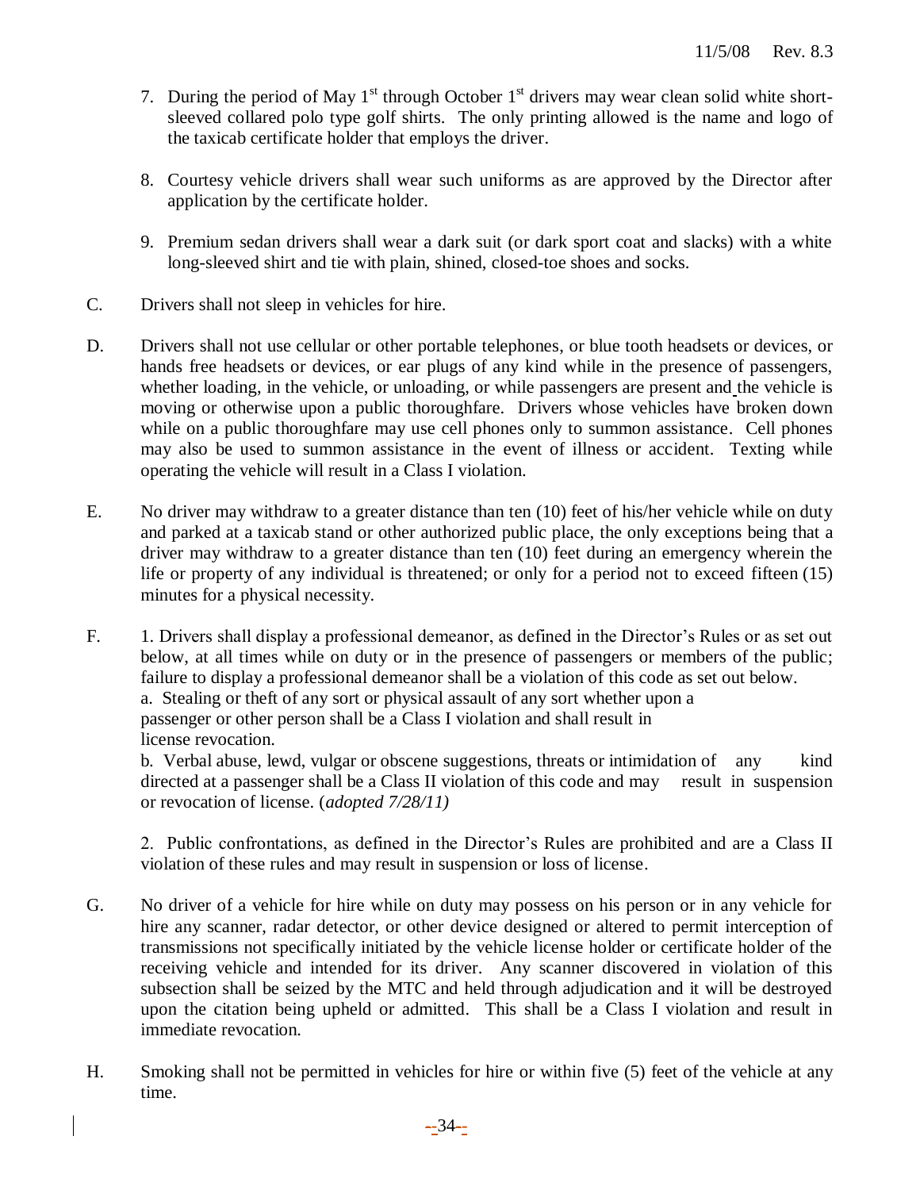7. During the period of May 1st through October 1st drivers may wear clean solid white short-sleeved collared polo type golf shirts. The only printing allowed is the name and logo of the taxicab certificate holder that employs the driver.

8. Courtesy vehicle drivers shall wear such uniforms as are approved by the Director after application by the certificate holder.

9. Premium sedan drivers shall wear a dark suit (or dark sport coat and slacks) with a white long-sleeved shirt and tie with plain, shined, closed-toe shoes and socks.

C. Drivers shall not sleep in vehicles for hire.

D. Drivers shall not use cellular or other portable telephones, or blue tooth headsets or devices, or hands free headsets or devices, or ear plugs of any kind while in the presence of passengers, whether loading, in the vehicle, or unloading, or while passengers are present and the vehicle is moving or otherwise upon a public thoroughfare. Drivers whose vehicles have broken down while on a public thoroughfare may use cell phones only to summon assistance. Cell phones may also be used to summon assistance in the event of illness or accident. Texting while operating the vehicle will result in a Class I violation.

E. No driver may withdraw to a greater distance than ten (10) feet of his/her vehicle while on duty and parked at a taxicab stand or other authorized public place, the only exceptions being that a driver may withdraw to a greater distance than ten (10) feet during an emergency wherein the life or property of any individual is threatened; or only for a period not to exceed fifteen (15) minutes for a physical necessity.

F. 1. Drivers shall display a professional demeanor, as defined in the Director's Rules or as set out below, at all times while on duty or in the presence of passengers or members of the public; failure to display a professional demeanor shall be a violation of this code as set out below.

a. Stealing or theft of any sort or physical assault of any sort whether upon a passenger or other person shall be a Class I violation and shall result in license revocation.

b. Verbal abuse, lewd, vulgar or obscene suggestions, threats or intimidation of any kind directed at a passenger shall be a Class II violation of this code and may result in suspension or revocation of license. (*adopted 7/28/11)*

2. Public confrontations, as defined in the Director's Rules are prohibited and are a Class II violation of these rules and may result in suspension or loss of license.

G. No driver of a vehicle for hire while on duty may possess on his person or in any vehicle for hire any scanner, radar detector, or other device designed or altered to permit interception of transmissions not specifically initiated by the vehicle license holder or certificate holder of the receiving vehicle and intended for its driver. Any scanner discovered in violation of this subsection shall be seized by the MTC and held through adjudication and it will be destroyed upon the citation being upheld or admitted. This shall be a Class I violation and result in immediate revocation.

H. Smoking shall not be permitted in vehicles for hire or within five (5) feet of the vehicle at any time.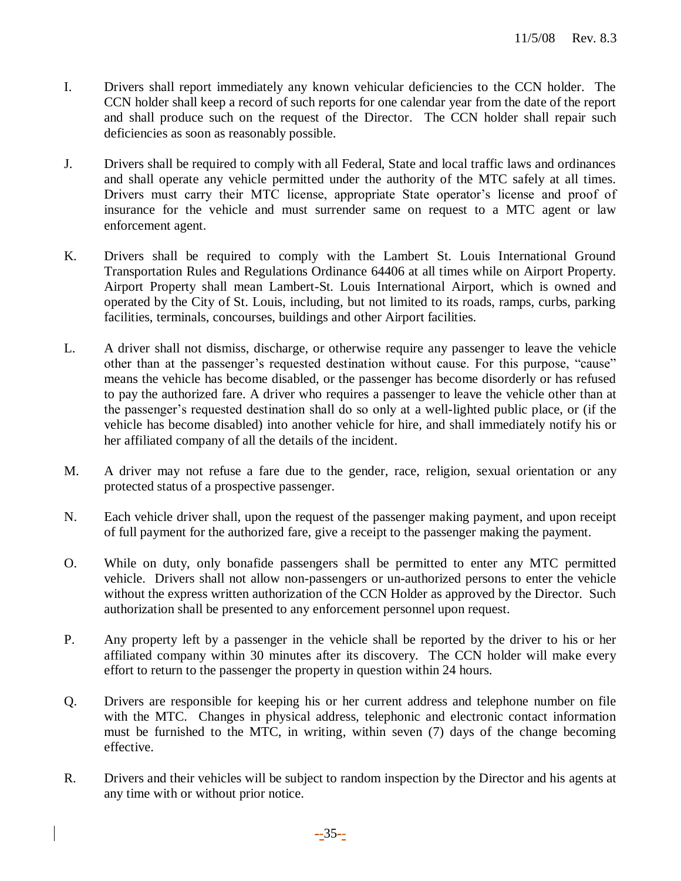I. Drivers shall report immediately any known vehicular deficiencies to the CCN holder. The CCN holder shall keep a record of such reports for one calendar year from the date of the report and shall produce such on the request of the Director. The CCN holder shall repair such deficiencies as soon as reasonably possible.

J. Drivers shall be required to comply with all Federal, State and local traffic laws and ordinances and shall operate any vehicle permitted under the authority of the MTC safely at all times. Drivers must carry their MTC license, appropriate State operator's license and proof of insurance for the vehicle and must surrender same on request to a MTC agent or law enforcement agent.

K. Drivers shall be required to comply with the Lambert St. Louis International Ground Transportation Rules and Regulations Ordinance 64406 at all times while on Airport Property. Airport Property shall mean Lambert-St. Louis International Airport, which is owned and operated by the City of St. Louis, including, but not limited to its roads, ramps, curbs, parking facilities, terminals, concourses, buildings and other Airport facilities.

L. A driver shall not dismiss, discharge, or otherwise require any passenger to leave the vehicle other than at the passenger's requested destination without cause. For this purpose, "cause" means the vehicle has become disabled, or the passenger has become disorderly or has refused to pay the authorized fare. A driver who requires a passenger to leave the vehicle other than at the passenger's requested destination shall do so only at a well-lighted public place, or (if the vehicle has become disabled) into another vehicle for hire, and shall immediately notify his or her affiliated company of all the details of the incident.

M. A driver may not refuse a fare due to the gender, race, religion, sexual orientation or any protected status of a prospective passenger.

N. Each vehicle driver shall, upon the request of the passenger making payment, and upon receipt of full payment for the authorized fare, give a receipt to the passenger making the payment.

O. While on duty, only bonafide passengers shall be permitted to enter any MTC permitted vehicle. Drivers shall not allow non-passengers or un-authorized persons to enter the vehicle without the express written authorization of the CCN Holder as approved by the Director. Such authorization shall be presented to any enforcement personnel upon request.

P. Any property left by a passenger in the vehicle shall be reported by the driver to his or her affiliated company within 30 minutes after its discovery. The CCN holder will make every effort to return to the passenger the property in question within 24 hours.

Q. Drivers are responsible for keeping his or her current address and telephone number on file with the MTC. Changes in physical address, telephonic and electronic contact information must be furnished to the MTC, in writing, within seven (7) days of the change becoming effective.

R. Drivers and their vehicles will be subject to random inspection by the Director and his agents at any time with or without prior notice.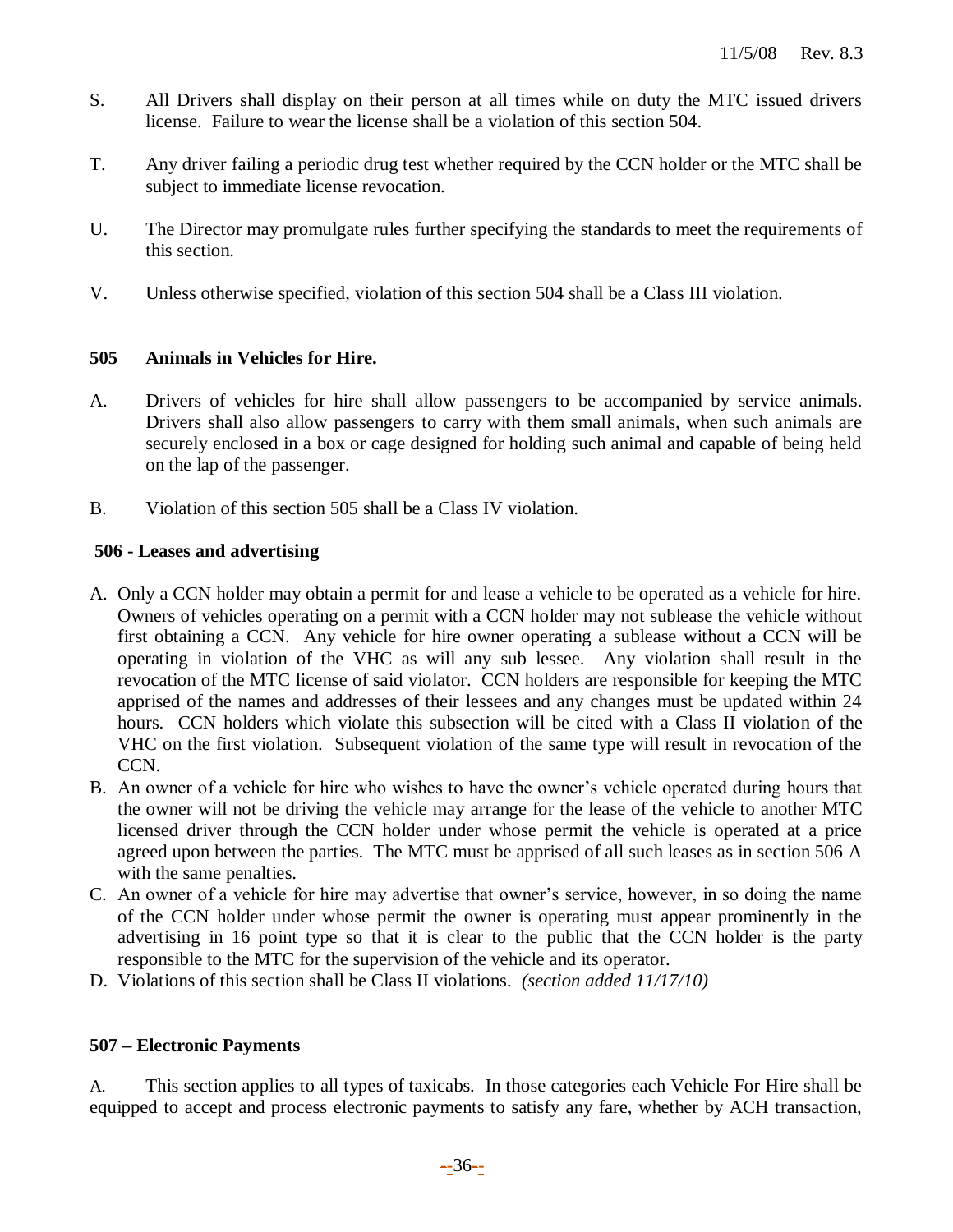S. All Drivers shall display on their person at all times while on duty the MTC issued drivers license. Failure to wear the license shall be a violation of this section 504.

T. Any driver failing a periodic drug test whether required by the CCN holder or the MTC shall be subject to immediate license revocation.

U. The Director may promulgate rules further specifying the standards to meet the requirements of this section.

V. Unless otherwise specified, violation of this section 504 shall be a Class III violation.

**505 Animals in Vehicles for Hire.**

A. Drivers of vehicles for hire shall allow passengers to be accompanied by service animals. Drivers shall also allow passengers to carry with them small animals, when such animals are securely enclosed in a box or cage designed for holding such animal and capable of being held on the lap of the passenger.

B. Violation of this section 505 shall be a Class IV violation.

**506 - Leases and advertising**

A. Only a CCN holder may obtain a permit for and lease a vehicle to be operated as a vehicle for hire. Owners of vehicles operating on a permit with a CCN holder may not sublease the vehicle without first obtaining a CCN. Any vehicle for hire owner operating a sublease without a CCN will be operating in violation of the VHC as will any sub lessee. Any violation shall result in the revocation of the MTC license of said violator. CCN holders are responsible for keeping the MTC apprised of the names and addresses of their lessees and any changes must be updated within 24 hours. CCN holders which violate this subsection will be cited with a Class II violation of the VHC on the first violation. Subsequent violation of the same type will result in revocation of the CCN.

B. An owner of a vehicle for hire who wishes to have the owner's vehicle operated during hours that the owner will not be driving the vehicle may arrange for the lease of the vehicle to another MTC licensed driver through the CCN holder under whose permit the vehicle is operated at a price agreed upon between the parties. The MTC must be apprised of all such leases as in section 506 A with the same penalties.

C. An owner of a vehicle for hire may advertise that owner's service, however, in so doing the name of the CCN holder under whose permit the owner is operating must appear prominently in the advertising in 16 point type so that it is clear to the public that the CCN holder is the party responsible to the MTC for the supervision of the vehicle and its operator.

D. Violations of this section shall be Class II violations. *(section added 11/17/10)*

**507 – Electronic Payments**

A. This section applies to all types of taxicabs. In those categories each Vehicle For Hire shall be equipped to accept and process electronic payments to satisfy any fare, whether by ACH transaction,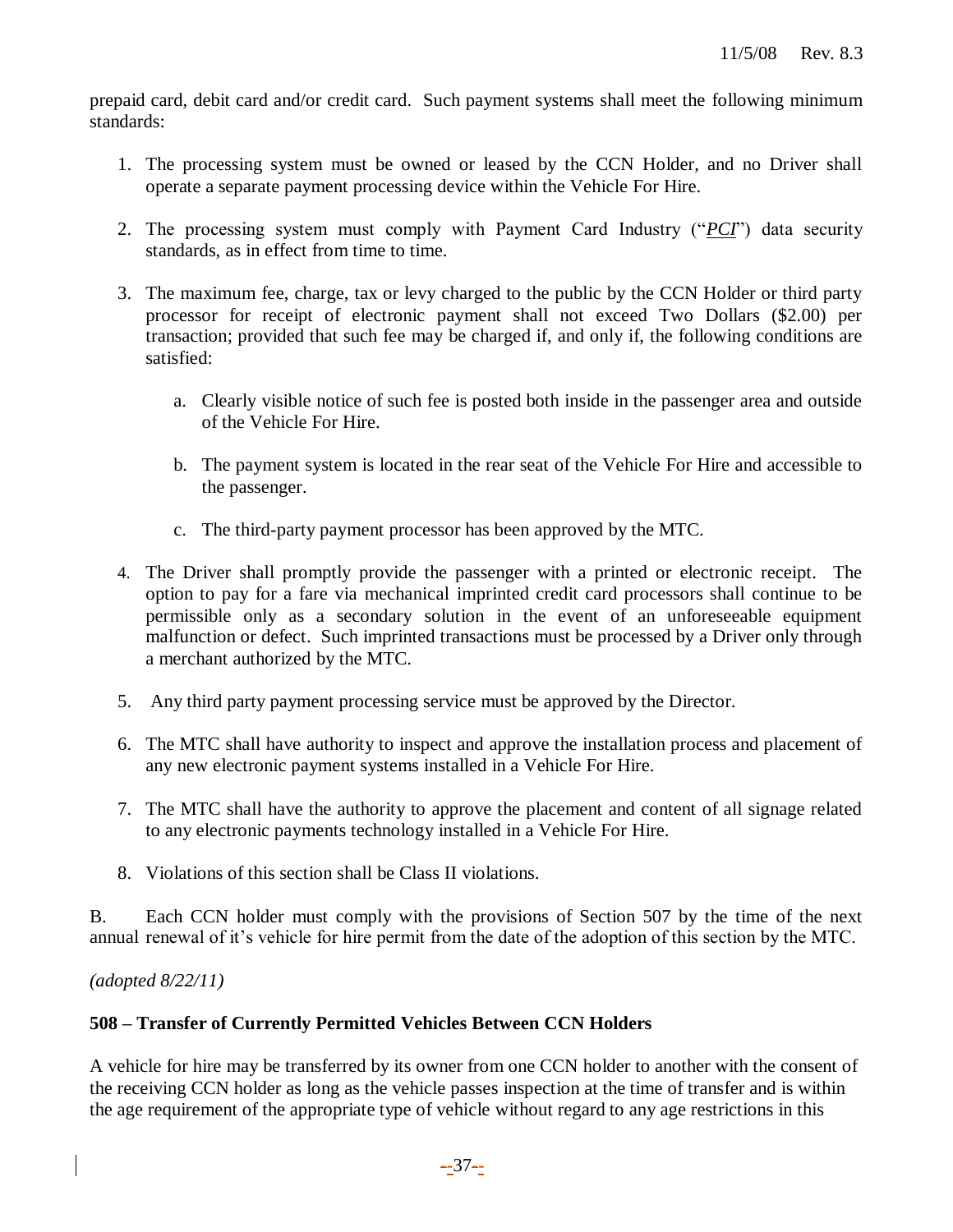prepaid card, debit card and/or credit card. Such payment systems shall meet the following minimum standards:

1. The processing system must be owned or leased by the CCN Holder, and no Driver shall operate a separate payment processing device within the Vehicle For Hire.

2. The processing system must comply with Payment Card Industry ("*PCI*") data security standards, as in effect from time to time.

3. The maximum fee, charge, tax or levy charged to the public by the CCN Holder or third party processor for receipt of electronic payment shall not exceed Two Dollars ($2.00) per transaction; provided that such fee may be charged if, and only if, the following conditions are satisfied:

   a. Clearly visible notice of such fee is posted both inside in the passenger area and outside of the Vehicle For Hire.

   b. The payment system is located in the rear seat of the Vehicle For Hire and accessible to the passenger.

   c. The third-party payment processor has been approved by the MTC.

4. The Driver shall promptly provide the passenger with a printed or electronic receipt. The option to pay for a fare via mechanical imprinted credit card processors shall continue to be permissible only as a secondary solution in the event of an unforeseeable equipment malfunction or defect. Such imprinted transactions must be processed by a Driver only through a merchant authorized by the MTC.

5. Any third party payment processing service must be approved by the Director.

6. The MTC shall have authority to inspect and approve the installation process and placement of any new electronic payment systems installed in a Vehicle For Hire.

7. The MTC shall have the authority to approve the placement and content of all signage related to any electronic payments technology installed in a Vehicle For Hire.

8. Violations of this section shall be Class II violations.

B. Each CCN holder must comply with the provisions of Section 507 by the time of the next annual renewal of it's vehicle for hire permit from the date of the adoption of this section by the MTC.

*(adopted 8/22/11)*

**508 – Transfer of Currently Permitted Vehicles Between CCN Holders**

A vehicle for hire may be transferred by its owner from one CCN holder to another with the consent of the receiving CCN holder as long as the vehicle passes inspection at the time of transfer and is within the age requirement of the appropriate type of vehicle without regard to any age restrictions in this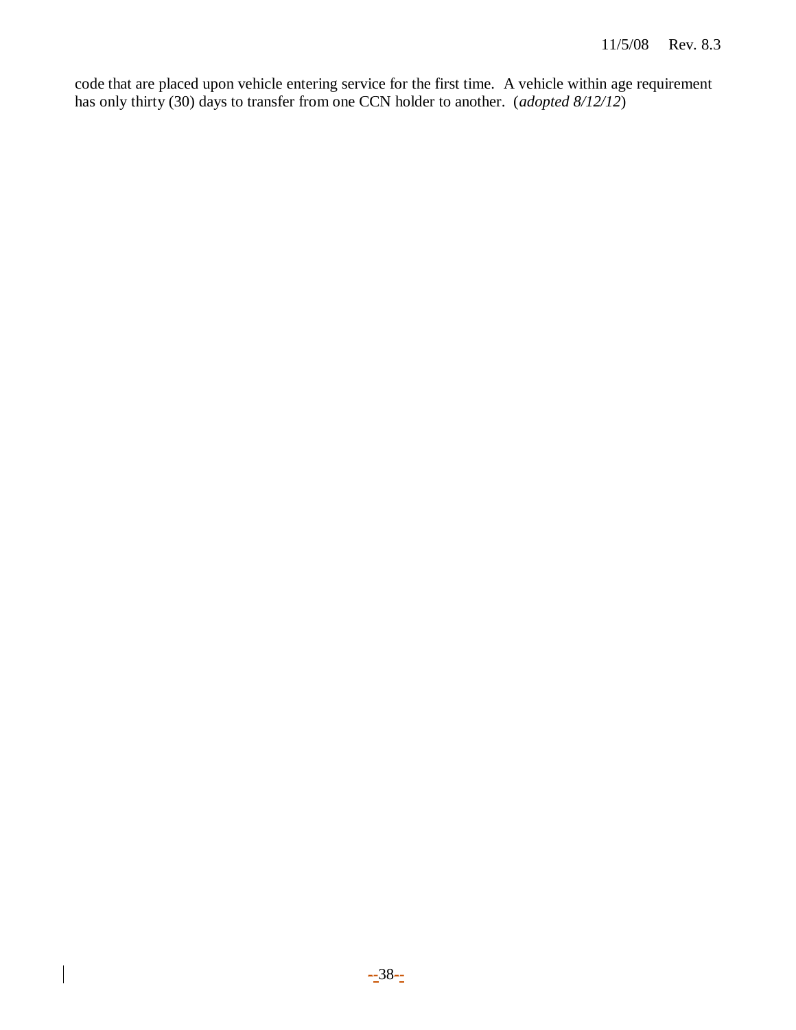code that are placed upon vehicle entering service for the first time. A vehicle within age requirement has only thirty (30) days to transfer from one CCN holder to another. (*adopted 8/12/12*)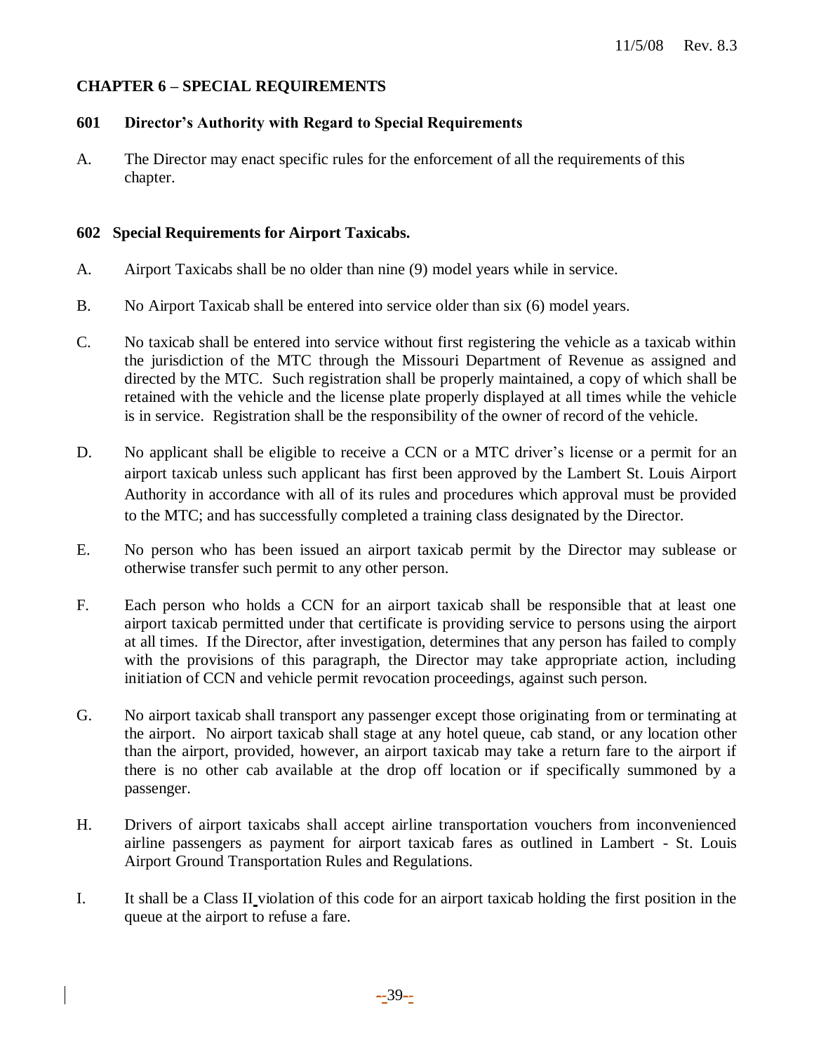## CHAPTER 6 – SPECIAL REQUIREMENTS

### 601 Director's Authority with Regard to Special Requirements

A. The Director may enact specific rules for the enforcement of all the requirements of this chapter.

### 602 Special Requirements for Airport Taxicabs.

A. Airport Taxicabs shall be no older than nine (9) model years while in service.

B. No Airport Taxicab shall be entered into service older than six (6) model years.

C. No taxicab shall be entered into service without first registering the vehicle as a taxicab within the jurisdiction of the MTC through the Missouri Department of Revenue as assigned and directed by the MTC. Such registration shall be properly maintained, a copy of which shall be retained with the vehicle and the license plate properly displayed at all times while the vehicle is in service. Registration shall be the responsibility of the owner of record of the vehicle.

D. No applicant shall be eligible to receive a CCN or a MTC driver's license or a permit for an airport taxicab unless such applicant has first been approved by the Lambert St. Louis Airport Authority in accordance with all of its rules and procedures which approval must be provided to the MTC; and has successfully completed a training class designated by the Director.

E. No person who has been issued an airport taxicab permit by the Director may sublease or otherwise transfer such permit to any other person.

F. Each person who holds a CCN for an airport taxicab shall be responsible that at least one airport taxicab permitted under that certificate is providing service to persons using the airport at all times. If the Director, after investigation, determines that any person has failed to comply with the provisions of this paragraph, the Director may take appropriate action, including initiation of CCN and vehicle permit revocation proceedings, against such person.

G. No airport taxicab shall transport any passenger except those originating from or terminating at the airport. No airport taxicab shall stage at any hotel queue, cab stand, or any location other than the airport, provided, however, an airport taxicab may take a return fare to the airport if there is no other cab available at the drop off location or if specifically summoned by a passenger.

H. Drivers of airport taxicabs shall accept airline transportation vouchers from inconvenienced airline passengers as payment for airport taxicab fares as outlined in Lambert - St. Louis Airport Ground Transportation Rules and Regulations.

I. It shall be a Class II violation of this code for an airport taxicab holding the first position in the queue at the airport to refuse a fare.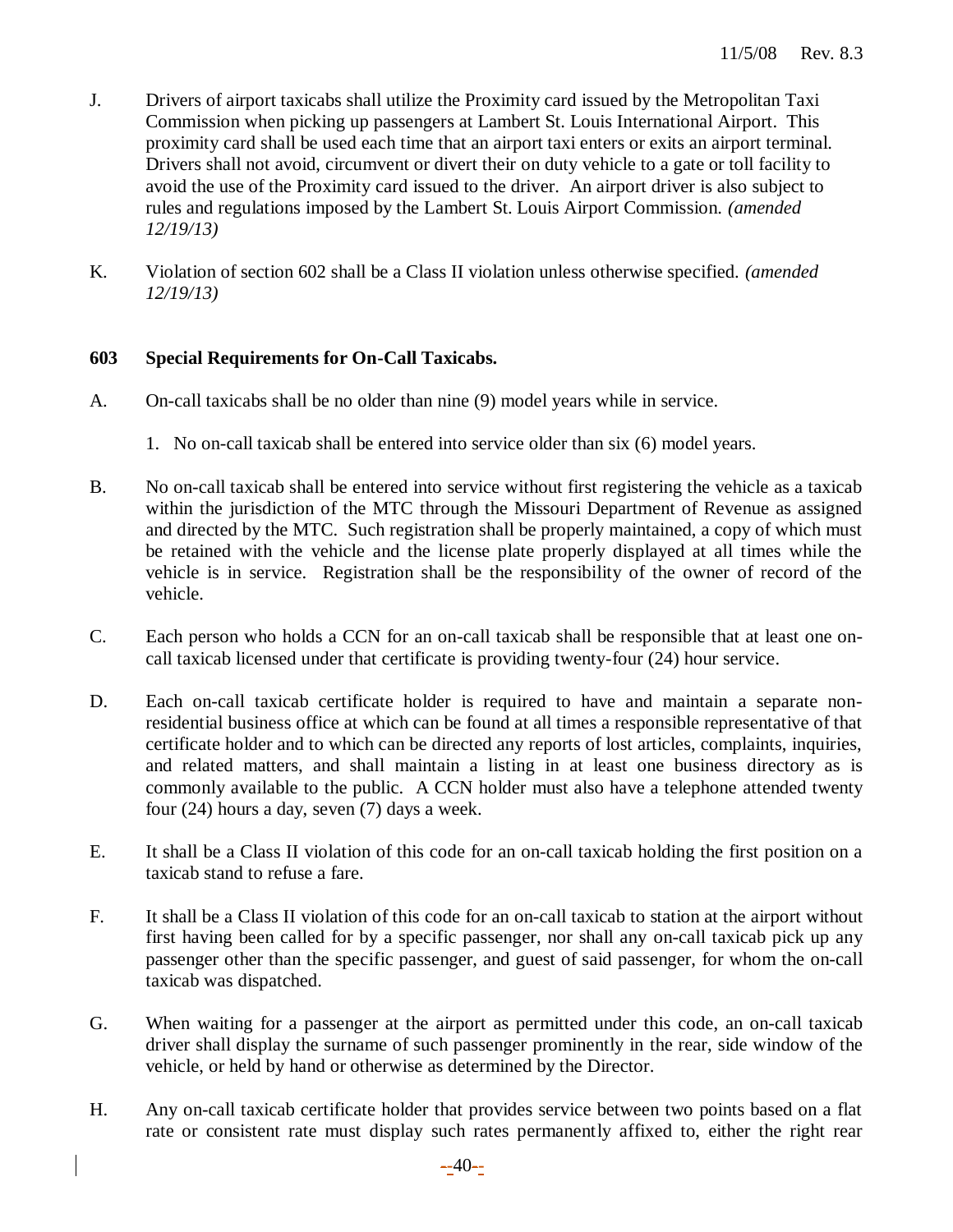J. Drivers of airport taxicabs shall utilize the Proximity card issued by the Metropolitan Taxi Commission when picking up passengers at Lambert St. Louis International Airport. This proximity card shall be used each time that an airport taxi enters or exits an airport terminal. Drivers shall not avoid, circumvent or divert their on duty vehicle to a gate or toll facility to avoid the use of the Proximity card issued to the driver. An airport driver is also subject to rules and regulations imposed by the Lambert St. Louis Airport Commission. *(amended 12/19/13)*

K. Violation of section 602 shall be a Class II violation unless otherwise specified. *(amended 12/19/13)*

**603 Special Requirements for On-Call Taxicabs.**

A. On-call taxicabs shall be no older than nine (9) model years while in service.

   1. No on-call taxicab shall be entered into service older than six (6) model years.

B. No on-call taxicab shall be entered into service without first registering the vehicle as a taxicab within the jurisdiction of the MTC through the Missouri Department of Revenue as assigned and directed by the MTC. Such registration shall be properly maintained, a copy of which must be retained with the vehicle and the license plate properly displayed at all times while the vehicle is in service. Registration shall be the responsibility of the owner of record of the vehicle.

C. Each person who holds a CCN for an on-call taxicab shall be responsible that at least one on-call taxicab licensed under that certificate is providing twenty-four (24) hour service.

D. Each on-call taxicab certificate holder is required to have and maintain a separate non-residential business office at which can be found at all times a responsible representative of that certificate holder and to which can be directed any reports of lost articles, complaints, inquiries, and related matters, and shall maintain a listing in at least one business directory as is commonly available to the public. A CCN holder must also have a telephone attended twenty four (24) hours a day, seven (7) days a week.

E. It shall be a Class II violation of this code for an on-call taxicab holding the first position on a taxicab stand to refuse a fare.

F. It shall be a Class II violation of this code for an on-call taxicab to station at the airport without first having been called for by a specific passenger, nor shall any on-call taxicab pick up any passenger other than the specific passenger, and guest of said passenger, for whom the on-call taxicab was dispatched.

G. When waiting for a passenger at the airport as permitted under this code, an on-call taxicab driver shall display the surname of such passenger prominently in the rear, side window of the vehicle, or held by hand or otherwise as determined by the Director.

H. Any on-call taxicab certificate holder that provides service between two points based on a flat rate or consistent rate must display such rates permanently affixed to, either the right rear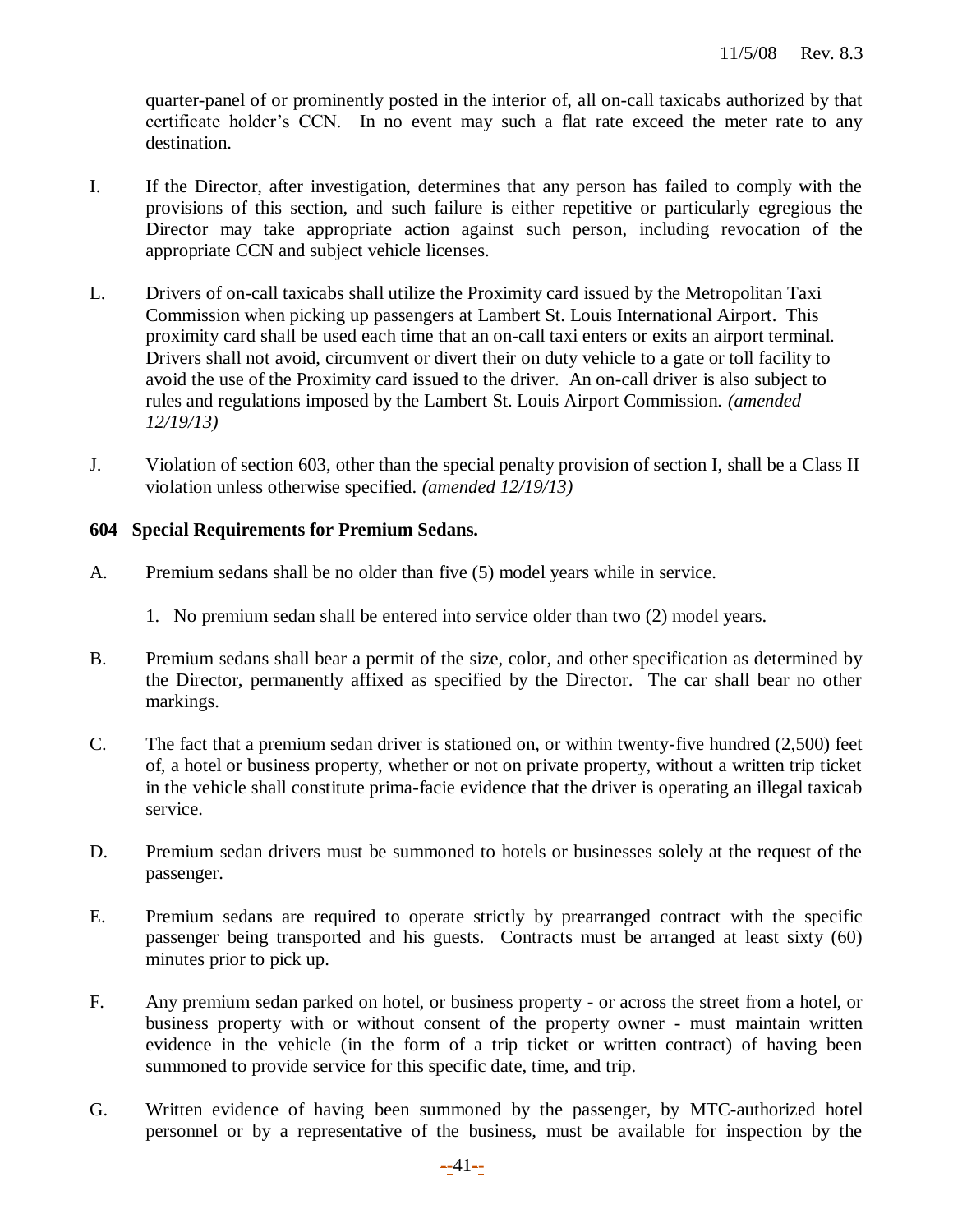quarter-panel of or prominently posted in the interior of, all on-call taxicabs authorized by that certificate holder's CCN. In no event may such a flat rate exceed the meter rate to any destination.

I. If the Director, after investigation, determines that any person has failed to comply with the provisions of this section, and such failure is either repetitive or particularly egregious the Director may take appropriate action against such person, including revocation of the appropriate CCN and subject vehicle licenses.

L. Drivers of on-call taxicabs shall utilize the Proximity card issued by the Metropolitan Taxi Commission when picking up passengers at Lambert St. Louis International Airport. This proximity card shall be used each time that an on-call taxi enters or exits an airport terminal. Drivers shall not avoid, circumvent or divert their on duty vehicle to a gate or toll facility to avoid the use of the Proximity card issued to the driver. An on-call driver is also subject to rules and regulations imposed by the Lambert St. Louis Airport Commission. *(amended 12/19/13)*

J. Violation of section 603, other than the special penalty provision of section I, shall be a Class II violation unless otherwise specified. *(amended 12/19/13)*

## 604 Special Requirements for Premium Sedans.

A. Premium sedans shall be no older than five (5) model years while in service.

1. No premium sedan shall be entered into service older than two (2) model years.

B. Premium sedans shall bear a permit of the size, color, and other specification as determined by the Director, permanently affixed as specified by the Director. The car shall bear no other markings.

C. The fact that a premium sedan driver is stationed on, or within twenty-five hundred (2,500) feet of, a hotel or business property, whether or not on private property, without a written trip ticket in the vehicle shall constitute prima-facie evidence that the driver is operating an illegal taxicab service.

D. Premium sedan drivers must be summoned to hotels or businesses solely at the request of the passenger.

E. Premium sedans are required to operate strictly by prearranged contract with the specific passenger being transported and his guests. Contracts must be arranged at least sixty (60) minutes prior to pick up.

F. Any premium sedan parked on hotel, or business property - or across the street from a hotel, or business property with or without consent of the property owner - must maintain written evidence in the vehicle (in the form of a trip ticket or written contract) of having been summoned to provide service for this specific date, time, and trip.

G. Written evidence of having been summoned by the passenger, by MTC-authorized hotel personnel or by a representative of the business, must be available for inspection by the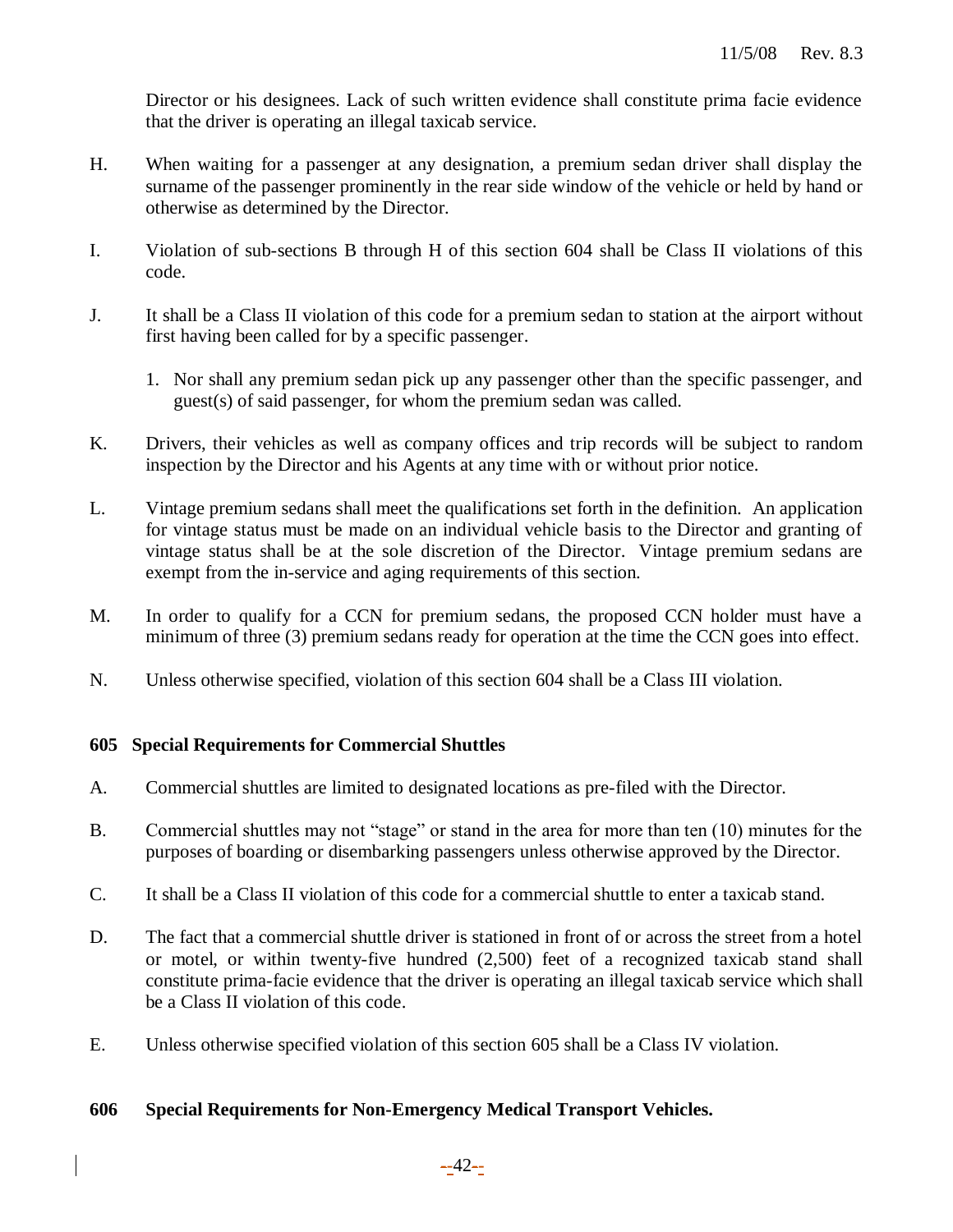Director or his designees. Lack of such written evidence shall constitute prima facie evidence that the driver is operating an illegal taxicab service.

H. When waiting for a passenger at any designation, a premium sedan driver shall display the surname of the passenger prominently in the rear side window of the vehicle or held by hand or otherwise as determined by the Director.

I. Violation of sub-sections B through H of this section 604 shall be Class II violations of this code.

J. It shall be a Class II violation of this code for a premium sedan to station at the airport without first having been called for by a specific passenger.

   1. Nor shall any premium sedan pick up any passenger other than the specific passenger, and guest(s) of said passenger, for whom the premium sedan was called.

K. Drivers, their vehicles as well as company offices and trip records will be subject to random inspection by the Director and his Agents at any time with or without prior notice.

L. Vintage premium sedans shall meet the qualifications set forth in the definition. An application for vintage status must be made on an individual vehicle basis to the Director and granting of vintage status shall be at the sole discretion of the Director. Vintage premium sedans are exempt from the in-service and aging requirements of this section.

M. In order to qualify for a CCN for premium sedans, the proposed CCN holder must have a minimum of three (3) premium sedans ready for operation at the time the CCN goes into effect.

N. Unless otherwise specified, violation of this section 604 shall be a Class III violation.

## 605 Special Requirements for Commercial Shuttles

A. Commercial shuttles are limited to designated locations as pre-filed with the Director.

B. Commercial shuttles may not "stage" or stand in the area for more than ten (10) minutes for the purposes of boarding or disembarking passengers unless otherwise approved by the Director.

C. It shall be a Class II violation of this code for a commercial shuttle to enter a taxicab stand.

D. The fact that a commercial shuttle driver is stationed in front of or across the street from a hotel or motel, or within twenty-five hundred (2,500) feet of a recognized taxicab stand shall constitute prima-facie evidence that the driver is operating an illegal taxicab service which shall be a Class II violation of this code.

E. Unless otherwise specified violation of this section 605 shall be a Class IV violation.

## 606 Special Requirements for Non-Emergency Medical Transport Vehicles.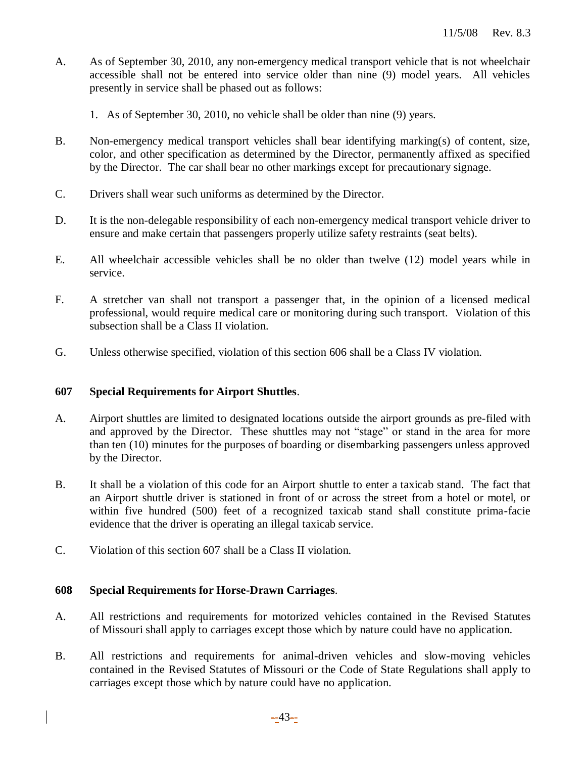A. As of September 30, 2010, any non-emergency medical transport vehicle that is not wheelchair accessible shall not be entered into service older than nine (9) model years. All vehicles presently in service shall be phased out as follows:

   1. As of September 30, 2010, no vehicle shall be older than nine (9) years.

B. Non-emergency medical transport vehicles shall bear identifying marking(s) of content, size, color, and other specification as determined by the Director, permanently affixed as specified by the Director. The car shall bear no other markings except for precautionary signage.

C. Drivers shall wear such uniforms as determined by the Director.

D. It is the non-delegable responsibility of each non-emergency medical transport vehicle driver to ensure and make certain that passengers properly utilize safety restraints (seat belts).

E. All wheelchair accessible vehicles shall be no older than twelve (12) model years while in service.

F. A stretcher van shall not transport a passenger that, in the opinion of a licensed medical professional, would require medical care or monitoring during such transport. Violation of this subsection shall be a Class II violation.

G. Unless otherwise specified, violation of this section 606 shall be a Class IV violation.

**607 Special Requirements for Airport Shuttles**.

A. Airport shuttles are limited to designated locations outside the airport grounds as pre-filed with and approved by the Director. These shuttles may not "stage" or stand in the area for more than ten (10) minutes for the purposes of boarding or disembarking passengers unless approved by the Director.

B. It shall be a violation of this code for an Airport shuttle to enter a taxicab stand. The fact that an Airport shuttle driver is stationed in front of or across the street from a hotel or motel, or within five hundred (500) feet of a recognized taxicab stand shall constitute prima-facie evidence that the driver is operating an illegal taxicab service.

C. Violation of this section 607 shall be a Class II violation.

**608 Special Requirements for Horse-Drawn Carriages**.

A. All restrictions and requirements for motorized vehicles contained in the Revised Statutes of Missouri shall apply to carriages except those which by nature could have no application.

B. All restrictions and requirements for animal-driven vehicles and slow-moving vehicles contained in the Revised Statutes of Missouri or the Code of State Regulations shall apply to carriages except those which by nature could have no application.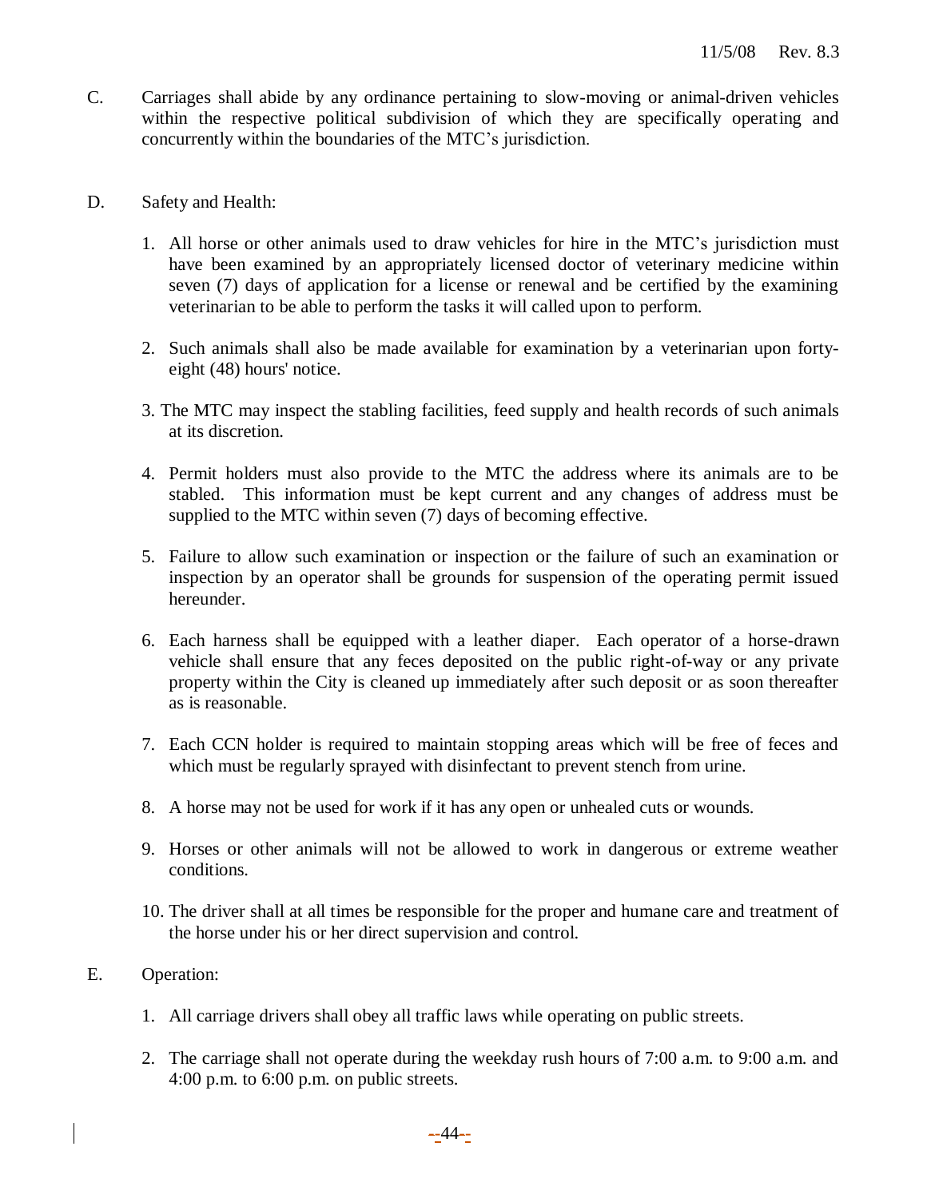C. Carriages shall abide by any ordinance pertaining to slow-moving or animal-driven vehicles within the respective political subdivision of which they are specifically operating and concurrently within the boundaries of the MTC's jurisdiction.

D. Safety and Health:

1. All horse or other animals used to draw vehicles for hire in the MTC's jurisdiction must have been examined by an appropriately licensed doctor of veterinary medicine within seven (7) days of application for a license or renewal and be certified by the examining veterinarian to be able to perform the tasks it will called upon to perform.

2. Such animals shall also be made available for examination by a veterinarian upon forty-eight (48) hours' notice.

3. The MTC may inspect the stabling facilities, feed supply and health records of such animals at its discretion.

4. Permit holders must also provide to the MTC the address where its animals are to be stabled. This information must be kept current and any changes of address must be supplied to the MTC within seven (7) days of becoming effective.

5. Failure to allow such examination or inspection or the failure of such an examination or inspection by an operator shall be grounds for suspension of the operating permit issued hereunder.

6. Each harness shall be equipped with a leather diaper. Each operator of a horse-drawn vehicle shall ensure that any feces deposited on the public right-of-way or any private property within the City is cleaned up immediately after such deposit or as soon thereafter as is reasonable.

7. Each CCN holder is required to maintain stopping areas which will be free of feces and which must be regularly sprayed with disinfectant to prevent stench from urine.

8. A horse may not be used for work if it has any open or unhealed cuts or wounds.

9. Horses or other animals will not be allowed to work in dangerous or extreme weather conditions.

10. The driver shall at all times be responsible for the proper and humane care and treatment of the horse under his or her direct supervision and control.

E. Operation:

1. All carriage drivers shall obey all traffic laws while operating on public streets.

2. The carriage shall not operate during the weekday rush hours of 7:00 a.m. to 9:00 a.m. and 4:00 p.m. to 6:00 p.m. on public streets.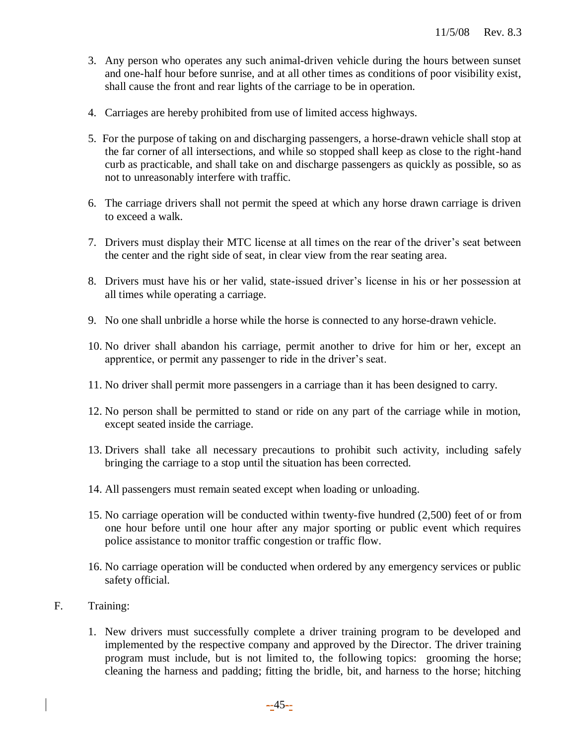3. Any person who operates any such animal-driven vehicle during the hours between sunset and one-half hour before sunrise, and at all other times as conditions of poor visibility exist, shall cause the front and rear lights of the carriage to be in operation.

4. Carriages are hereby prohibited from use of limited access highways.

5. For the purpose of taking on and discharging passengers, a horse-drawn vehicle shall stop at the far corner of all intersections, and while so stopped shall keep as close to the right-hand curb as practicable, and shall take on and discharge passengers as quickly as possible, so as not to unreasonably interfere with traffic.

6. The carriage drivers shall not permit the speed at which any horse drawn carriage is driven to exceed a walk.

7. Drivers must display their MTC license at all times on the rear of the driver's seat between the center and the right side of seat, in clear view from the rear seating area.

8. Drivers must have his or her valid, state-issued driver's license in his or her possession at all times while operating a carriage.

9. No one shall unbridle a horse while the horse is connected to any horse-drawn vehicle.

10. No driver shall abandon his carriage, permit another to drive for him or her, except an apprentice, or permit any passenger to ride in the driver's seat.

11. No driver shall permit more passengers in a carriage than it has been designed to carry.

12. No person shall be permitted to stand or ride on any part of the carriage while in motion, except seated inside the carriage.

13. Drivers shall take all necessary precautions to prohibit such activity, including safely bringing the carriage to a stop until the situation has been corrected.

14. All passengers must remain seated except when loading or unloading.

15. No carriage operation will be conducted within twenty-five hundred (2,500) feet of or from one hour before until one hour after any major sporting or public event which requires police assistance to monitor traffic congestion or traffic flow.

16. No carriage operation will be conducted when ordered by any emergency services or public safety official.

F. Training:

1. New drivers must successfully complete a driver training program to be developed and implemented by the respective company and approved by the Director. The driver training program must include, but is not limited to, the following topics: grooming the horse; cleaning the harness and padding; fitting the bridle, bit, and harness to the horse; hitching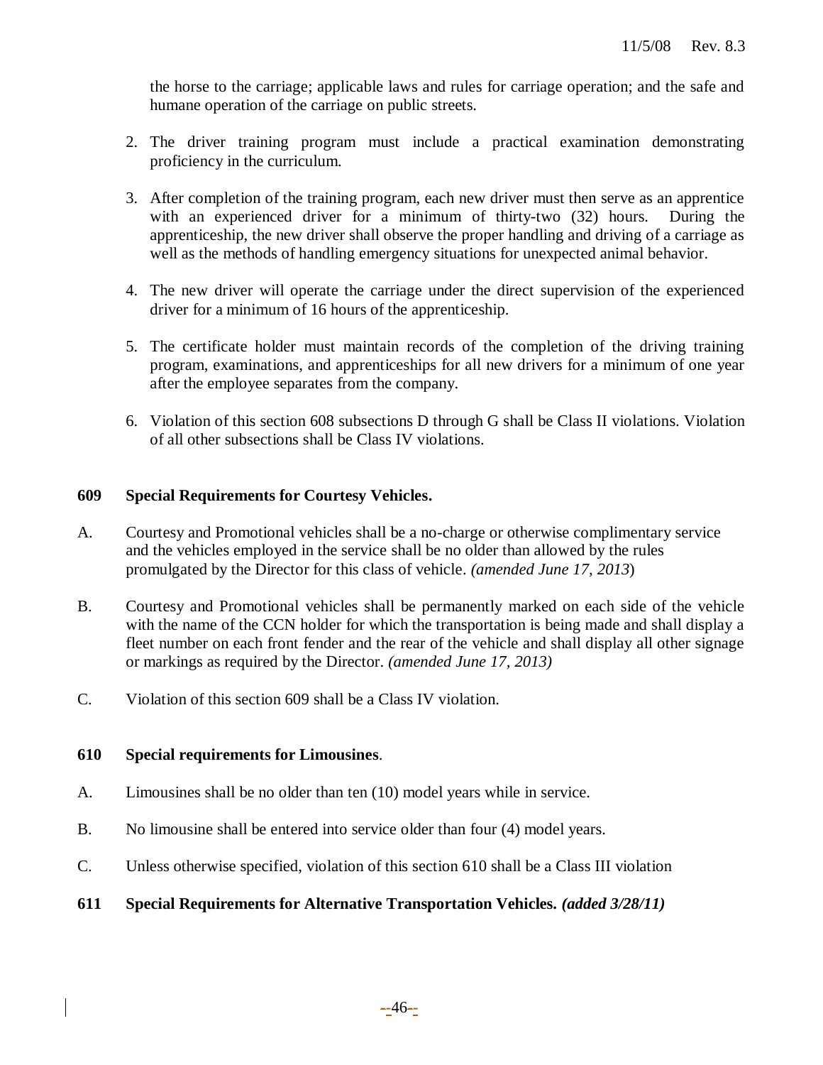the horse to the carriage; applicable laws and rules for carriage operation; and the safe and humane operation of the carriage on public streets.

2. The driver training program must include a practical examination demonstrating proficiency in the curriculum.

3. After completion of the training program, each new driver must then serve as an apprentice with an experienced driver for a minimum of thirty-two (32) hours. During the apprenticeship, the new driver shall observe the proper handling and driving of a carriage as well as the methods of handling emergency situations for unexpected animal behavior.

4. The new driver will operate the carriage under the direct supervision of the experienced driver for a minimum of 16 hours of the apprenticeship.

5. The certificate holder must maintain records of the completion of the driving training program, examinations, and apprenticeships for all new drivers for a minimum of one year after the employee separates from the company.

6. Violation of this section 608 subsections D through G shall be Class II violations. Violation of all other subsections shall be Class IV violations.

**609 Special Requirements for Courtesy Vehicles.**

A. Courtesy and Promotional vehicles shall be a no-charge or otherwise complimentary service and the vehicles employed in the service shall be no older than allowed by the rules promulgated by the Director for this class of vehicle. *(amended June 17, 2013*)

B. Courtesy and Promotional vehicles shall be permanently marked on each side of the vehicle with the name of the CCN holder for which the transportation is being made and shall display a fleet number on each front fender and the rear of the vehicle and shall display all other signage or markings as required by the Director. *(amended June 17, 2013)*

C. Violation of this section 609 shall be a Class IV violation.

**610 Special requirements for Limousines**.

A. Limousines shall be no older than ten (10) model years while in service.

B. No limousine shall be entered into service older than four (4) model years.

C. Unless otherwise specified, violation of this section 610 shall be a Class III violation

**611 Special Requirements for Alternative Transportation Vehicles.** ***(added 3/28/11)***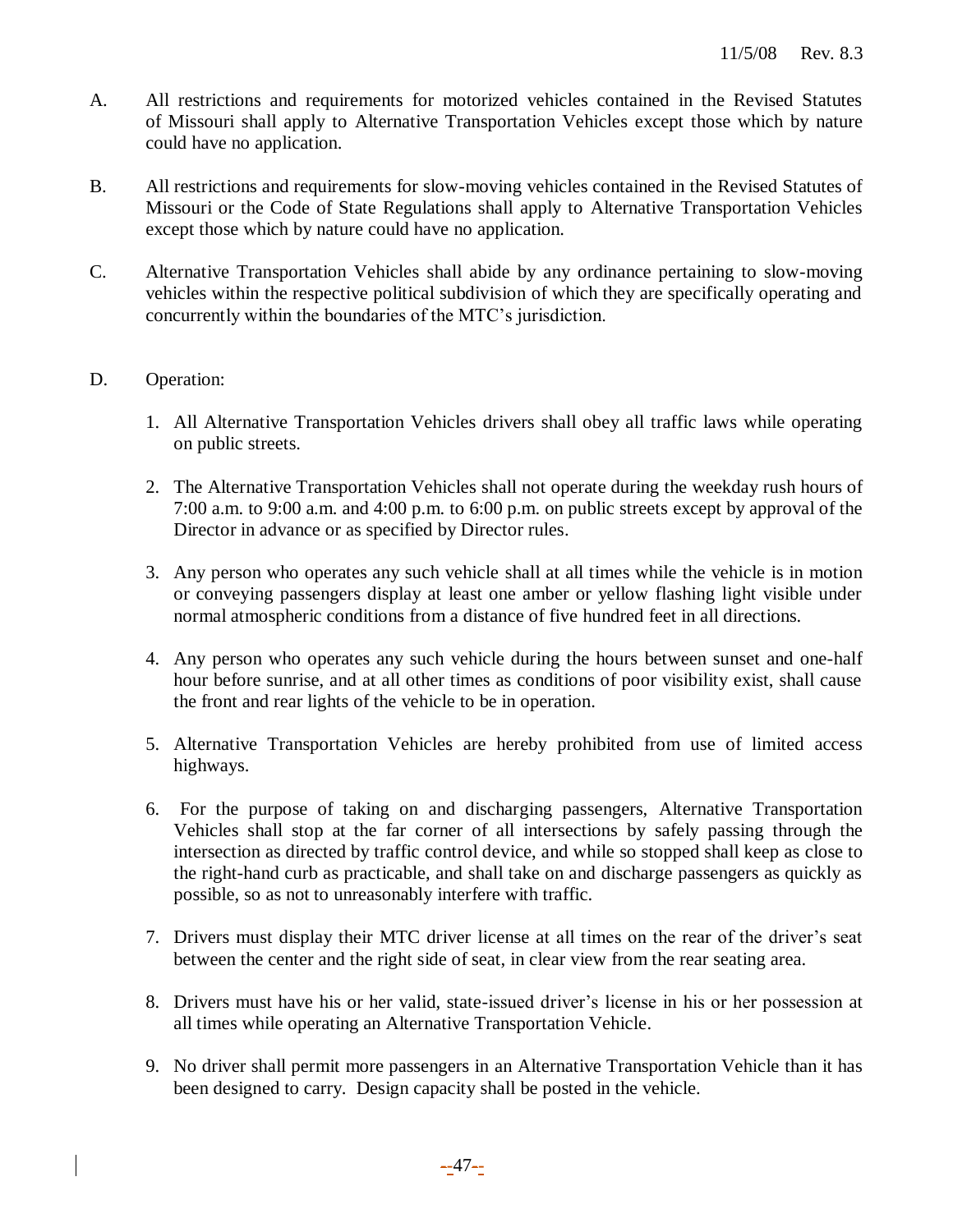A. All restrictions and requirements for motorized vehicles contained in the Revised Statutes of Missouri shall apply to Alternative Transportation Vehicles except those which by nature could have no application.

B. All restrictions and requirements for slow-moving vehicles contained in the Revised Statutes of Missouri or the Code of State Regulations shall apply to Alternative Transportation Vehicles except those which by nature could have no application.

C. Alternative Transportation Vehicles shall abide by any ordinance pertaining to slow-moving vehicles within the respective political subdivision of which they are specifically operating and concurrently within the boundaries of the MTC's jurisdiction.

D. Operation:

1. All Alternative Transportation Vehicles drivers shall obey all traffic laws while operating on public streets.

2. The Alternative Transportation Vehicles shall not operate during the weekday rush hours of 7:00 a.m. to 9:00 a.m. and 4:00 p.m. to 6:00 p.m. on public streets except by approval of the Director in advance or as specified by Director rules.

3. Any person who operates any such vehicle shall at all times while the vehicle is in motion or conveying passengers display at least one amber or yellow flashing light visible under normal atmospheric conditions from a distance of five hundred feet in all directions.

4. Any person who operates any such vehicle during the hours between sunset and one-half hour before sunrise, and at all other times as conditions of poor visibility exist, shall cause the front and rear lights of the vehicle to be in operation.

5. Alternative Transportation Vehicles are hereby prohibited from use of limited access highways.

6. For the purpose of taking on and discharging passengers, Alternative Transportation Vehicles shall stop at the far corner of all intersections by safely passing through the intersection as directed by traffic control device, and while so stopped shall keep as close to the right-hand curb as practicable, and shall take on and discharge passengers as quickly as possible, so as not to unreasonably interfere with traffic.

7. Drivers must display their MTC driver license at all times on the rear of the driver's seat between the center and the right side of seat, in clear view from the rear seating area.

8. Drivers must have his or her valid, state-issued driver's license in his or her possession at all times while operating an Alternative Transportation Vehicle.

9. No driver shall permit more passengers in an Alternative Transportation Vehicle than it has been designed to carry. Design capacity shall be posted in the vehicle.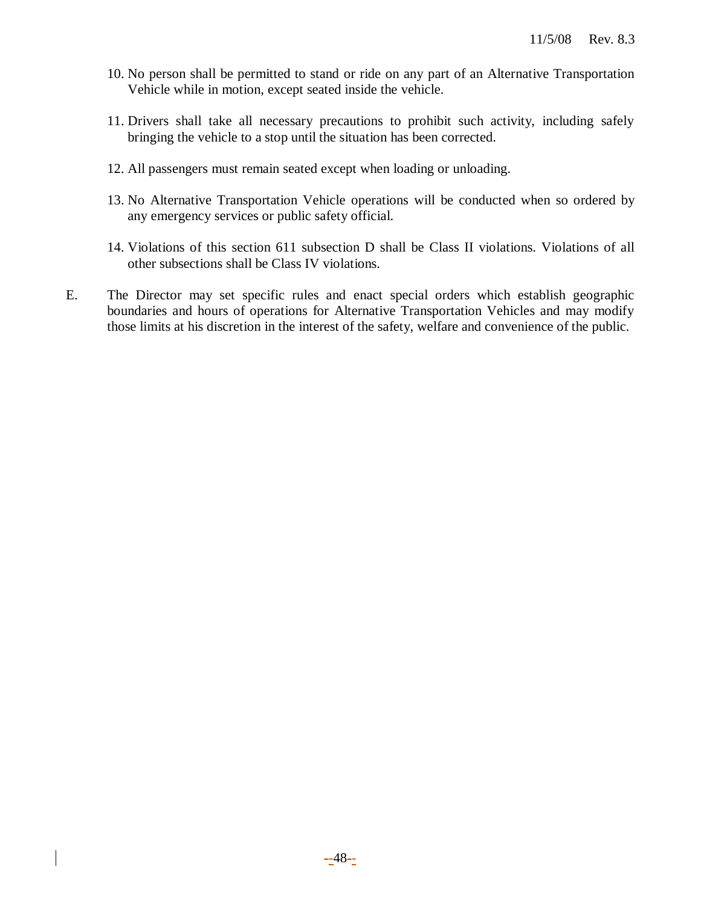10. No person shall be permitted to stand or ride on any part of an Alternative Transportation Vehicle while in motion, except seated inside the vehicle.

11. Drivers shall take all necessary precautions to prohibit such activity, including safely bringing the vehicle to a stop until the situation has been corrected.

12. All passengers must remain seated except when loading or unloading.

13. No Alternative Transportation Vehicle operations will be conducted when so ordered by any emergency services or public safety official.

14. Violations of this section 611 subsection D shall be Class II violations. Violations of all other subsections shall be Class IV violations.

E. The Director may set specific rules and enact special orders which establish geographic boundaries and hours of operations for Alternative Transportation Vehicles and may modify those limits at his discretion in the interest of the safety, welfare and convenience of the public.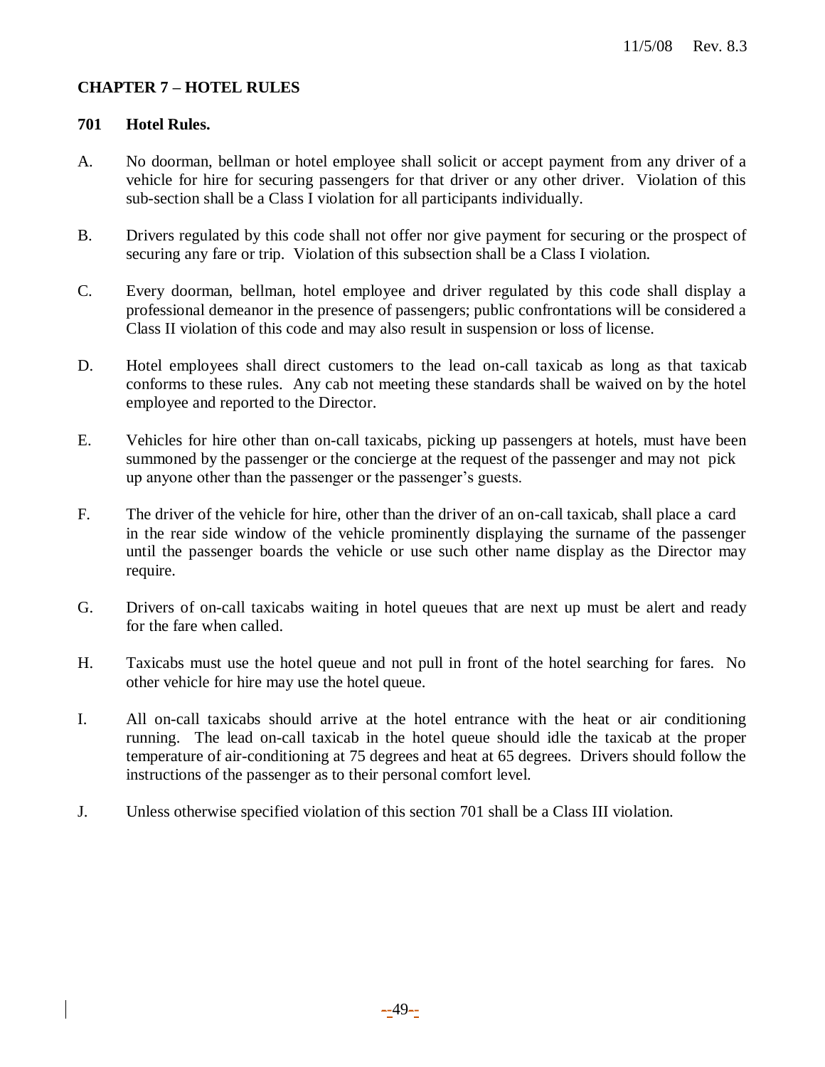## CHAPTER 7 – HOTEL RULES

### 701 Hotel Rules.

A. No doorman, bellman or hotel employee shall solicit or accept payment from any driver of a vehicle for hire for securing passengers for that driver or any other driver. Violation of this sub-section shall be a Class I violation for all participants individually.

B. Drivers regulated by this code shall not offer nor give payment for securing or the prospect of securing any fare or trip. Violation of this subsection shall be a Class I violation.

C. Every doorman, bellman, hotel employee and driver regulated by this code shall display a professional demeanor in the presence of passengers; public confrontations will be considered a Class II violation of this code and may also result in suspension or loss of license.

D. Hotel employees shall direct customers to the lead on-call taxicab as long as that taxicab conforms to these rules. Any cab not meeting these standards shall be waived on by the hotel employee and reported to the Director.

E. Vehicles for hire other than on-call taxicabs, picking up passengers at hotels, must have been summoned by the passenger or the concierge at the request of the passenger and may not pick up anyone other than the passenger or the passenger's guests.

F. The driver of the vehicle for hire, other than the driver of an on-call taxicab, shall place a card in the rear side window of the vehicle prominently displaying the surname of the passenger until the passenger boards the vehicle or use such other name display as the Director may require.

G. Drivers of on-call taxicabs waiting in hotel queues that are next up must be alert and ready for the fare when called.

H. Taxicabs must use the hotel queue and not pull in front of the hotel searching for fares. No other vehicle for hire may use the hotel queue.

I. All on-call taxicabs should arrive at the hotel entrance with the heat or air conditioning running. The lead on-call taxicab in the hotel queue should idle the taxicab at the proper temperature of air-conditioning at 75 degrees and heat at 65 degrees. Drivers should follow the instructions of the passenger as to their personal comfort level.

J. Unless otherwise specified violation of this section 701 shall be a Class III violation.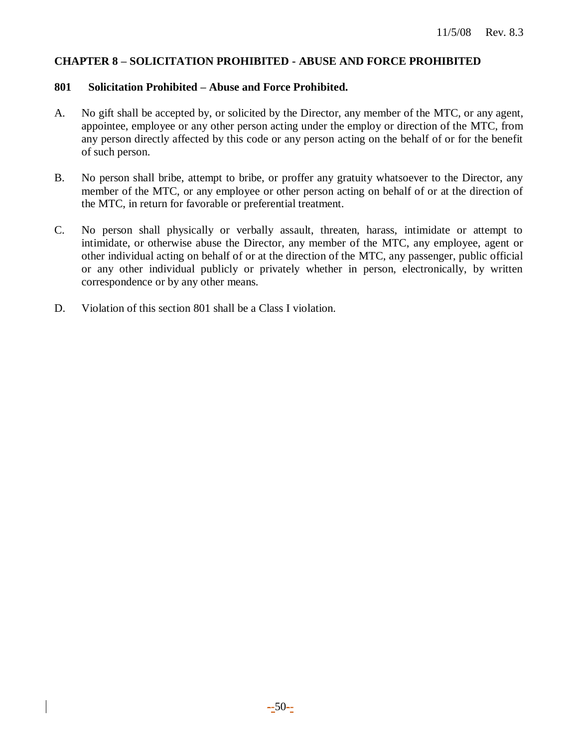## CHAPTER 8 – SOLICITATION PROHIBITED - ABUSE AND FORCE PROHIBITED

### 801 Solicitation Prohibited – Abuse and Force Prohibited.

A. No gift shall be accepted by, or solicited by the Director, any member of the MTC, or any agent, appointee, employee or any other person acting under the employ or direction of the MTC, from any person directly affected by this code or any person acting on the behalf of or for the benefit of such person.

B. No person shall bribe, attempt to bribe, or proffer any gratuity whatsoever to the Director, any member of the MTC, or any employee or other person acting on behalf of or at the direction of the MTC, in return for favorable or preferential treatment.

C. No person shall physically or verbally assault, threaten, harass, intimidate or attempt to intimidate, or otherwise abuse the Director, any member of the MTC, any employee, agent or other individual acting on behalf of or at the direction of the MTC, any passenger, public official or any other individual publicly or privately whether in person, electronically, by written correspondence or by any other means.

D. Violation of this section 801 shall be a Class I violation.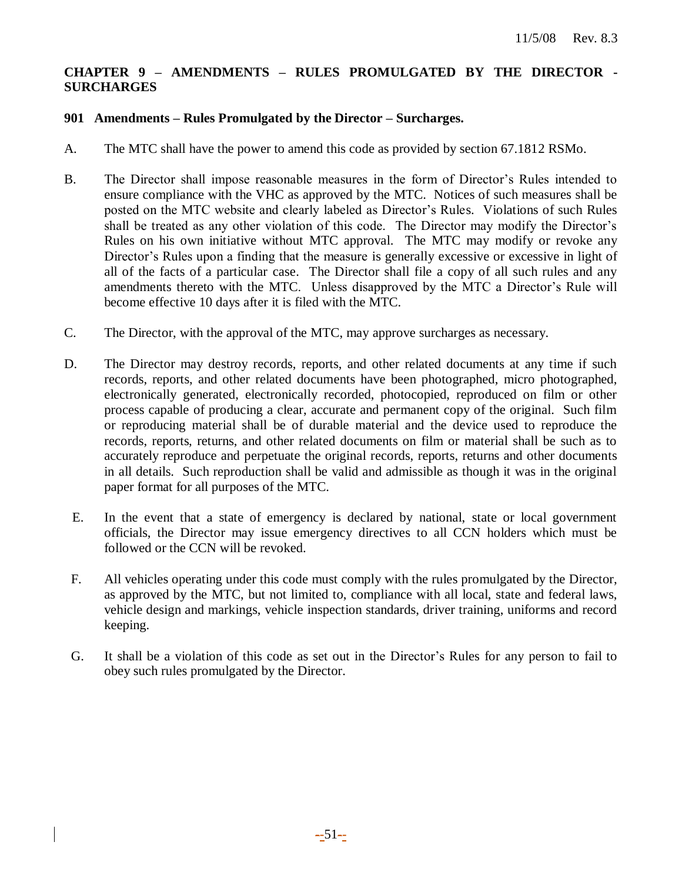## CHAPTER 9 – AMENDMENTS – RULES PROMULGATED BY THE DIRECTOR - SURCHARGES

### 901 Amendments – Rules Promulgated by the Director – Surcharges.

A. The MTC shall have the power to amend this code as provided by section 67.1812 RSMo.

B. The Director shall impose reasonable measures in the form of Director's Rules intended to ensure compliance with the VHC as approved by the MTC. Notices of such measures shall be posted on the MTC website and clearly labeled as Director's Rules. Violations of such Rules shall be treated as any other violation of this code. The Director may modify the Director's Rules on his own initiative without MTC approval. The MTC may modify or revoke any Director's Rules upon a finding that the measure is generally excessive or excessive in light of all of the facts of a particular case. The Director shall file a copy of all such rules and any amendments thereto with the MTC. Unless disapproved by the MTC a Director's Rule will become effective 10 days after it is filed with the MTC.

C. The Director, with the approval of the MTC, may approve surcharges as necessary.

D. The Director may destroy records, reports, and other related documents at any time if such records, reports, and other related documents have been photographed, micro photographed, electronically generated, electronically recorded, photocopied, reproduced on film or other process capable of producing a clear, accurate and permanent copy of the original. Such film or reproducing material shall be of durable material and the device used to reproduce the records, reports, returns, and other related documents on film or material shall be such as to accurately reproduce and perpetuate the original records, reports, returns and other documents in all details. Such reproduction shall be valid and admissible as though it was in the original paper format for all purposes of the MTC.

E. In the event that a state of emergency is declared by national, state or local government officials, the Director may issue emergency directives to all CCN holders which must be followed or the CCN will be revoked.

F. All vehicles operating under this code must comply with the rules promulgated by the Director, as approved by the MTC, but not limited to, compliance with all local, state and federal laws, vehicle design and markings, vehicle inspection standards, driver training, uniforms and record keeping.

G. It shall be a violation of this code as set out in the Director's Rules for any person to fail to obey such rules promulgated by the Director.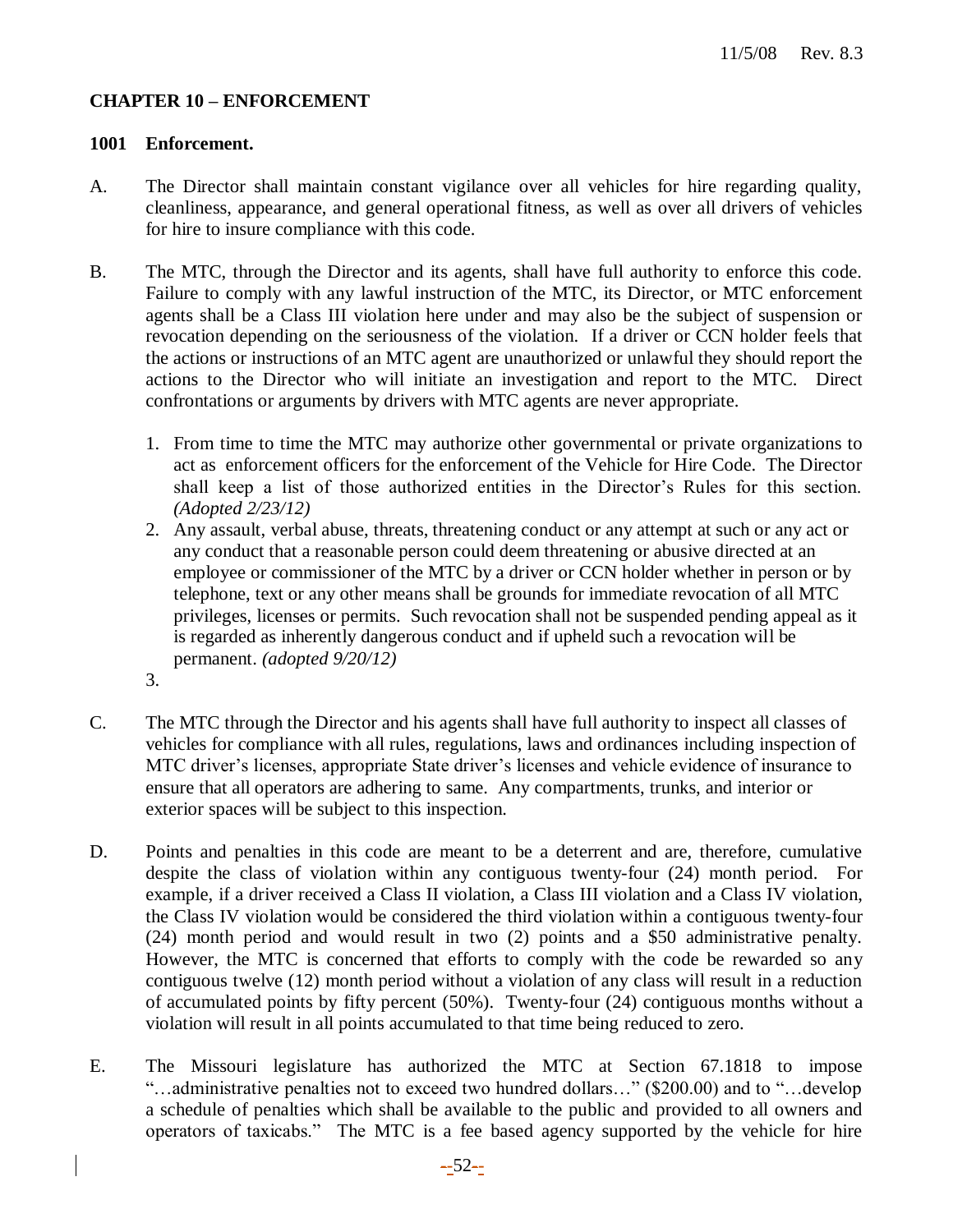## CHAPTER 10 – ENFORCEMENT

### 1001 Enforcement.

A. The Director shall maintain constant vigilance over all vehicles for hire regarding quality, cleanliness, appearance, and general operational fitness, as well as over all drivers of vehicles for hire to insure compliance with this code.

B. The MTC, through the Director and its agents, shall have full authority to enforce this code. Failure to comply with any lawful instruction of the MTC, its Director, or MTC enforcement agents shall be a Class III violation here under and may also be the subject of suspension or revocation depending on the seriousness of the violation. If a driver or CCN holder feels that the actions or instructions of an MTC agent are unauthorized or unlawful they should report the actions to the Director who will initiate an investigation and report to the MTC. Direct confrontations or arguments by drivers with MTC agents are never appropriate.

1. From time to time the MTC may authorize other governmental or private organizations to act as enforcement officers for the enforcement of the Vehicle for Hire Code. The Director shall keep a list of those authorized entities in the Director's Rules for this section. *(Adopted 2/23/12)*
2. Any assault, verbal abuse, threats, threatening conduct or any attempt at such or any act or any conduct that a reasonable person could deem threatening or abusive directed at an employee or commissioner of the MTC by a driver or CCN holder whether in person or by telephone, text or any other means shall be grounds for immediate revocation of all MTC privileges, licenses or permits. Such revocation shall not be suspended pending appeal as it is regarded as inherently dangerous conduct and if upheld such a revocation will be permanent. *(adopted 9/20/12)*
3.

C. The MTC through the Director and his agents shall have full authority to inspect all classes of vehicles for compliance with all rules, regulations, laws and ordinances including inspection of MTC driver's licenses, appropriate State driver's licenses and vehicle evidence of insurance to ensure that all operators are adhering to same. Any compartments, trunks, and interior or exterior spaces will be subject to this inspection.

D. Points and penalties in this code are meant to be a deterrent and are, therefore, cumulative despite the class of violation within any contiguous twenty-four (24) month period. For example, if a driver received a Class II violation, a Class III violation and a Class IV violation, the Class IV violation would be considered the third violation within a contiguous twenty-four (24) month period and would result in two (2) points and a $50 administrative penalty. However, the MTC is concerned that efforts to comply with the code be rewarded so any contiguous twelve (12) month period without a violation of any class will result in a reduction of accumulated points by fifty percent (50%). Twenty-four (24) contiguous months without a violation will result in all points accumulated to that time being reduced to zero.

E. The Missouri legislature has authorized the MTC at Section 67.1818 to impose "…administrative penalties not to exceed two hundred dollars…" ($200.00) and to "…develop a schedule of penalties which shall be available to the public and provided to all owners and operators of taxicabs." The MTC is a fee based agency supported by the vehicle for hire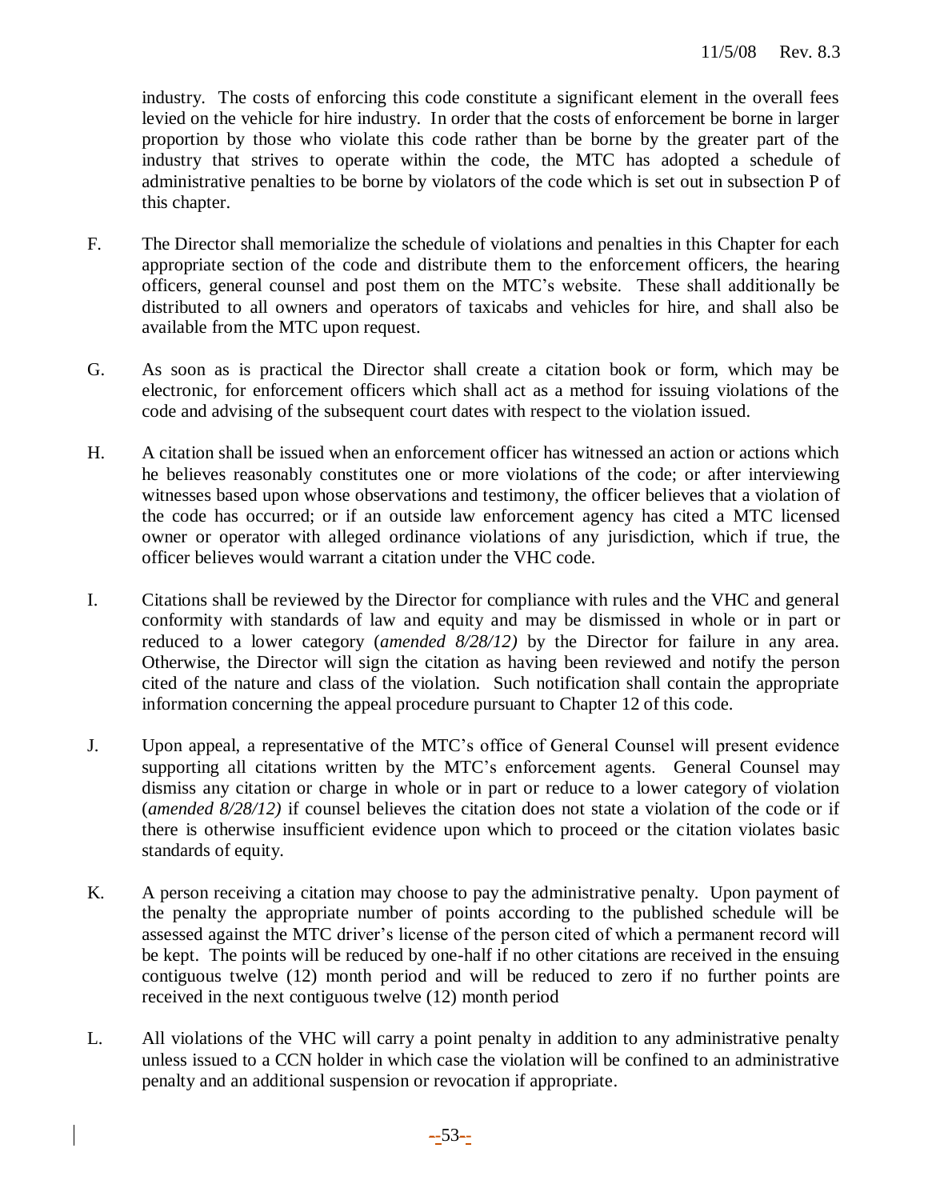industry. The costs of enforcing this code constitute a significant element in the overall fees levied on the vehicle for hire industry. In order that the costs of enforcement be borne in larger proportion by those who violate this code rather than be borne by the greater part of the industry that strives to operate within the code, the MTC has adopted a schedule of administrative penalties to be borne by violators of the code which is set out in subsection P of this chapter.

F. The Director shall memorialize the schedule of violations and penalties in this Chapter for each appropriate section of the code and distribute them to the enforcement officers, the hearing officers, general counsel and post them on the MTC's website. These shall additionally be distributed to all owners and operators of taxicabs and vehicles for hire, and shall also be available from the MTC upon request.

G. As soon as is practical the Director shall create a citation book or form, which may be electronic, for enforcement officers which shall act as a method for issuing violations of the code and advising of the subsequent court dates with respect to the violation issued.

H. A citation shall be issued when an enforcement officer has witnessed an action or actions which he believes reasonably constitutes one or more violations of the code; or after interviewing witnesses based upon whose observations and testimony, the officer believes that a violation of the code has occurred; or if an outside law enforcement agency has cited a MTC licensed owner or operator with alleged ordinance violations of any jurisdiction, which if true, the officer believes would warrant a citation under the VHC code.

I. Citations shall be reviewed by the Director for compliance with rules and the VHC and general conformity with standards of law and equity and may be dismissed in whole or in part or reduced to a lower category (*amended 8/28/12)* by the Director for failure in any area. Otherwise, the Director will sign the citation as having been reviewed and notify the person cited of the nature and class of the violation. Such notification shall contain the appropriate information concerning the appeal procedure pursuant to Chapter 12 of this code.

J. Upon appeal, a representative of the MTC's office of General Counsel will present evidence supporting all citations written by the MTC's enforcement agents. General Counsel may dismiss any citation or charge in whole or in part or reduce to a lower category of violation (*amended 8/28/12)* if counsel believes the citation does not state a violation of the code or if there is otherwise insufficient evidence upon which to proceed or the citation violates basic standards of equity.

K. A person receiving a citation may choose to pay the administrative penalty. Upon payment of the penalty the appropriate number of points according to the published schedule will be assessed against the MTC driver's license of the person cited of which a permanent record will be kept. The points will be reduced by one-half if no other citations are received in the ensuing contiguous twelve (12) month period and will be reduced to zero if no further points are received in the next contiguous twelve (12) month period

L. All violations of the VHC will carry a point penalty in addition to any administrative penalty unless issued to a CCN holder in which case the violation will be confined to an administrative penalty and an additional suspension or revocation if appropriate.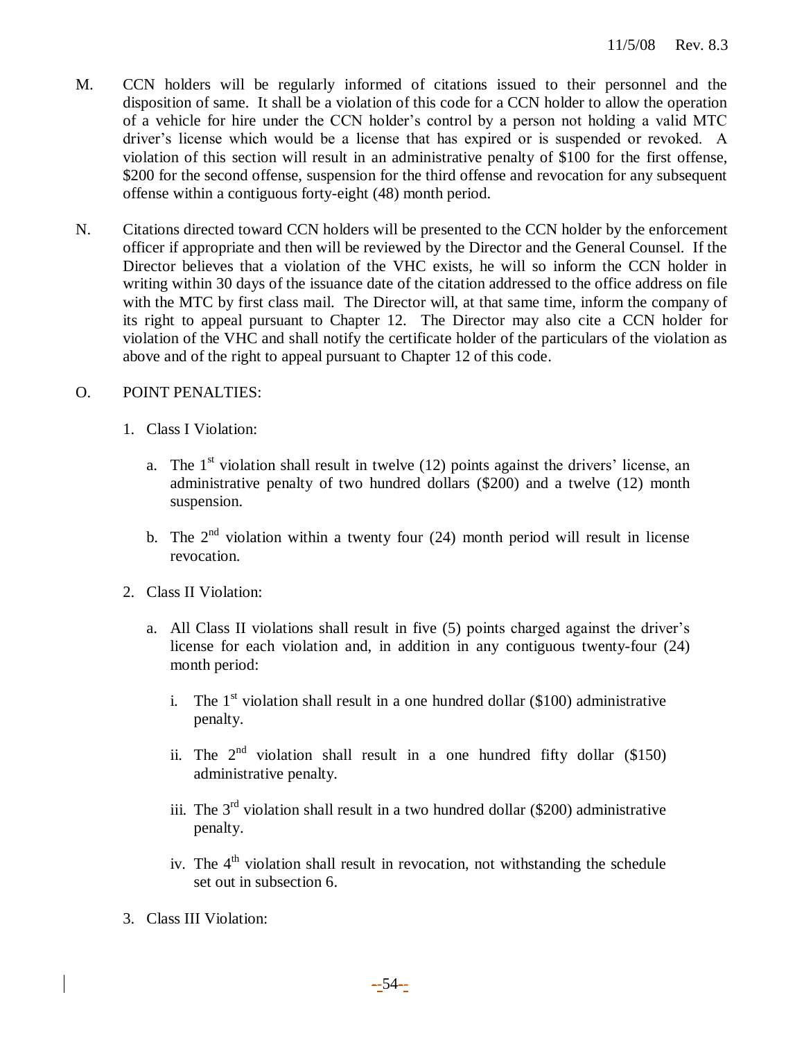M. CCN holders will be regularly informed of citations issued to their personnel and the disposition of same. It shall be a violation of this code for a CCN holder to allow the operation of a vehicle for hire under the CCN holder's control by a person not holding a valid MTC driver's license which would be a license that has expired or is suspended or revoked. A violation of this section will result in an administrative penalty of $100 for the first offense, $200 for the second offense, suspension for the third offense and revocation for any subsequent offense within a contiguous forty-eight (48) month period.

N. Citations directed toward CCN holders will be presented to the CCN holder by the enforcement officer if appropriate and then will be reviewed by the Director and the General Counsel. If the Director believes that a violation of the VHC exists, he will so inform the CCN holder in writing within 30 days of the issuance date of the citation addressed to the office address on file with the MTC by first class mail. The Director will, at that same time, inform the company of its right to appeal pursuant to Chapter 12. The Director may also cite a CCN holder for violation of the VHC and shall notify the certificate holder of the particulars of the violation as above and of the right to appeal pursuant to Chapter 12 of this code.

O. POINT PENALTIES:

1. Class I Violation:

   a. The 1st violation shall result in twelve (12) points against the drivers' license, an administrative penalty of two hundred dollars ($200) and a twelve (12) month suspension.

   b. The 2nd violation within a twenty four (24) month period will result in license revocation.

2. Class II Violation:

   a. All Class II violations shall result in five (5) points charged against the driver's license for each violation and, in addition in any contiguous twenty-four (24) month period:

      i. The 1st violation shall result in a one hundred dollar ($100) administrative penalty.

      ii. The 2nd violation shall result in a one hundred fifty dollar ($150) administrative penalty.

      iii. The 3rd violation shall result in a two hundred dollar ($200) administrative penalty.

      iv. The 4th violation shall result in revocation, not withstanding the schedule set out in subsection 6.

3. Class III Violation: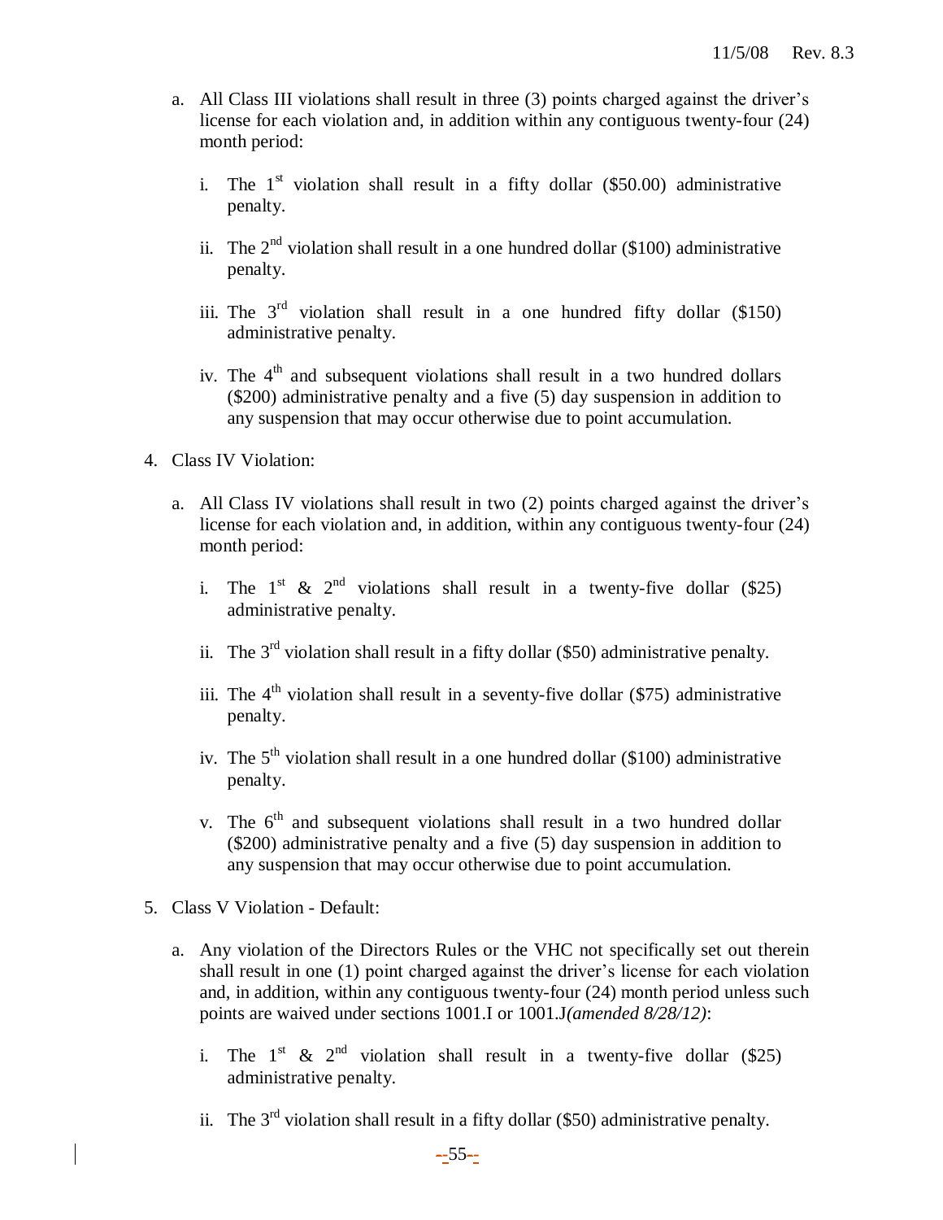a. All Class III violations shall result in three (3) points charged against the driver's license for each violation and, in addition within any contiguous twenty-four (24) month period:

   i. The 1st violation shall result in a fifty dollar ($50.00) administrative penalty.

   ii. The 2nd violation shall result in a one hundred dollar ($100) administrative penalty.

   iii. The 3rd violation shall result in a one hundred fifty dollar ($150) administrative penalty.

   iv. The 4th and subsequent violations shall result in a two hundred dollars ($200) administrative penalty and a five (5) day suspension in addition to any suspension that may occur otherwise due to point accumulation.

4. Class IV Violation:

   a. All Class IV violations shall result in two (2) points charged against the driver's license for each violation and, in addition, within any contiguous twenty-four (24) month period:

      i. The 1st & 2nd violations shall result in a twenty-five dollar ($25) administrative penalty.

      ii. The 3rd violation shall result in a fifty dollar ($50) administrative penalty.

      iii. The 4th violation shall result in a seventy-five dollar ($75) administrative penalty.

      iv. The 5th violation shall result in a one hundred dollar ($100) administrative penalty.

      v. The 6th and subsequent violations shall result in a two hundred dollar ($200) administrative penalty and a five (5) day suspension in addition to any suspension that may occur otherwise due to point accumulation.

5. Class V Violation - Default:

   a. Any violation of the Directors Rules or the VHC not specifically set out therein shall result in one (1) point charged against the driver's license for each violation and, in addition, within any contiguous twenty-four (24) month period unless such points are waived under sections 1001.I or 1001.J*(amended 8/28/12)*:

      i. The 1st & 2nd violation shall result in a twenty-five dollar ($25) administrative penalty.

      ii. The 3rd violation shall result in a fifty dollar ($50) administrative penalty.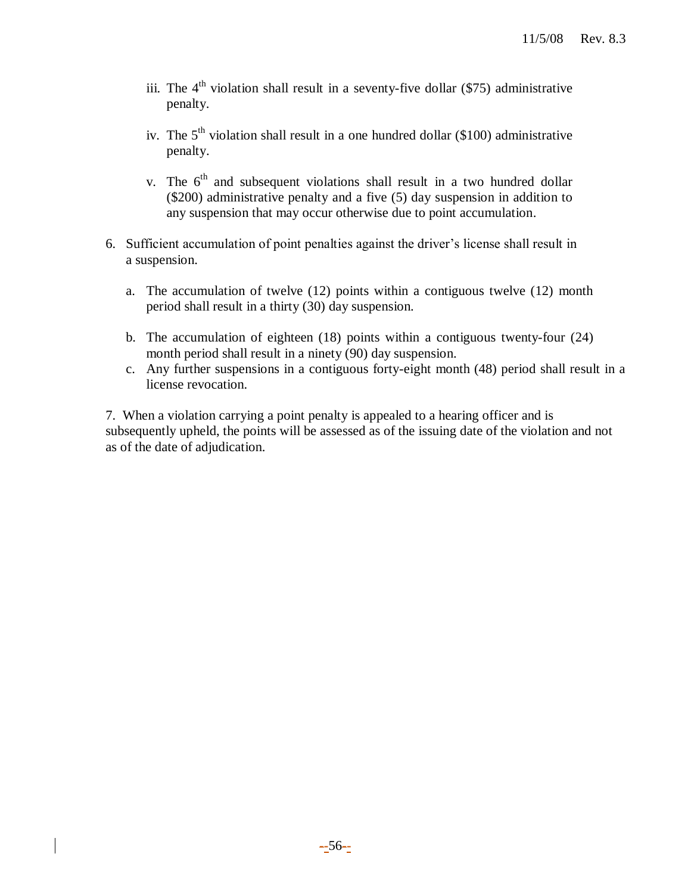iii. The 4th violation shall result in a seventy-five dollar ($75) administrative penalty.

iv. The 5th violation shall result in a one hundred dollar ($100) administrative penalty.

v. The 6th and subsequent violations shall result in a two hundred dollar ($200) administrative penalty and a five (5) day suspension in addition to any suspension that may occur otherwise due to point accumulation.

6. Sufficient accumulation of point penalties against the driver's license shall result in a suspension.

   a. The accumulation of twelve (12) points within a contiguous twelve (12) month period shall result in a thirty (30) day suspension.

   b. The accumulation of eighteen (18) points within a contiguous twenty-four (24) month period shall result in a ninety (90) day suspension.

   c. Any further suspensions in a contiguous forty-eight month (48) period shall result in a license revocation.

7. When a violation carrying a point penalty is appealed to a hearing officer and is subsequently upheld, the points will be assessed as of the issuing date of the violation and not as of the date of adjudication.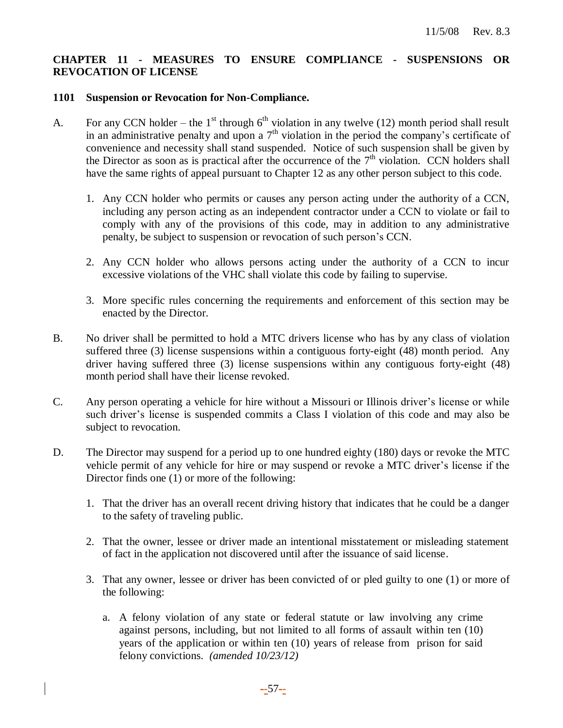## CHAPTER 11 - MEASURES TO ENSURE COMPLIANCE - SUSPENSIONS OR REVOCATION OF LICENSE

### 1101 Suspension or Revocation for Non-Compliance.

A. For any CCN holder – the 1st through 6th violation in any twelve (12) month period shall result in an administrative penalty and upon a 7th violation in the period the company's certificate of convenience and necessity shall stand suspended. Notice of such suspension shall be given by the Director as soon as is practical after the occurrence of the 7th violation. CCN holders shall have the same rights of appeal pursuant to Chapter 12 as any other person subject to this code.

   1. Any CCN holder who permits or causes any person acting under the authority of a CCN, including any person acting as an independent contractor under a CCN to violate or fail to comply with any of the provisions of this code, may in addition to any administrative penalty, be subject to suspension or revocation of such person's CCN.

   2. Any CCN holder who allows persons acting under the authority of a CCN to incur excessive violations of the VHC shall violate this code by failing to supervise.

   3. More specific rules concerning the requirements and enforcement of this section may be enacted by the Director.

B. No driver shall be permitted to hold a MTC drivers license who has by any class of violation suffered three (3) license suspensions within a contiguous forty-eight (48) month period. Any driver having suffered three (3) license suspensions within any contiguous forty-eight (48) month period shall have their license revoked.

C. Any person operating a vehicle for hire without a Missouri or Illinois driver's license or while such driver's license is suspended commits a Class I violation of this code and may also be subject to revocation.

D. The Director may suspend for a period up to one hundred eighty (180) days or revoke the MTC vehicle permit of any vehicle for hire or may suspend or revoke a MTC driver's license if the Director finds one (1) or more of the following:

   1. That the driver has an overall recent driving history that indicates that he could be a danger to the safety of traveling public.

   2. That the owner, lessee or driver made an intentional misstatement or misleading statement of fact in the application not discovered until after the issuance of said license.

   3. That any owner, lessee or driver has been convicted of or pled guilty to one (1) or more of the following:

      a. A felony violation of any state or federal statute or law involving any crime against persons, including, but not limited to all forms of assault within ten (10) years of the application or within ten (10) years of release from prison for said felony convictions. *(amended 10/23/12)*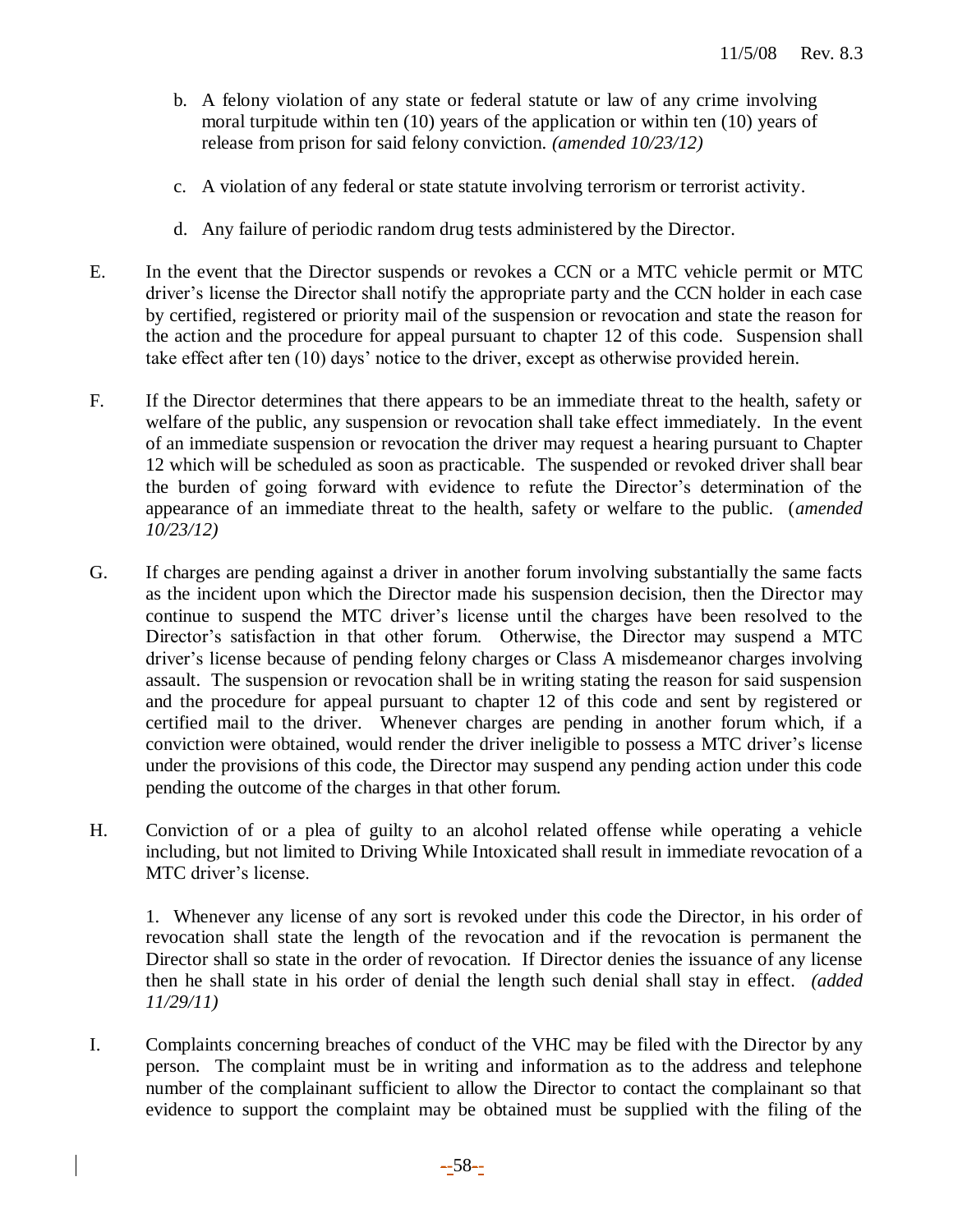b. A felony violation of any state or federal statute or law of any crime involving moral turpitude within ten (10) years of the application or within ten (10) years of release from prison for said felony conviction. *(amended 10/23/12)*

c. A violation of any federal or state statute involving terrorism or terrorist activity.

d. Any failure of periodic random drug tests administered by the Director.

E. In the event that the Director suspends or revokes a CCN or a MTC vehicle permit or MTC driver's license the Director shall notify the appropriate party and the CCN holder in each case by certified, registered or priority mail of the suspension or revocation and state the reason for the action and the procedure for appeal pursuant to chapter 12 of this code. Suspension shall take effect after ten (10) days' notice to the driver, except as otherwise provided herein.

F. If the Director determines that there appears to be an immediate threat to the health, safety or welfare of the public, any suspension or revocation shall take effect immediately. In the event of an immediate suspension or revocation the driver may request a hearing pursuant to Chapter 12 which will be scheduled as soon as practicable. The suspended or revoked driver shall bear the burden of going forward with evidence to refute the Director's determination of the appearance of an immediate threat to the health, safety or welfare to the public. (*amended 10/23/12)*

G. If charges are pending against a driver in another forum involving substantially the same facts as the incident upon which the Director made his suspension decision, then the Director may continue to suspend the MTC driver's license until the charges have been resolved to the Director's satisfaction in that other forum. Otherwise, the Director may suspend a MTC driver's license because of pending felony charges or Class A misdemeanor charges involving assault. The suspension or revocation shall be in writing stating the reason for said suspension and the procedure for appeal pursuant to chapter 12 of this code and sent by registered or certified mail to the driver. Whenever charges are pending in another forum which, if a conviction were obtained, would render the driver ineligible to possess a MTC driver's license under the provisions of this code, the Director may suspend any pending action under this code pending the outcome of the charges in that other forum.

H. Conviction of or a plea of guilty to an alcohol related offense while operating a vehicle including, but not limited to Driving While Intoxicated shall result in immediate revocation of a MTC driver's license.

1. Whenever any license of any sort is revoked under this code the Director, in his order of revocation shall state the length of the revocation and if the revocation is permanent the Director shall so state in the order of revocation. If Director denies the issuance of any license then he shall state in his order of denial the length such denial shall stay in effect. *(added 11/29/11)*

I. Complaints concerning breaches of conduct of the VHC may be filed with the Director by any person. The complaint must be in writing and information as to the address and telephone number of the complainant sufficient to allow the Director to contact the complainant so that evidence to support the complaint may be obtained must be supplied with the filing of the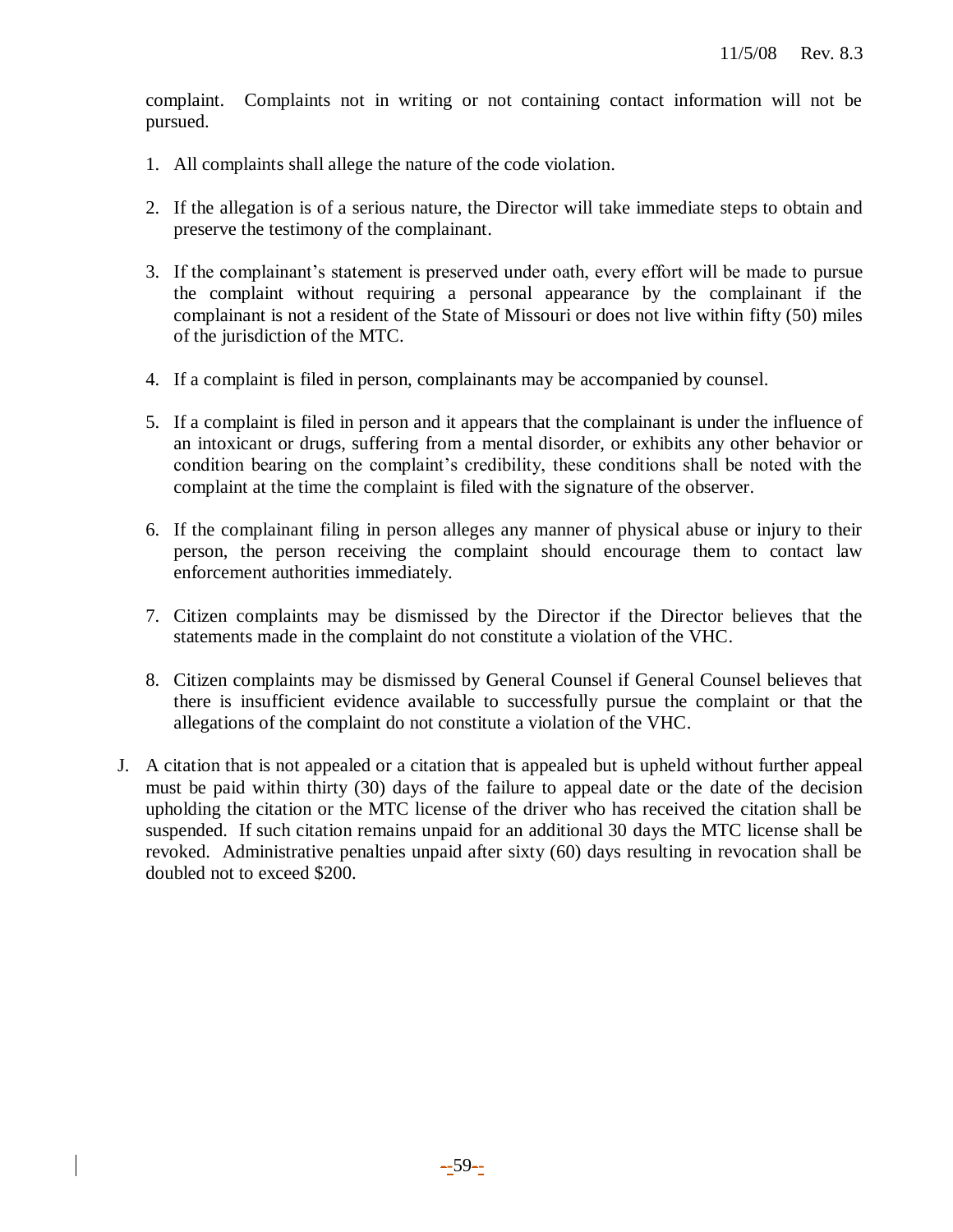complaint. Complaints not in writing or not containing contact information will not be pursued.

1. All complaints shall allege the nature of the code violation.

2. If the allegation is of a serious nature, the Director will take immediate steps to obtain and preserve the testimony of the complainant.

3. If the complainant's statement is preserved under oath, every effort will be made to pursue the complaint without requiring a personal appearance by the complainant if the complainant is not a resident of the State of Missouri or does not live within fifty (50) miles of the jurisdiction of the MTC.

4. If a complaint is filed in person, complainants may be accompanied by counsel.

5. If a complaint is filed in person and it appears that the complainant is under the influence of an intoxicant or drugs, suffering from a mental disorder, or exhibits any other behavior or condition bearing on the complaint's credibility, these conditions shall be noted with the complaint at the time the complaint is filed with the signature of the observer.

6. If the complainant filing in person alleges any manner of physical abuse or injury to their person, the person receiving the complaint should encourage them to contact law enforcement authorities immediately.

7. Citizen complaints may be dismissed by the Director if the Director believes that the statements made in the complaint do not constitute a violation of the VHC.

8. Citizen complaints may be dismissed by General Counsel if General Counsel believes that there is insufficient evidence available to successfully pursue the complaint or that the allegations of the complaint do not constitute a violation of the VHC.

J. A citation that is not appealed or a citation that is appealed but is upheld without further appeal must be paid within thirty (30) days of the failure to appeal date or the date of the decision upholding the citation or the MTC license of the driver who has received the citation shall be suspended. If such citation remains unpaid for an additional 30 days the MTC license shall be revoked. Administrative penalties unpaid after sixty (60) days resulting in revocation shall be doubled not to exceed $200.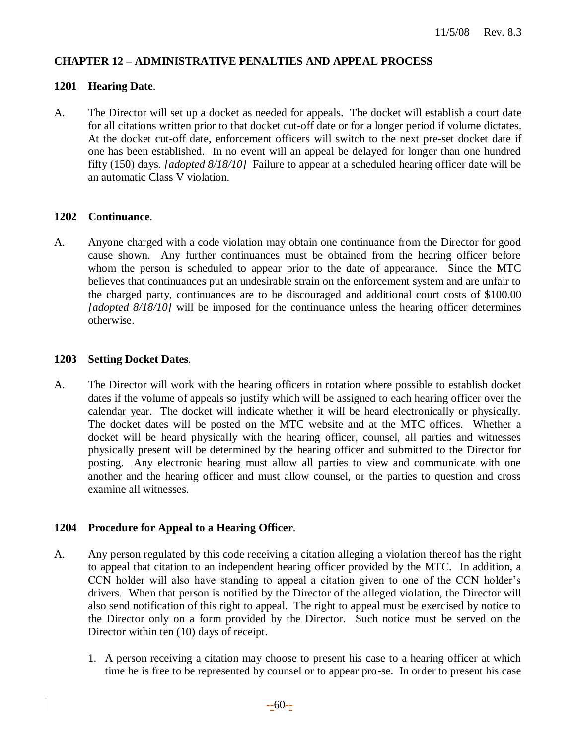## CHAPTER 12 – ADMINISTRATIVE PENALTIES AND APPEAL PROCESS

### 1201 Hearing Date.

A. The Director will set up a docket as needed for appeals. The docket will establish a court date for all citations written prior to that docket cut-off date or for a longer period if volume dictates. At the docket cut-off date, enforcement officers will switch to the next pre-set docket date if one has been established. In no event will an appeal be delayed for longer than one hundred fifty (150) days. *[adopted 8/18/10]* Failure to appear at a scheduled hearing officer date will be an automatic Class V violation.

### 1202 Continuance.

A. Anyone charged with a code violation may obtain one continuance from the Director for good cause shown. Any further continuances must be obtained from the hearing officer before whom the person is scheduled to appear prior to the date of appearance. Since the MTC believes that continuances put an undesirable strain on the enforcement system and are unfair to the charged party, continuances are to be discouraged and additional court costs of $100.00 *[adopted 8/18/10]* will be imposed for the continuance unless the hearing officer determines otherwise.

### 1203 Setting Docket Dates.

A. The Director will work with the hearing officers in rotation where possible to establish docket dates if the volume of appeals so justify which will be assigned to each hearing officer over the calendar year. The docket will indicate whether it will be heard electronically or physically. The docket dates will be posted on the MTC website and at the MTC offices. Whether a docket will be heard physically with the hearing officer, counsel, all parties and witnesses physically present will be determined by the hearing officer and submitted to the Director for posting. Any electronic hearing must allow all parties to view and communicate with one another and the hearing officer and must allow counsel, or the parties to question and cross examine all witnesses.

### 1204 Procedure for Appeal to a Hearing Officer.

A. Any person regulated by this code receiving a citation alleging a violation thereof has the right to appeal that citation to an independent hearing officer provided by the MTC. In addition, a CCN holder will also have standing to appeal a citation given to one of the CCN holder's drivers. When that person is notified by the Director of the alleged violation, the Director will also send notification of this right to appeal. The right to appeal must be exercised by notice to the Director only on a form provided by the Director. Such notice must be served on the Director within ten (10) days of receipt.

   1. A person receiving a citation may choose to present his case to a hearing officer at which time he is free to be represented by counsel or to appear pro-se. In order to present his case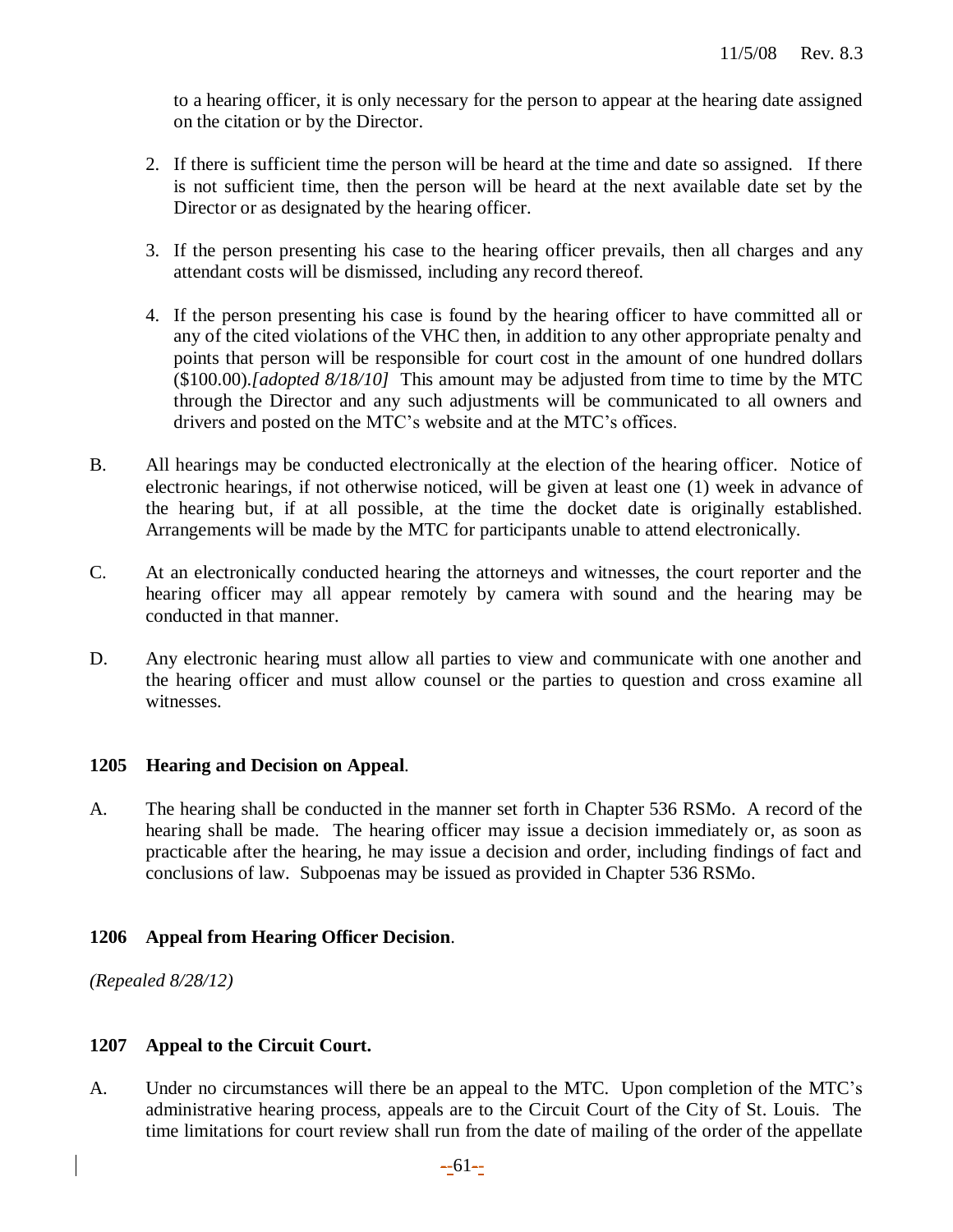to a hearing officer, it is only necessary for the person to appear at the hearing date assigned on the citation or by the Director.

2. If there is sufficient time the person will be heard at the time and date so assigned. If there is not sufficient time, then the person will be heard at the next available date set by the Director or as designated by the hearing officer.

3. If the person presenting his case to the hearing officer prevails, then all charges and any attendant costs will be dismissed, including any record thereof.

4. If the person presenting his case is found by the hearing officer to have committed all or any of the cited violations of the VHC then, in addition to any other appropriate penalty and points that person will be responsible for court cost in the amount of one hundred dollars ($100.00).*[adopted 8/18/10]* This amount may be adjusted from time to time by the MTC through the Director and any such adjustments will be communicated to all owners and drivers and posted on the MTC's website and at the MTC's offices.

B. All hearings may be conducted electronically at the election of the hearing officer. Notice of electronic hearings, if not otherwise noticed, will be given at least one (1) week in advance of the hearing but, if at all possible, at the time the docket date is originally established. Arrangements will be made by the MTC for participants unable to attend electronically.

C. At an electronically conducted hearing the attorneys and witnesses, the court reporter and the hearing officer may all appear remotely by camera with sound and the hearing may be conducted in that manner.

D. Any electronic hearing must allow all parties to view and communicate with one another and the hearing officer and must allow counsel or the parties to question and cross examine all witnesses.

**1205 Hearing and Decision on Appeal**.

A. The hearing shall be conducted in the manner set forth in Chapter 536 RSMo. A record of the hearing shall be made. The hearing officer may issue a decision immediately or, as soon as practicable after the hearing, he may issue a decision and order, including findings of fact and conclusions of law. Subpoenas may be issued as provided in Chapter 536 RSMo.

**1206 Appeal from Hearing Officer Decision**.

*(Repealed 8/28/12)*

**1207 Appeal to the Circuit Court.**

A. Under no circumstances will there be an appeal to the MTC. Upon completion of the MTC's administrative hearing process, appeals are to the Circuit Court of the City of St. Louis. The time limitations for court review shall run from the date of mailing of the order of the appellate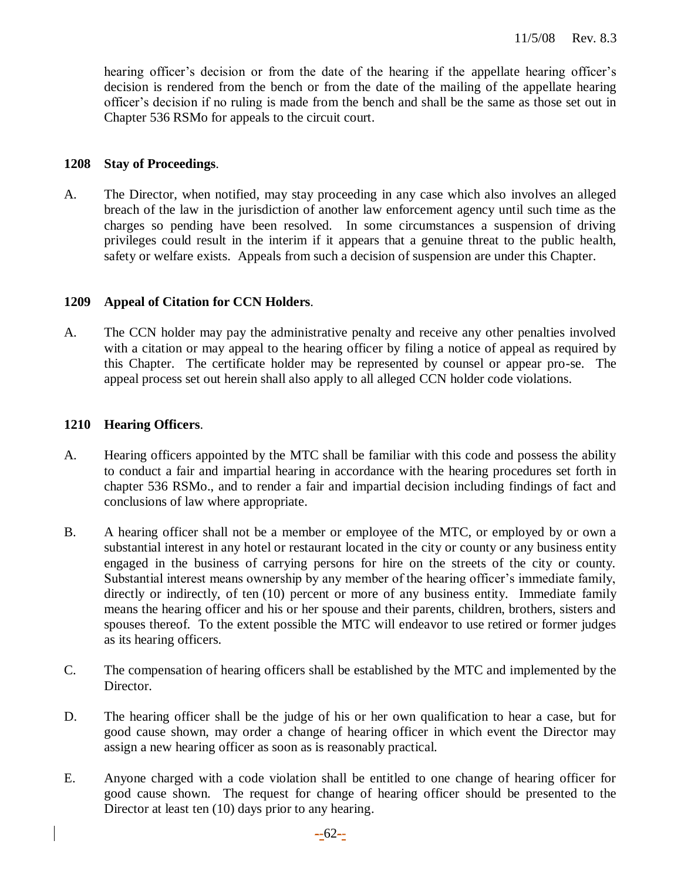hearing officer's decision or from the date of the hearing if the appellate hearing officer's decision is rendered from the bench or from the date of the mailing of the appellate hearing officer's decision if no ruling is made from the bench and shall be the same as those set out in Chapter 536 RSMo for appeals to the circuit court.

**1208 Stay of Proceedings**.

A. The Director, when notified, may stay proceeding in any case which also involves an alleged breach of the law in the jurisdiction of another law enforcement agency until such time as the charges so pending have been resolved. In some circumstances a suspension of driving privileges could result in the interim if it appears that a genuine threat to the public health, safety or welfare exists. Appeals from such a decision of suspension are under this Chapter.

**1209 Appeal of Citation for CCN Holders**.

A. The CCN holder may pay the administrative penalty and receive any other penalties involved with a citation or may appeal to the hearing officer by filing a notice of appeal as required by this Chapter. The certificate holder may be represented by counsel or appear pro-se. The appeal process set out herein shall also apply to all alleged CCN holder code violations.

**1210 Hearing Officers**.

A. Hearing officers appointed by the MTC shall be familiar with this code and possess the ability to conduct a fair and impartial hearing in accordance with the hearing procedures set forth in chapter 536 RSMo., and to render a fair and impartial decision including findings of fact and conclusions of law where appropriate.

B. A hearing officer shall not be a member or employee of the MTC, or employed by or own a substantial interest in any hotel or restaurant located in the city or county or any business entity engaged in the business of carrying persons for hire on the streets of the city or county. Substantial interest means ownership by any member of the hearing officer's immediate family, directly or indirectly, of ten (10) percent or more of any business entity. Immediate family means the hearing officer and his or her spouse and their parents, children, brothers, sisters and spouses thereof. To the extent possible the MTC will endeavor to use retired or former judges as its hearing officers.

C. The compensation of hearing officers shall be established by the MTC and implemented by the Director.

D. The hearing officer shall be the judge of his or her own qualification to hear a case, but for good cause shown, may order a change of hearing officer in which event the Director may assign a new hearing officer as soon as is reasonably practical.

E. Anyone charged with a code violation shall be entitled to one change of hearing officer for good cause shown. The request for change of hearing officer should be presented to the Director at least ten (10) days prior to any hearing.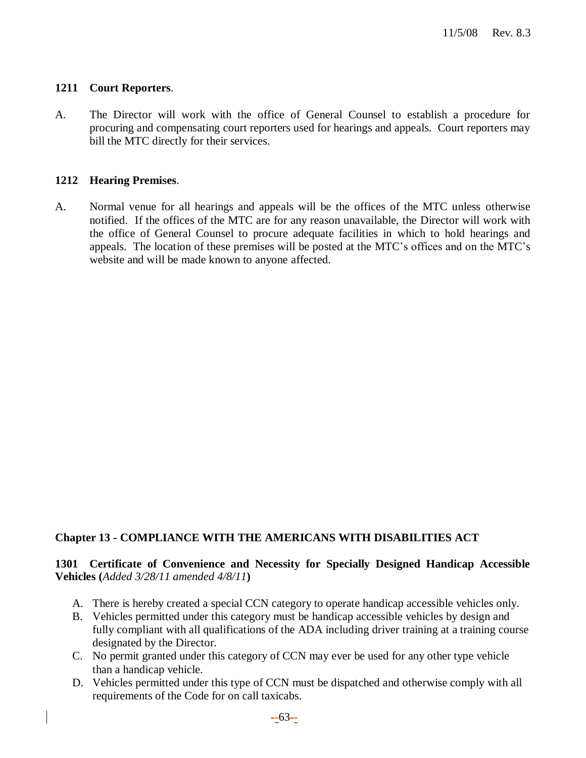### 1211 Court Reporters.

A. The Director will work with the office of General Counsel to establish a procedure for procuring and compensating court reporters used for hearings and appeals. Court reporters may bill the MTC directly for their services.

### 1212 Hearing Premises.

A. Normal venue for all hearings and appeals will be the offices of the MTC unless otherwise notified. If the offices of the MTC are for any reason unavailable, the Director will work with the office of General Counsel to procure adequate facilities in which to hold hearings and appeals. The location of these premises will be posted at the MTC's offices and on the MTC's website and will be made known to anyone affected.

## Chapter 13 - COMPLIANCE WITH THE AMERICANS WITH DISABILITIES ACT

### 1301 Certificate of Convenience and Necessity for Specially Designed Handicap Accessible Vehicles (*Added 3/28/11 amended 4/8/11*)

A. There is hereby created a special CCN category to operate handicap accessible vehicles only.
B. Vehicles permitted under this category must be handicap accessible vehicles by design and fully compliant with all qualifications of the ADA including driver training at a training course designated by the Director.
C. No permit granted under this category of CCN may ever be used for any other type vehicle than a handicap vehicle.
D. Vehicles permitted under this type of CCN must be dispatched and otherwise comply with all requirements of the Code for on call taxicabs.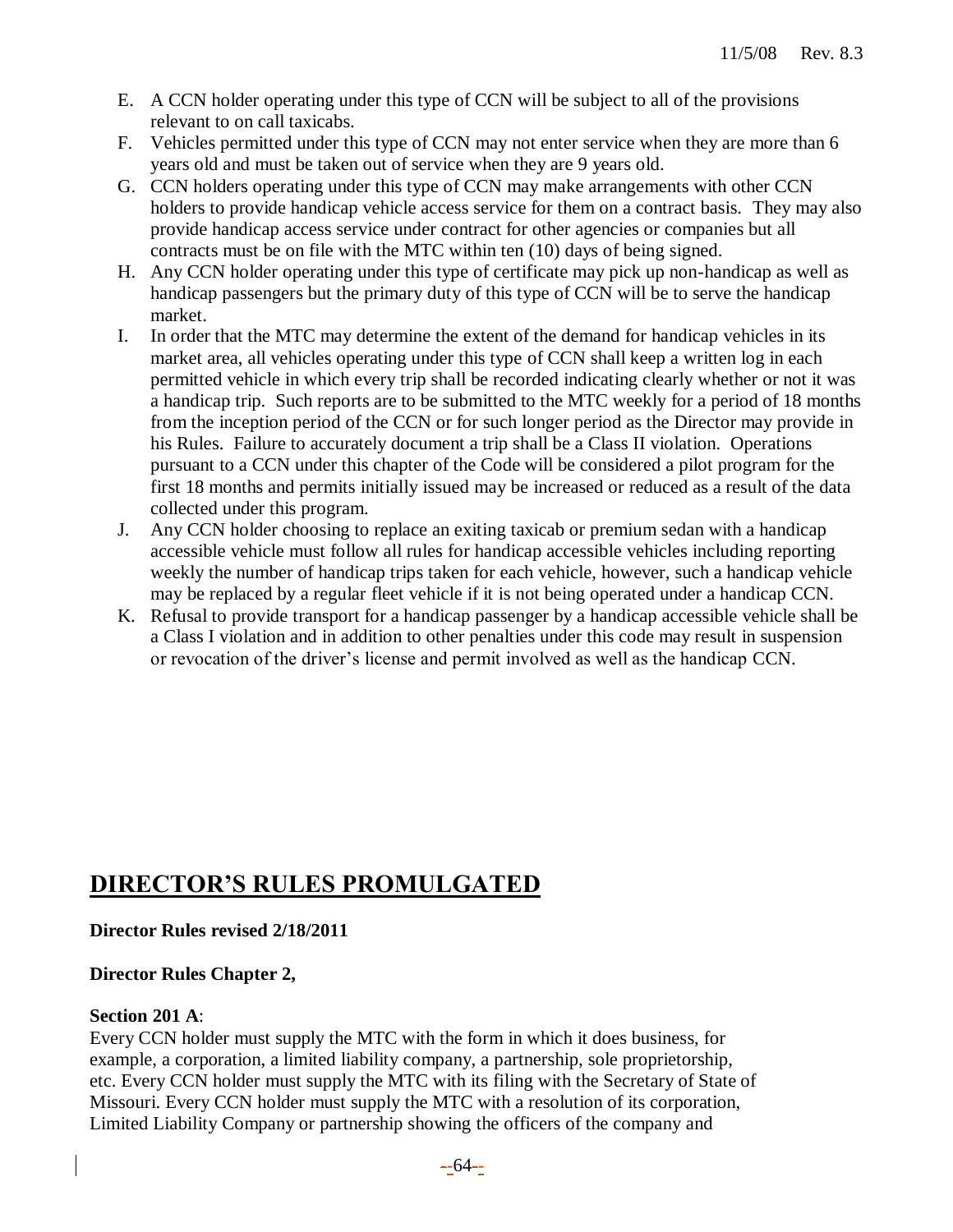E. A CCN holder operating under this type of CCN will be subject to all of the provisions relevant to on call taxicabs.
F. Vehicles permitted under this type of CCN may not enter service when they are more than 6 years old and must be taken out of service when they are 9 years old.
G. CCN holders operating under this type of CCN may make arrangements with other CCN holders to provide handicap vehicle access service for them on a contract basis. They may also provide handicap access service under contract for other agencies or companies but all contracts must be on file with the MTC within ten (10) days of being signed.
H. Any CCN holder operating under this type of certificate may pick up non-handicap as well as handicap passengers but the primary duty of this type of CCN will be to serve the handicap market.
I. In order that the MTC may determine the extent of the demand for handicap vehicles in its market area, all vehicles operating under this type of CCN shall keep a written log in each permitted vehicle in which every trip shall be recorded indicating clearly whether or not it was a handicap trip. Such reports are to be submitted to the MTC weekly for a period of 18 months from the inception period of the CCN or for such longer period as the Director may provide in his Rules. Failure to accurately document a trip shall be a Class II violation. Operations pursuant to a CCN under this chapter of the Code will be considered a pilot program for the first 18 months and permits initially issued may be increased or reduced as a result of the data collected under this program.
J. Any CCN holder choosing to replace an exiting taxicab or premium sedan with a handicap accessible vehicle must follow all rules for handicap accessible vehicles including reporting weekly the number of handicap trips taken for each vehicle, however, such a handicap vehicle may be replaced by a regular fleet vehicle if it is not being operated under a handicap CCN.
K. Refusal to provide transport for a handicap passenger by a handicap accessible vehicle shall be a Class I violation and in addition to other penalties under this code may result in suspension or revocation of the driver's license and permit involved as well as the handicap CCN.

# DIRECTOR'S RULES PROMULGATED

**Director Rules revised 2/18/2011**

**Director Rules Chapter 2,**

**Section 201 A**:
Every CCN holder must supply the MTC with the form in which it does business, for example, a corporation, a limited liability company, a partnership, sole proprietorship, etc. Every CCN holder must supply the MTC with its filing with the Secretary of State of Missouri. Every CCN holder must supply the MTC with a resolution of its corporation, Limited Liability Company or partnership showing the officers of the company and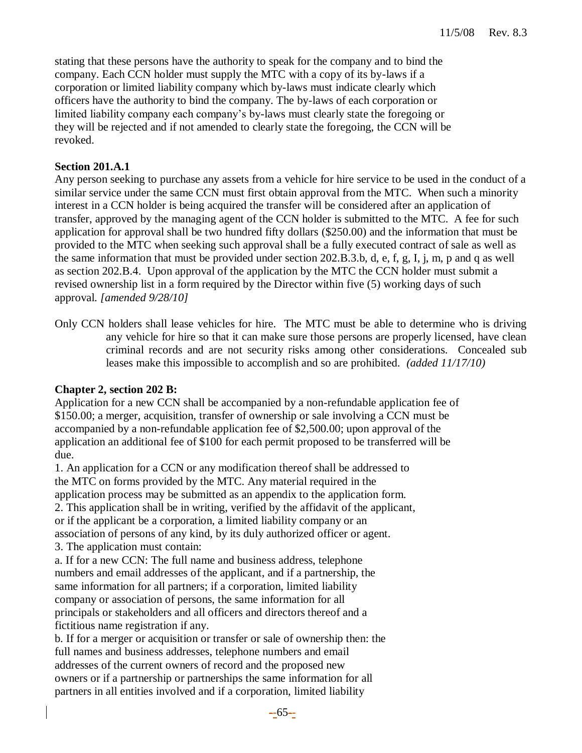stating that these persons have the authority to speak for the company and to bind the company. Each CCN holder must supply the MTC with a copy of its by-laws if a corporation or limited liability company which by-laws must indicate clearly which officers have the authority to bind the company. The by-laws of each corporation or limited liability company each company's by-laws must clearly state the foregoing or they will be rejected and if not amended to clearly state the foregoing, the CCN will be revoked.

**Section 201.A.1**

Any person seeking to purchase any assets from a vehicle for hire service to be used in the conduct of a similar service under the same CCN must first obtain approval from the MTC. When such a minority interest in a CCN holder is being acquired the transfer will be considered after an application of transfer, approved by the managing agent of the CCN holder is submitted to the MTC. A fee for such application for approval shall be two hundred fifty dollars ($250.00) and the information that must be provided to the MTC when seeking such approval shall be a fully executed contract of sale as well as the same information that must be provided under section 202.B.3.b, d, e, f, g, I, j, m, p and q as well as section 202.B.4. Upon approval of the application by the MTC the CCN holder must submit a revised ownership list in a form required by the Director within five (5) working days of such approval. *[amended 9/28/10]*

Only CCN holders shall lease vehicles for hire. The MTC must be able to determine who is driving any vehicle for hire so that it can make sure those persons are properly licensed, have clean criminal records and are not security risks among other considerations. Concealed sub leases make this impossible to accomplish and so are prohibited. *(added 11/17/10)*

**Chapter 2, section 202 B:**

Application for a new CCN shall be accompanied by a non-refundable application fee of $150.00; a merger, acquisition, transfer of ownership or sale involving a CCN must be accompanied by a non-refundable application fee of $2,500.00; upon approval of the application an additional fee of $100 for each permit proposed to be transferred will be due.

1. An application for a CCN or any modification thereof shall be addressed to the MTC on forms provided by the MTC. Any material required in the application process may be submitted as an appendix to the application form.
2. This application shall be in writing, verified by the affidavit of the applicant, or if the applicant be a corporation, a limited liability company or an association of persons of any kind, by its duly authorized officer or agent.
3. The application must contain:

a. If for a new CCN: The full name and business address, telephone numbers and email addresses of the applicant, and if a partnership, the same information for all partners; if a corporation, limited liability company or association of persons, the same information for all principals or stakeholders and all officers and directors thereof and a fictitious name registration if any.

b. If for a merger or acquisition or transfer or sale of ownership then: the full names and business addresses, telephone numbers and email addresses of the current owners of record and the proposed new owners or if a partnership or partnerships the same information for all partners in all entities involved and if a corporation, limited liability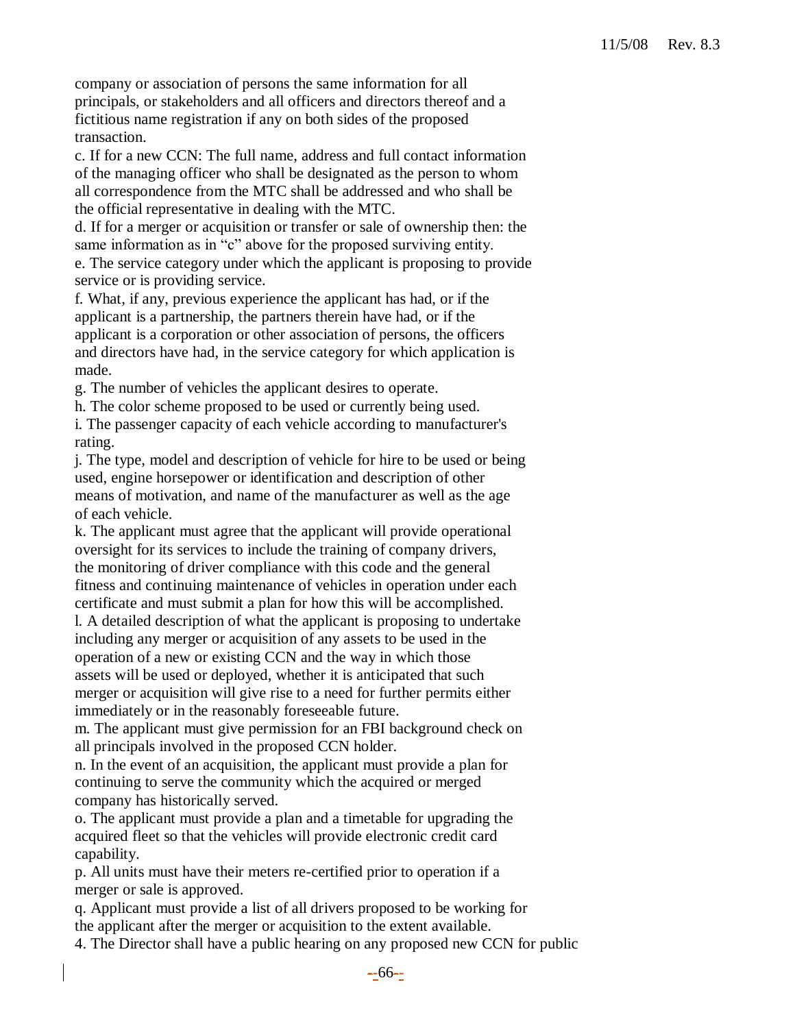company or association of persons the same information for all principals, or stakeholders and all officers and directors thereof and a fictitious name registration if any on both sides of the proposed transaction.

c. If for a new CCN: The full name, address and full contact information of the managing officer who shall be designated as the person to whom all correspondence from the MTC shall be addressed and who shall be the official representative in dealing with the MTC.

d. If for a merger or acquisition or transfer or sale of ownership then: the same information as in "c" above for the proposed surviving entity.

e. The service category under which the applicant is proposing to provide service or is providing service.

f. What, if any, previous experience the applicant has had, or if the applicant is a partnership, the partners therein have had, or if the applicant is a corporation or other association of persons, the officers and directors have had, in the service category for which application is made.

g. The number of vehicles the applicant desires to operate.

h. The color scheme proposed to be used or currently being used.

i. The passenger capacity of each vehicle according to manufacturer's rating.

j. The type, model and description of vehicle for hire to be used or being used, engine horsepower or identification and description of other means of motivation, and name of the manufacturer as well as the age of each vehicle.

k. The applicant must agree that the applicant will provide operational oversight for its services to include the training of company drivers, the monitoring of driver compliance with this code and the general fitness and continuing maintenance of vehicles in operation under each certificate and must submit a plan for how this will be accomplished.

l. A detailed description of what the applicant is proposing to undertake including any merger or acquisition of any assets to be used in the operation of a new or existing CCN and the way in which those assets will be used or deployed, whether it is anticipated that such merger or acquisition will give rise to a need for further permits either immediately or in the reasonably foreseeable future.

m. The applicant must give permission for an FBI background check on all principals involved in the proposed CCN holder.

n. In the event of an acquisition, the applicant must provide a plan for continuing to serve the community which the acquired or merged company has historically served.

o. The applicant must provide a plan and a timetable for upgrading the acquired fleet so that the vehicles will provide electronic credit card capability.

p. All units must have their meters re-certified prior to operation if a merger or sale is approved.

q. Applicant must provide a list of all drivers proposed to be working for the applicant after the merger or acquisition to the extent available.

4. The Director shall have a public hearing on any proposed new CCN for public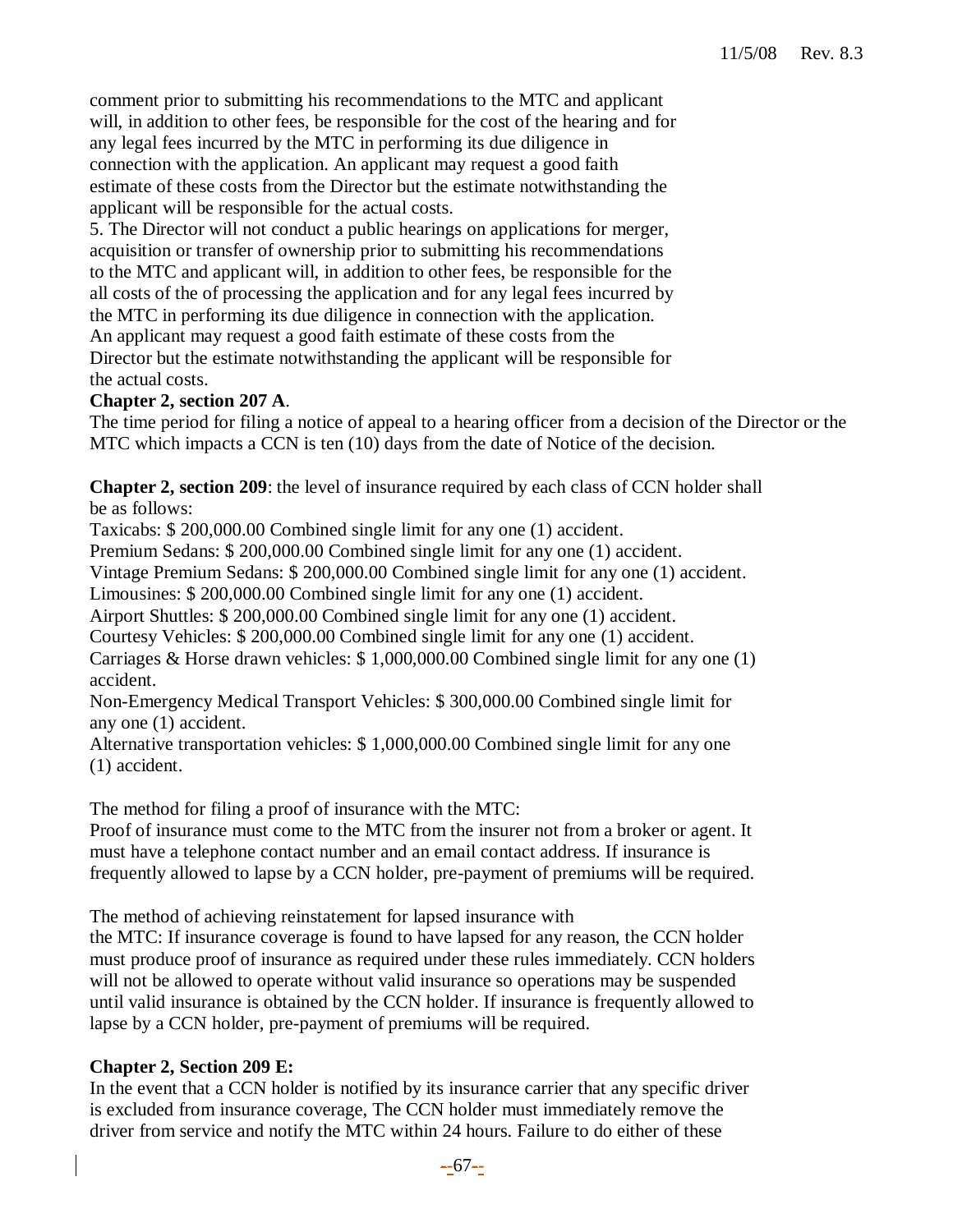comment prior to submitting his recommendations to the MTC and applicant will, in addition to other fees, be responsible for the cost of the hearing and for any legal fees incurred by the MTC in performing its due diligence in connection with the application. An applicant may request a good faith estimate of these costs from the Director but the estimate notwithstanding the applicant will be responsible for the actual costs.

5. The Director will not conduct a public hearings on applications for merger, acquisition or transfer of ownership prior to submitting his recommendations to the MTC and applicant will, in addition to other fees, be responsible for the all costs of the of processing the application and for any legal fees incurred by the MTC in performing its due diligence in connection with the application. An applicant may request a good faith estimate of these costs from the Director but the estimate notwithstanding the applicant will be responsible for the actual costs.

**Chapter 2, section 207 A**.

The time period for filing a notice of appeal to a hearing officer from a decision of the Director or the MTC which impacts a CCN is ten (10) days from the date of Notice of the decision.

**Chapter 2, section 209**: the level of insurance required by each class of CCN holder shall be as follows:

Taxicabs: $ 200,000.00 Combined single limit for any one (1) accident.
Premium Sedans: $ 200,000.00 Combined single limit for any one (1) accident.
Vintage Premium Sedans: $ 200,000.00 Combined single limit for any one (1) accident.
Limousines: $ 200,000.00 Combined single limit for any one (1) accident.
Airport Shuttles: $ 200,000.00 Combined single limit for any one (1) accident.
Courtesy Vehicles: $ 200,000.00 Combined single limit for any one (1) accident.
Carriages & Horse drawn vehicles: $ 1,000,000.00 Combined single limit for any one (1) accident.
Non-Emergency Medical Transport Vehicles: $ 300,000.00 Combined single limit for any one (1) accident.
Alternative transportation vehicles: $ 1,000,000.00 Combined single limit for any one (1) accident.

The method for filing a proof of insurance with the MTC:
Proof of insurance must come to the MTC from the insurer not from a broker or agent. It must have a telephone contact number and an email contact address. If insurance is frequently allowed to lapse by a CCN holder, pre-payment of premiums will be required.

The method of achieving reinstatement for lapsed insurance with the MTC: If insurance coverage is found to have lapsed for any reason, the CCN holder must produce proof of insurance as required under these rules immediately. CCN holders will not be allowed to operate without valid insurance so operations may be suspended until valid insurance is obtained by the CCN holder. If insurance is frequently allowed to lapse by a CCN holder, pre-payment of premiums will be required.

**Chapter 2, Section 209 E:**

In the event that a CCN holder is notified by its insurance carrier that any specific driver is excluded from insurance coverage, The CCN holder must immediately remove the driver from service and notify the MTC within 24 hours. Failure to do either of these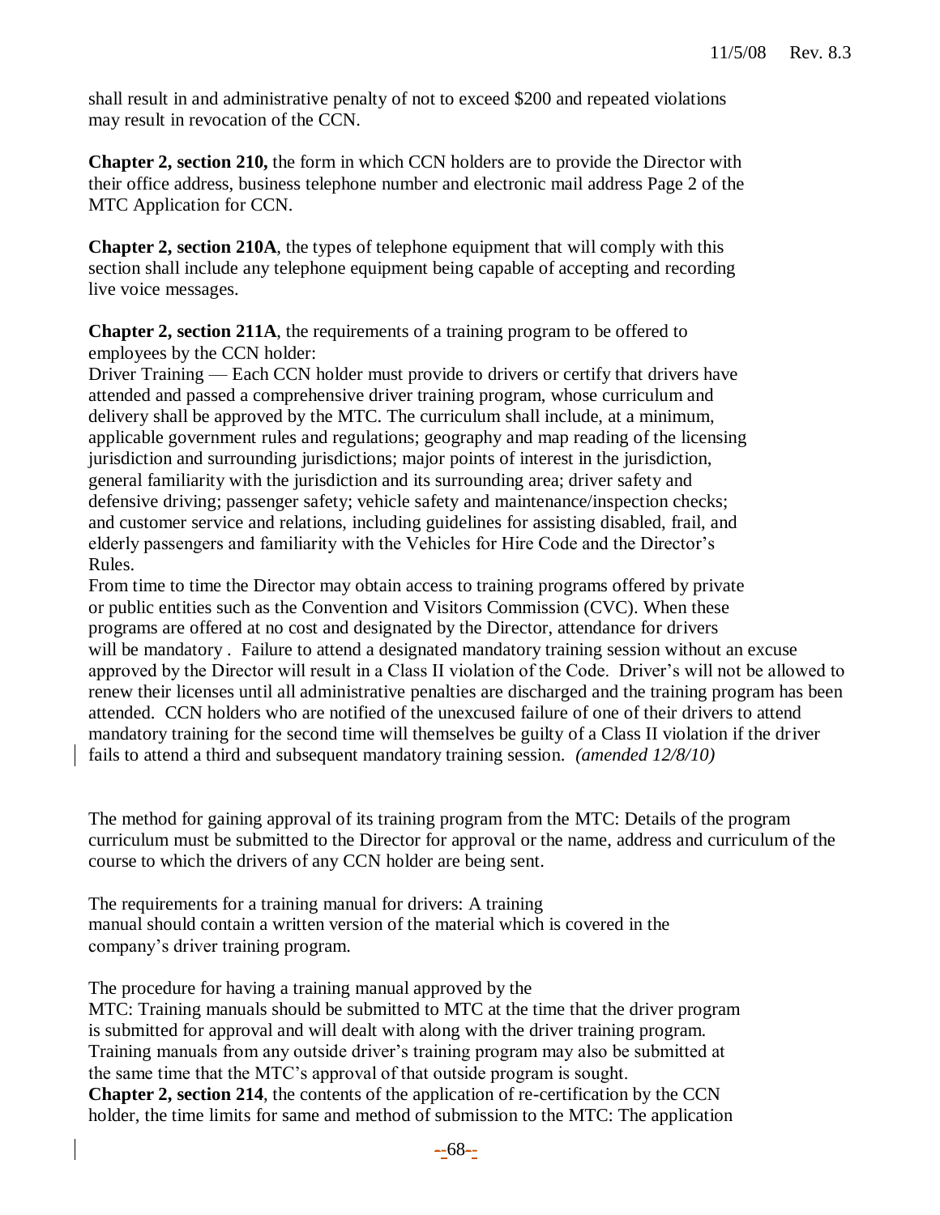shall result in and administrative penalty of not to exceed $200 and repeated violations may result in revocation of the CCN.

**Chapter 2, section 210,** the form in which CCN holders are to provide the Director with their office address, business telephone number and electronic mail address Page 2 of the MTC Application for CCN.

**Chapter 2, section 210A**, the types of telephone equipment that will comply with this section shall include any telephone equipment being capable of accepting and recording live voice messages.

**Chapter 2, section 211A**, the requirements of a training program to be offered to employees by the CCN holder:

Driver Training — Each CCN holder must provide to drivers or certify that drivers have attended and passed a comprehensive driver training program, whose curriculum and delivery shall be approved by the MTC. The curriculum shall include, at a minimum, applicable government rules and regulations; geography and map reading of the licensing jurisdiction and surrounding jurisdictions; major points of interest in the jurisdiction, general familiarity with the jurisdiction and its surrounding area; driver safety and defensive driving; passenger safety; vehicle safety and maintenance/inspection checks; and customer service and relations, including guidelines for assisting disabled, frail, and elderly passengers and familiarity with the Vehicles for Hire Code and the Director's Rules.

From time to time the Director may obtain access to training programs offered by private or public entities such as the Convention and Visitors Commission (CVC). When these programs are offered at no cost and designated by the Director, attendance for drivers will be mandatory . Failure to attend a designated mandatory training session without an excuse approved by the Director will result in a Class II violation of the Code. Driver's will not be allowed to renew their licenses until all administrative penalties are discharged and the training program has been attended. CCN holders who are notified of the unexcused failure of one of their drivers to attend mandatory training for the second time will themselves be guilty of a Class II violation if the driver fails to attend a third and subsequent mandatory training session. *(amended 12/8/10)*

The method for gaining approval of its training program from the MTC: Details of the program curriculum must be submitted to the Director for approval or the name, address and curriculum of the course to which the drivers of any CCN holder are being sent.

The requirements for a training manual for drivers: A training manual should contain a written version of the material which is covered in the company's driver training program.

The procedure for having a training manual approved by the MTC: Training manuals should be submitted to MTC at the time that the driver program is submitted for approval and will dealt with along with the driver training program. Training manuals from any outside driver's training program may also be submitted at the same time that the MTC's approval of that outside program is sought.

**Chapter 2, section 214**, the contents of the application of re-certification by the CCN holder, the time limits for same and method of submission to the MTC: The application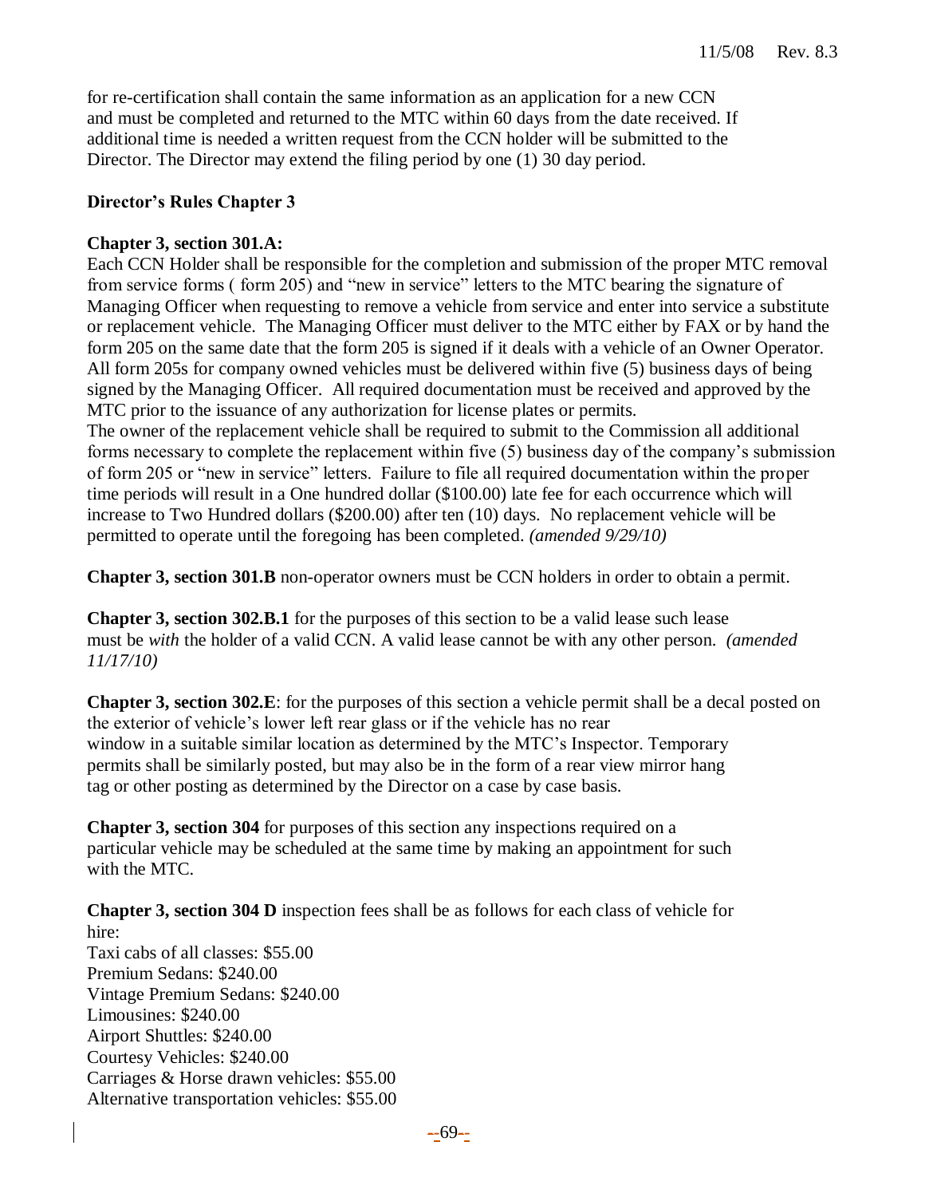for re-certification shall contain the same information as an application for a new CCN and must be completed and returned to the MTC within 60 days from the date received. If additional time is needed a written request from the CCN holder will be submitted to the Director. The Director may extend the filing period by one (1) 30 day period.

## Director's Rules Chapter 3

**Chapter 3, section 301.A:**
Each CCN Holder shall be responsible for the completion and submission of the proper MTC removal from service forms ( form 205) and "new in service" letters to the MTC bearing the signature of Managing Officer when requesting to remove a vehicle from service and enter into service a substitute or replacement vehicle. The Managing Officer must deliver to the MTC either by FAX or by hand the form 205 on the same date that the form 205 is signed if it deals with a vehicle of an Owner Operator. All form 205s for company owned vehicles must be delivered within five (5) business days of being signed by the Managing Officer. All required documentation must be received and approved by the MTC prior to the issuance of any authorization for license plates or permits.
The owner of the replacement vehicle shall be required to submit to the Commission all additional forms necessary to complete the replacement within five (5) business day of the company's submission of form 205 or "new in service" letters. Failure to file all required documentation within the proper time periods will result in a One hundred dollar ($100.00) late fee for each occurrence which will increase to Two Hundred dollars ($200.00) after ten (10) days. No replacement vehicle will be permitted to operate until the foregoing has been completed. *(amended 9/29/10)*

**Chapter 3, section 301.B** non-operator owners must be CCN holders in order to obtain a permit.

**Chapter 3, section 302.B.1** for the purposes of this section to be a valid lease such lease must be *with* the holder of a valid CCN. A valid lease cannot be with any other person. *(amended 11/17/10)*

**Chapter 3, section 302.E**: for the purposes of this section a vehicle permit shall be a decal posted on the exterior of vehicle's lower left rear glass or if the vehicle has no rear window in a suitable similar location as determined by the MTC's Inspector. Temporary permits shall be similarly posted, but may also be in the form of a rear view mirror hang tag or other posting as determined by the Director on a case by case basis.

**Chapter 3, section 304** for purposes of this section any inspections required on a particular vehicle may be scheduled at the same time by making an appointment for such with the MTC.

**Chapter 3, section 304 D** inspection fees shall be as follows for each class of vehicle for hire:
Taxi cabs of all classes: $55.00
Premium Sedans: $240.00
Vintage Premium Sedans: $240.00
Limousines: $240.00
Airport Shuttles: $240.00
Courtesy Vehicles: $240.00
Carriages & Horse drawn vehicles: $55.00
Alternative transportation vehicles: $55.00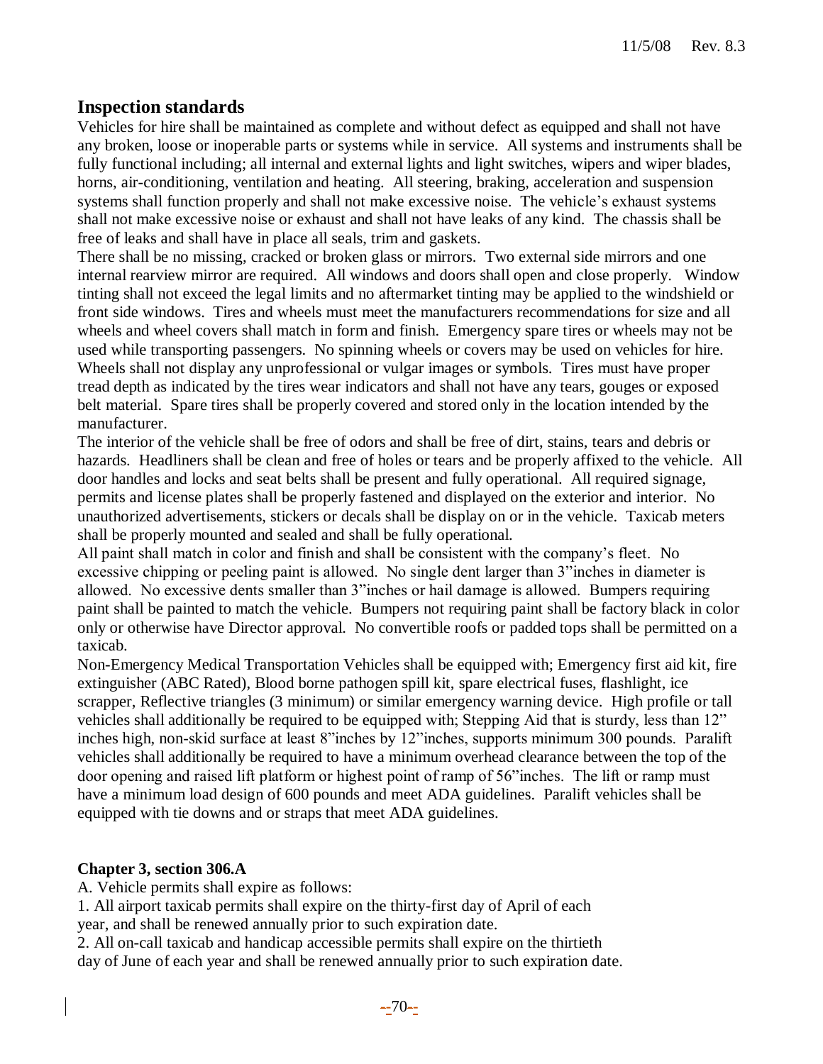## Inspection standards

Vehicles for hire shall be maintained as complete and without defect as equipped and shall not have any broken, loose or inoperable parts or systems while in service. All systems and instruments shall be fully functional including; all internal and external lights and light switches, wipers and wiper blades, horns, air-conditioning, ventilation and heating. All steering, braking, acceleration and suspension systems shall function properly and shall not make excessive noise. The vehicle's exhaust systems shall not make excessive noise or exhaust and shall not have leaks of any kind. The chassis shall be free of leaks and shall have in place all seals, trim and gaskets.

There shall be no missing, cracked or broken glass or mirrors. Two external side mirrors and one internal rearview mirror are required. All windows and doors shall open and close properly. Window tinting shall not exceed the legal limits and no aftermarket tinting may be applied to the windshield or front side windows. Tires and wheels must meet the manufacturers recommendations for size and all wheels and wheel covers shall match in form and finish. Emergency spare tires or wheels may not be used while transporting passengers. No spinning wheels or covers may be used on vehicles for hire. Wheels shall not display any unprofessional or vulgar images or symbols. Tires must have proper tread depth as indicated by the tires wear indicators and shall not have any tears, gouges or exposed belt material. Spare tires shall be properly covered and stored only in the location intended by the manufacturer.

The interior of the vehicle shall be free of odors and shall be free of dirt, stains, tears and debris or hazards. Headliners shall be clean and free of holes or tears and be properly affixed to the vehicle. All door handles and locks and seat belts shall be present and fully operational. All required signage, permits and license plates shall be properly fastened and displayed on the exterior and interior. No unauthorized advertisements, stickers or decals shall be display on or in the vehicle. Taxicab meters shall be properly mounted and sealed and shall be fully operational.

All paint shall match in color and finish and shall be consistent with the company's fleet. No excessive chipping or peeling paint is allowed. No single dent larger than 3"inches in diameter is allowed. No excessive dents smaller than 3"inches or hail damage is allowed. Bumpers requiring paint shall be painted to match the vehicle. Bumpers not requiring paint shall be factory black in color only or otherwise have Director approval. No convertible roofs or padded tops shall be permitted on a taxicab.

Non-Emergency Medical Transportation Vehicles shall be equipped with; Emergency first aid kit, fire extinguisher (ABC Rated), Blood borne pathogen spill kit, spare electrical fuses, flashlight, ice scrapper, Reflective triangles (3 minimum) or similar emergency warning device. High profile or tall vehicles shall additionally be required to be equipped with; Stepping Aid that is sturdy, less than 12" inches high, non-skid surface at least 8"inches by 12"inches, supports minimum 300 pounds. Paralift vehicles shall additionally be required to have a minimum overhead clearance between the top of the door opening and raised lift platform or highest point of ramp of 56"inches. The lift or ramp must have a minimum load design of 600 pounds and meet ADA guidelines. Paralift vehicles shall be equipped with tie downs and or straps that meet ADA guidelines.

**Chapter 3, section 306.A**

A. Vehicle permits shall expire as follows:

1. All airport taxicab permits shall expire on the thirty-first day of April of each year, and shall be renewed annually prior to such expiration date.
2. All on-call taxicab and handicap accessible permits shall expire on the thirtieth day of June of each year and shall be renewed annually prior to such expiration date.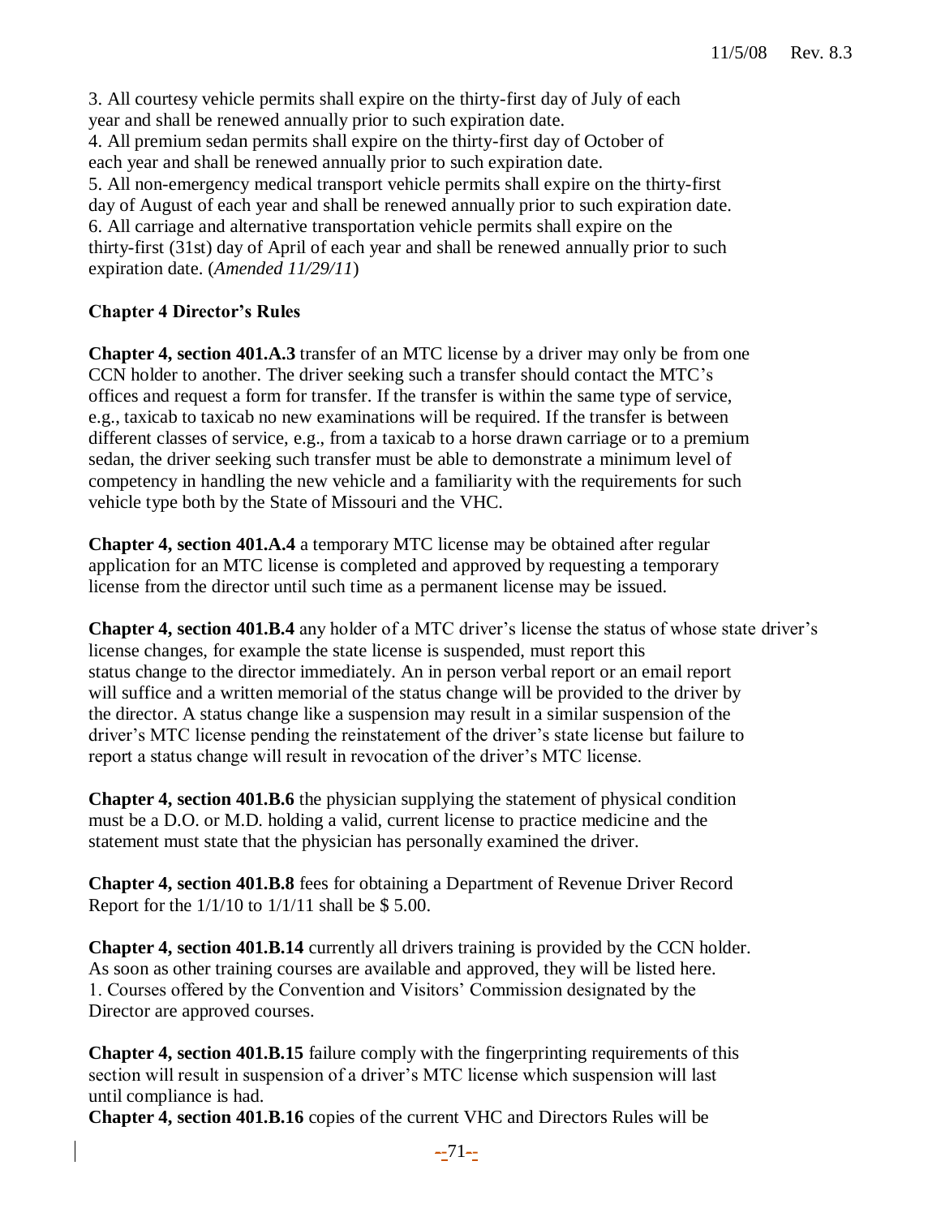3. All courtesy vehicle permits shall expire on the thirty-first day of July of each year and shall be renewed annually prior to such expiration date.
4. All premium sedan permits shall expire on the thirty-first day of October of each year and shall be renewed annually prior to such expiration date.
5. All non-emergency medical transport vehicle permits shall expire on the thirty-first day of August of each year and shall be renewed annually prior to such expiration date.
6. All carriage and alternative transportation vehicle permits shall expire on the thirty-first (31st) day of April of each year and shall be renewed annually prior to such expiration date. (*Amended 11/29/11*)

**Chapter 4 Director's Rules**

**Chapter 4, section 401.A.3** transfer of an MTC license by a driver may only be from one CCN holder to another. The driver seeking such a transfer should contact the MTC's offices and request a form for transfer. If the transfer is within the same type of service, e.g., taxicab to taxicab no new examinations will be required. If the transfer is between different classes of service, e.g., from a taxicab to a horse drawn carriage or to a premium sedan, the driver seeking such transfer must be able to demonstrate a minimum level of competency in handling the new vehicle and a familiarity with the requirements for such vehicle type both by the State of Missouri and the VHC.

**Chapter 4, section 401.A.4** a temporary MTC license may be obtained after regular application for an MTC license is completed and approved by requesting a temporary license from the director until such time as a permanent license may be issued.

**Chapter 4, section 401.B.4** any holder of a MTC driver's license the status of whose state driver's license changes, for example the state license is suspended, must report this status change to the director immediately. An in person verbal report or an email report will suffice and a written memorial of the status change will be provided to the driver by the director. A status change like a suspension may result in a similar suspension of the driver's MTC license pending the reinstatement of the driver's state license but failure to report a status change will result in revocation of the driver's MTC license.

**Chapter 4, section 401.B.6** the physician supplying the statement of physical condition must be a D.O. or M.D. holding a valid, current license to practice medicine and the statement must state that the physician has personally examined the driver.

**Chapter 4, section 401.B.8** fees for obtaining a Department of Revenue Driver Record Report for the 1/1/10 to 1/1/11 shall be $ 5.00.

**Chapter 4, section 401.B.14** currently all drivers training is provided by the CCN holder. As soon as other training courses are available and approved, they will be listed here.
1. Courses offered by the Convention and Visitors' Commission designated by the Director are approved courses.

**Chapter 4, section 401.B.15** failure comply with the fingerprinting requirements of this section will result in suspension of a driver's MTC license which suspension will last until compliance is had.

**Chapter 4, section 401.B.16** copies of the current VHC and Directors Rules will be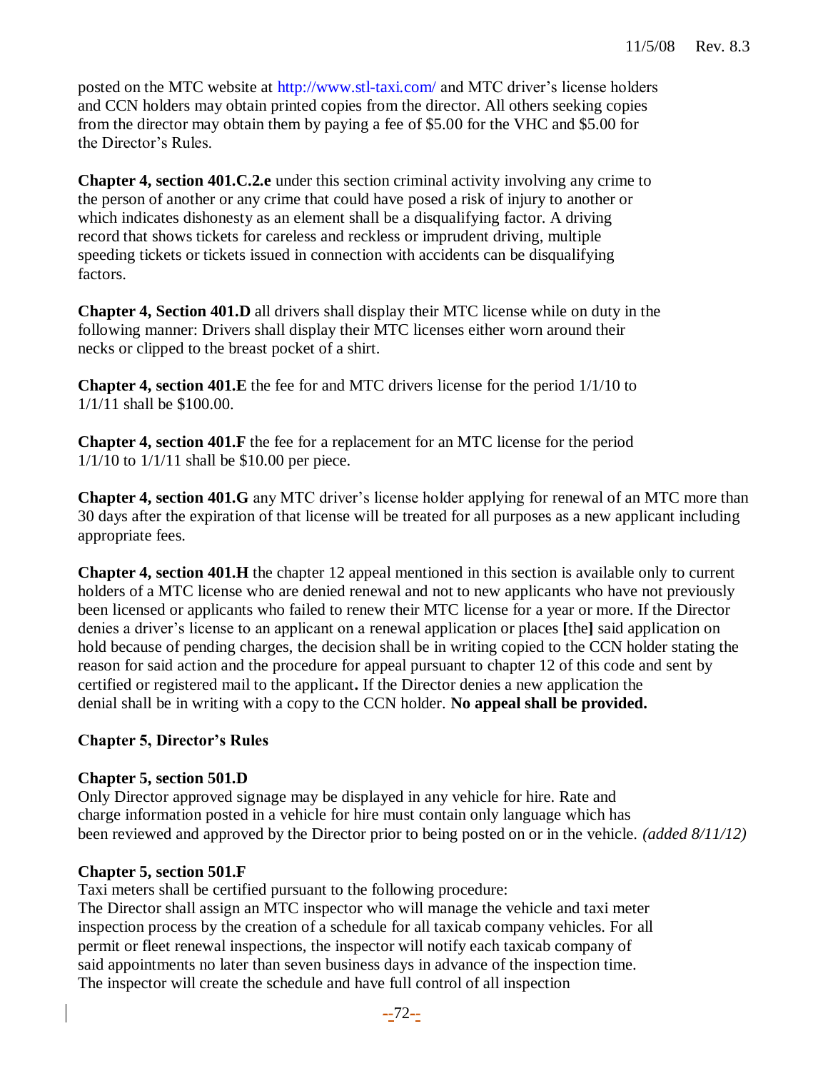posted on the MTC website at http://www.stl-taxi.com/ and MTC driver's license holders and CCN holders may obtain printed copies from the director. All others seeking copies from the director may obtain them by paying a fee of $5.00 for the VHC and $5.00 for the Director's Rules.

**Chapter 4, section 401.C.2.e** under this section criminal activity involving any crime to the person of another or any crime that could have posed a risk of injury to another or which indicates dishonesty as an element shall be a disqualifying factor. A driving record that shows tickets for careless and reckless or imprudent driving, multiple speeding tickets or tickets issued in connection with accidents can be disqualifying factors.

**Chapter 4, Section 401.D** all drivers shall display their MTC license while on duty in the following manner: Drivers shall display their MTC licenses either worn around their necks or clipped to the breast pocket of a shirt.

**Chapter 4, section 401.E** the fee for and MTC drivers license for the period 1/1/10 to 1/1/11 shall be $100.00.

**Chapter 4, section 401.F** the fee for a replacement for an MTC license for the period 1/1/10 to 1/1/11 shall be $10.00 per piece.

**Chapter 4, section 401.G** any MTC driver's license holder applying for renewal of an MTC more than 30 days after the expiration of that license will be treated for all purposes as a new applicant including appropriate fees.

**Chapter 4, section 401.H** the chapter 12 appeal mentioned in this section is available only to current holders of a MTC license who are denied renewal and not to new applicants who have not previously been licensed or applicants who failed to renew their MTC license for a year or more. If the Director denies a driver's license to an applicant on a renewal application or places **[**the**]** said application on hold because of pending charges, the decision shall be in writing copied to the CCN holder stating the reason for said action and the procedure for appeal pursuant to chapter 12 of this code and sent by certified or registered mail to the applicant**.** If the Director denies a new application the denial shall be in writing with a copy to the CCN holder. **No appeal shall be provided.**

**Chapter 5, Director's Rules**

**Chapter 5, section 501.D**

Only Director approved signage may be displayed in any vehicle for hire. Rate and charge information posted in a vehicle for hire must contain only language which has been reviewed and approved by the Director prior to being posted on or in the vehicle. *(added 8/11/12)*

**Chapter 5, section 501.F**

Taxi meters shall be certified pursuant to the following procedure:
The Director shall assign an MTC inspector who will manage the vehicle and taxi meter inspection process by the creation of a schedule for all taxicab company vehicles. For all permit or fleet renewal inspections, the inspector will notify each taxicab company of said appointments no later than seven business days in advance of the inspection time. The inspector will create the schedule and have full control of all inspection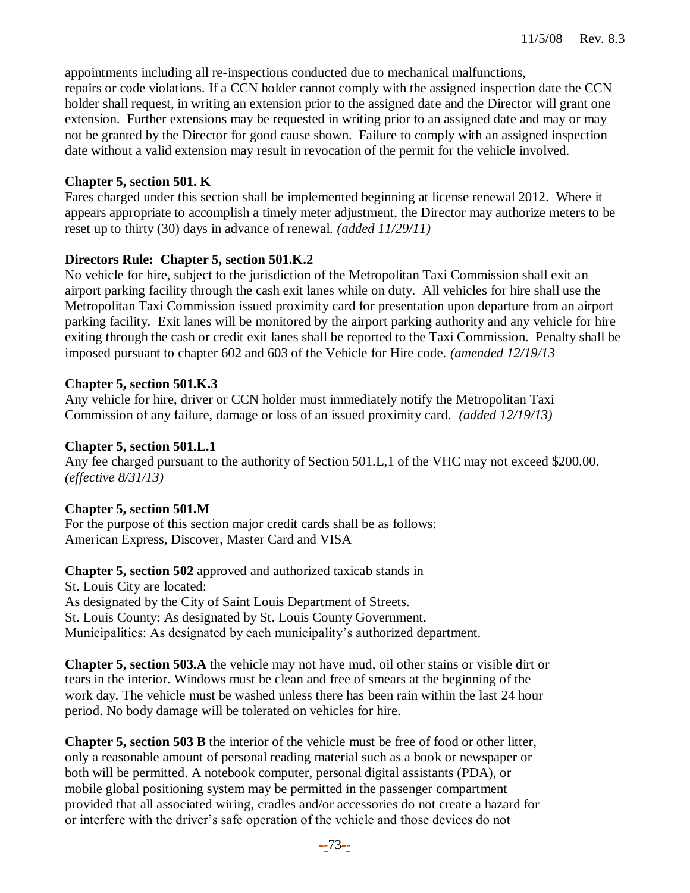appointments including all re-inspections conducted due to mechanical malfunctions, repairs or code violations. If a CCN holder cannot comply with the assigned inspection date the CCN holder shall request, in writing an extension prior to the assigned date and the Director will grant one extension. Further extensions may be requested in writing prior to an assigned date and may or may not be granted by the Director for good cause shown. Failure to comply with an assigned inspection date without a valid extension may result in revocation of the permit for the vehicle involved.

**Chapter 5, section 501. K**

Fares charged under this section shall be implemented beginning at license renewal 2012. Where it appears appropriate to accomplish a timely meter adjustment, the Director may authorize meters to be reset up to thirty (30) days in advance of renewal. *(added 11/29/11)*

**Directors Rule: Chapter 5, section 501.K.2**

No vehicle for hire, subject to the jurisdiction of the Metropolitan Taxi Commission shall exit an airport parking facility through the cash exit lanes while on duty. All vehicles for hire shall use the Metropolitan Taxi Commission issued proximity card for presentation upon departure from an airport parking facility. Exit lanes will be monitored by the airport parking authority and any vehicle for hire exiting through the cash or credit exit lanes shall be reported to the Taxi Commission. Penalty shall be imposed pursuant to chapter 602 and 603 of the Vehicle for Hire code. *(amended 12/19/13*

**Chapter 5, section 501.K.3**

Any vehicle for hire, driver or CCN holder must immediately notify the Metropolitan Taxi Commission of any failure, damage or loss of an issued proximity card. *(added 12/19/13)*

**Chapter 5, section 501.L.1**

Any fee charged pursuant to the authority of Section 501.L,1 of the VHC may not exceed $200.00. *(effective 8/31/13)*

**Chapter 5, section 501.M**

For the purpose of this section major credit cards shall be as follows:
American Express, Discover, Master Card and VISA

**Chapter 5, section 502** approved and authorized taxicab stands in St. Louis City are located:
As designated by the City of Saint Louis Department of Streets.
St. Louis County: As designated by St. Louis County Government.
Municipalities: As designated by each municipality's authorized department.

**Chapter 5, section 503.A** the vehicle may not have mud, oil other stains or visible dirt or tears in the interior. Windows must be clean and free of smears at the beginning of the work day. The vehicle must be washed unless there has been rain within the last 24 hour period. No body damage will be tolerated on vehicles for hire.

**Chapter 5, section 503 B** the interior of the vehicle must be free of food or other litter, only a reasonable amount of personal reading material such as a book or newspaper or both will be permitted. A notebook computer, personal digital assistants (PDA), or mobile global positioning system may be permitted in the passenger compartment provided that all associated wiring, cradles and/or accessories do not create a hazard for or interfere with the driver's safe operation of the vehicle and those devices do not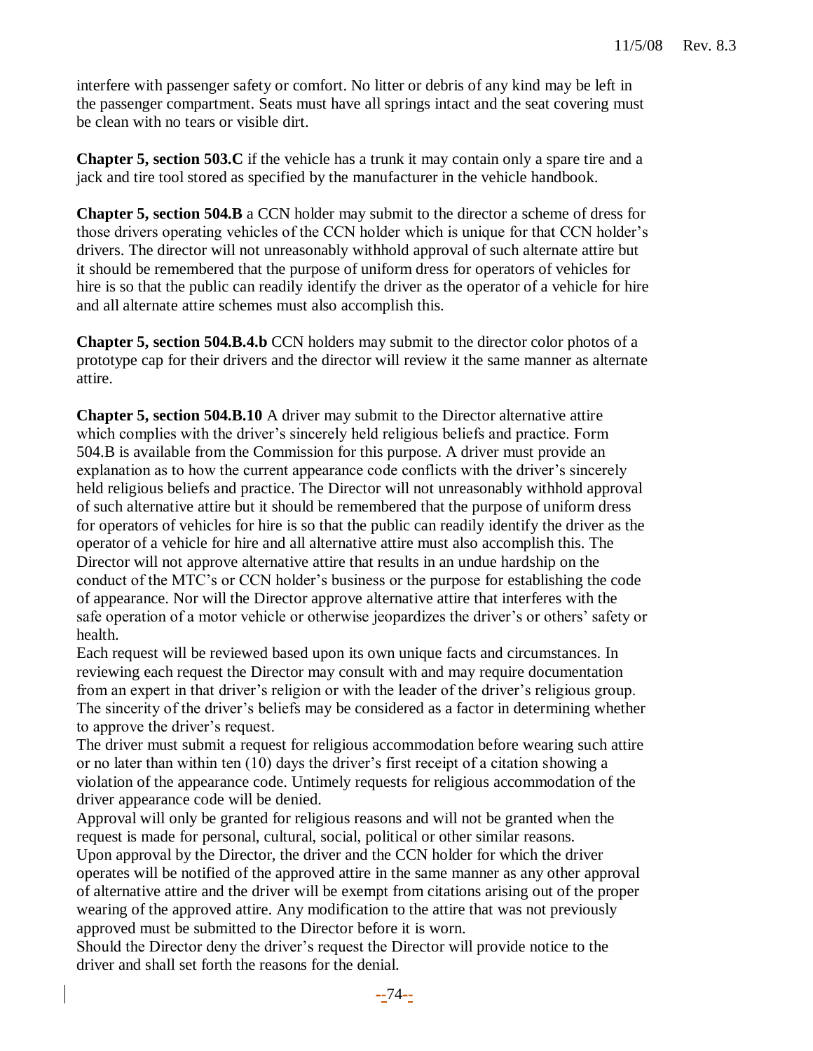interfere with passenger safety or comfort. No litter or debris of any kind may be left in the passenger compartment. Seats must have all springs intact and the seat covering must be clean with no tears or visible dirt.

**Chapter 5, section 503.C** if the vehicle has a trunk it may contain only a spare tire and a jack and tire tool stored as specified by the manufacturer in the vehicle handbook.

**Chapter 5, section 504.B** a CCN holder may submit to the director a scheme of dress for those drivers operating vehicles of the CCN holder which is unique for that CCN holder's drivers. The director will not unreasonably withhold approval of such alternate attire but it should be remembered that the purpose of uniform dress for operators of vehicles for hire is so that the public can readily identify the driver as the operator of a vehicle for hire and all alternate attire schemes must also accomplish this.

**Chapter 5, section 504.B.4.b** CCN holders may submit to the director color photos of a prototype cap for their drivers and the director will review it the same manner as alternate attire.

**Chapter 5, section 504.B.10** A driver may submit to the Director alternative attire which complies with the driver's sincerely held religious beliefs and practice. Form 504.B is available from the Commission for this purpose. A driver must provide an explanation as to how the current appearance code conflicts with the driver's sincerely held religious beliefs and practice. The Director will not unreasonably withhold approval of such alternative attire but it should be remembered that the purpose of uniform dress for operators of vehicles for hire is so that the public can readily identify the driver as the operator of a vehicle for hire and all alternative attire must also accomplish this. The Director will not approve alternative attire that results in an undue hardship on the conduct of the MTC's or CCN holder's business or the purpose for establishing the code of appearance. Nor will the Director approve alternative attire that interferes with the safe operation of a motor vehicle or otherwise jeopardizes the driver's or others' safety or health.

Each request will be reviewed based upon its own unique facts and circumstances. In reviewing each request the Director may consult with and may require documentation from an expert in that driver's religion or with the leader of the driver's religious group. The sincerity of the driver's beliefs may be considered as a factor in determining whether to approve the driver's request.

The driver must submit a request for religious accommodation before wearing such attire or no later than within ten (10) days the driver's first receipt of a citation showing a violation of the appearance code. Untimely requests for religious accommodation of the driver appearance code will be denied.

Approval will only be granted for religious reasons and will not be granted when the request is made for personal, cultural, social, political or other similar reasons.

Upon approval by the Director, the driver and the CCN holder for which the driver operates will be notified of the approved attire in the same manner as any other approval of alternative attire and the driver will be exempt from citations arising out of the proper wearing of the approved attire. Any modification to the attire that was not previously approved must be submitted to the Director before it is worn.

Should the Director deny the driver's request the Director will provide notice to the driver and shall set forth the reasons for the denial.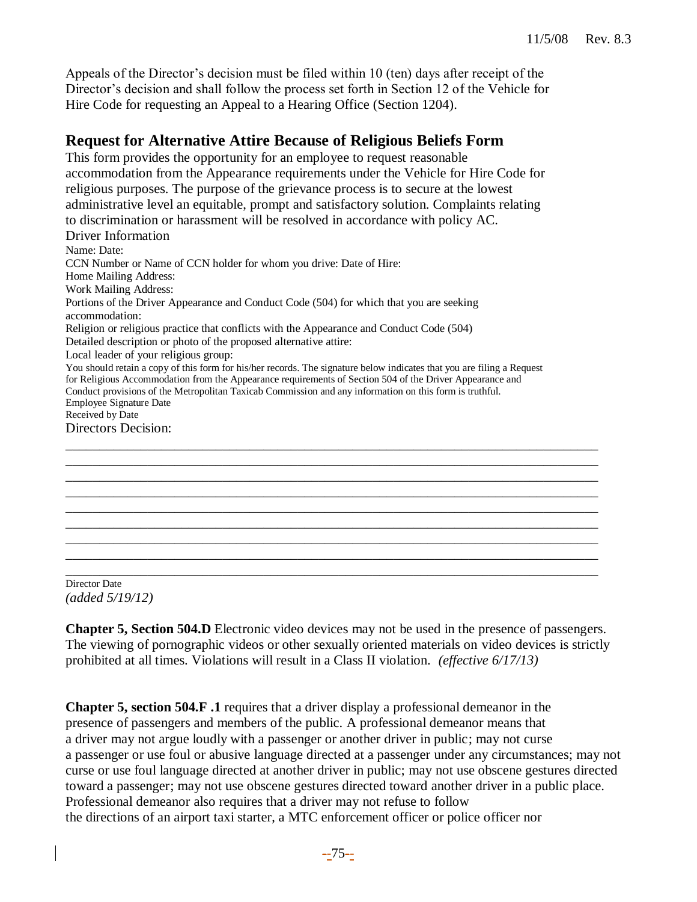Appeals of the Director's decision must be filed within 10 (ten) days after receipt of the Director's decision and shall follow the process set forth in Section 12 of the Vehicle for Hire Code for requesting an Appeal to a Hearing Office (Section 1204).

## Request for Alternative Attire Because of Religious Beliefs Form

This form provides the opportunity for an employee to request reasonable accommodation from the Appearance requirements under the Vehicle for Hire Code for religious purposes. The purpose of the grievance process is to secure at the lowest administrative level an equitable, prompt and satisfactory solution. Complaints relating to discrimination or harassment will be resolved in accordance with policy AC.

Driver Information

Name: Date:

CCN Number or Name of CCN holder for whom you drive: Date of Hire:

Home Mailing Address:

Work Mailing Address:

Portions of the Driver Appearance and Conduct Code (504) for which that you are seeking accommodation:

Religion or religious practice that conflicts with the Appearance and Conduct Code (504)

Detailed description or photo of the proposed alternative attire:

Local leader of your religious group:

You should retain a copy of this form for his/her records. The signature below indicates that you are filing a Request for Religious Accommodation from the Appearance requirements of Section 504 of the Driver Appearance and Conduct provisions of the Metropolitan Taxicab Commission and any information on this form is truthful.

Employee Signature Date

Received by Date

Directors Decision:

________________________________________________________________________________
________________________________________________________________________________
________________________________________________________________________________
________________________________________________________________________________
________________________________________________________________________________
________________________________________________________________________________
________________________________________________________________________________
________________________________________________________________________________
________________________________________________________________________________

Director Date

*(added 5/19/12)*

**Chapter 5, Section 504.D** Electronic video devices may not be used in the presence of passengers. The viewing of pornographic videos or other sexually oriented materials on video devices is strictly prohibited at all times. Violations will result in a Class II violation. *(effective 6/17/13)*

**Chapter 5, section 504.F .1** requires that a driver display a professional demeanor in the presence of passengers and members of the public. A professional demeanor means that a driver may not argue loudly with a passenger or another driver in public; may not curse a passenger or use foul or abusive language directed at a passenger under any circumstances; may not curse or use foul language directed at another driver in public; may not use obscene gestures directed toward a passenger; may not use obscene gestures directed toward another driver in a public place. Professional demeanor also requires that a driver may not refuse to follow the directions of an airport taxi starter, a MTC enforcement officer or police officer nor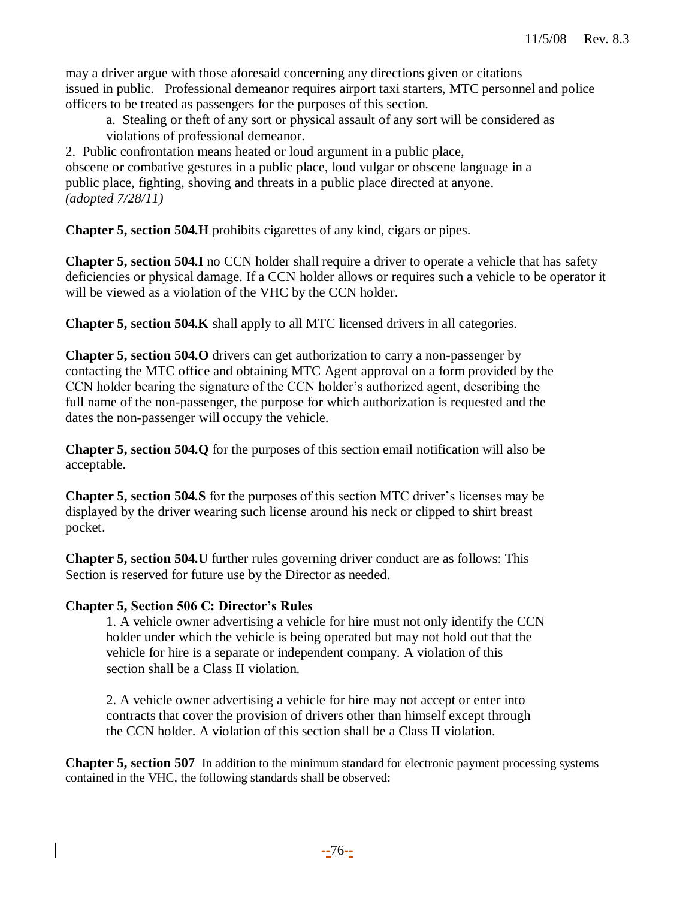may a driver argue with those aforesaid concerning any directions given or citations issued in public. Professional demeanor requires airport taxi starters, MTC personnel and police officers to be treated as passengers for the purposes of this section.

a. Stealing or theft of any sort or physical assault of any sort will be considered as violations of professional demeanor.

2. Public confrontation means heated or loud argument in a public place, obscene or combative gestures in a public place, loud vulgar or obscene language in a public place, fighting, shoving and threats in a public place directed at anyone. *(adopted 7/28/11)*

**Chapter 5, section 504.H** prohibits cigarettes of any kind, cigars or pipes.

**Chapter 5, section 504.I** no CCN holder shall require a driver to operate a vehicle that has safety deficiencies or physical damage. If a CCN holder allows or requires such a vehicle to be operator it will be viewed as a violation of the VHC by the CCN holder.

**Chapter 5, section 504.K** shall apply to all MTC licensed drivers in all categories.

**Chapter 5, section 504.O** drivers can get authorization to carry a non-passenger by contacting the MTC office and obtaining MTC Agent approval on a form provided by the CCN holder bearing the signature of the CCN holder's authorized agent, describing the full name of the non-passenger, the purpose for which authorization is requested and the dates the non-passenger will occupy the vehicle.

**Chapter 5, section 504.Q** for the purposes of this section email notification will also be acceptable.

**Chapter 5, section 504.S** for the purposes of this section MTC driver's licenses may be displayed by the driver wearing such license around his neck or clipped to shirt breast pocket.

**Chapter 5, section 504.U** further rules governing driver conduct are as follows: This Section is reserved for future use by the Director as needed.

**Chapter 5, Section 506 C: Director's Rules**

1. A vehicle owner advertising a vehicle for hire must not only identify the CCN holder under which the vehicle is being operated but may not hold out that the vehicle for hire is a separate or independent company. A violation of this section shall be a Class II violation.

2. A vehicle owner advertising a vehicle for hire may not accept or enter into contracts that cover the provision of drivers other than himself except through the CCN holder. A violation of this section shall be a Class II violation.

**Chapter 5, section 507** In addition to the minimum standard for electronic payment processing systems contained in the VHC, the following standards shall be observed: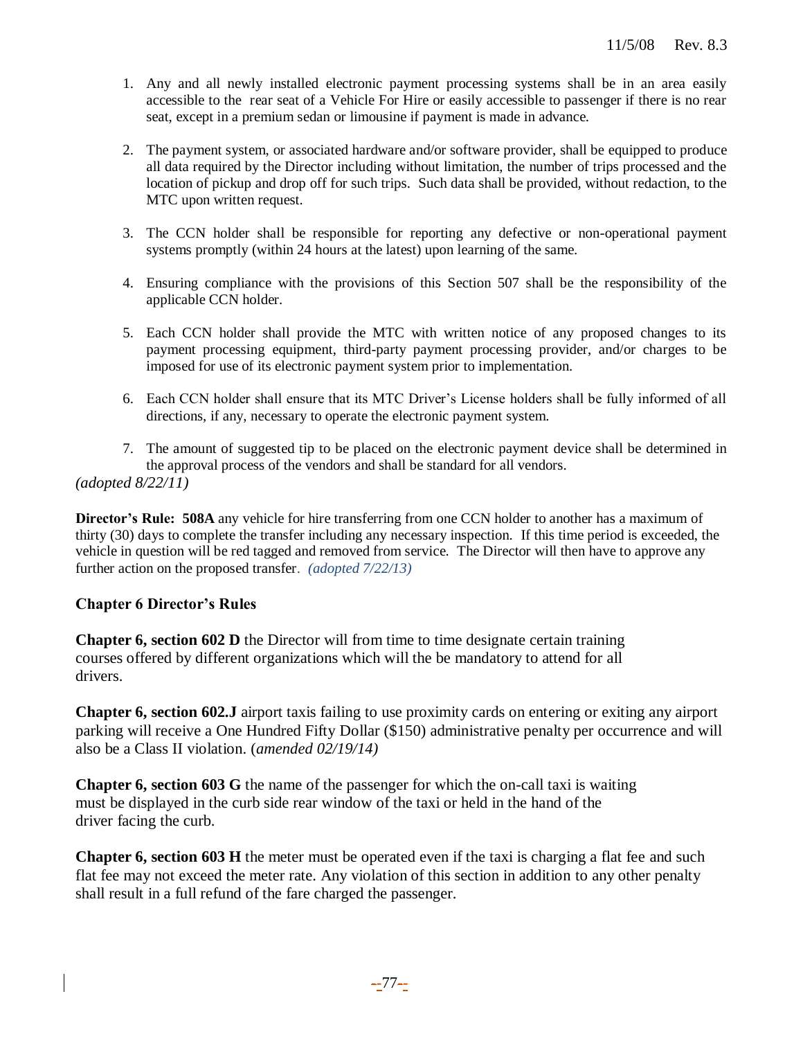1. Any and all newly installed electronic payment processing systems shall be in an area easily accessible to the rear seat of a Vehicle For Hire or easily accessible to passenger if there is no rear seat, except in a premium sedan or limousine if payment is made in advance.

2. The payment system, or associated hardware and/or software provider, shall be equipped to produce all data required by the Director including without limitation, the number of trips processed and the location of pickup and drop off for such trips. Such data shall be provided, without redaction, to the MTC upon written request.

3. The CCN holder shall be responsible for reporting any defective or non-operational payment systems promptly (within 24 hours at the latest) upon learning of the same.

4. Ensuring compliance with the provisions of this Section 507 shall be the responsibility of the applicable CCN holder.

5. Each CCN holder shall provide the MTC with written notice of any proposed changes to its payment processing equipment, third-party payment processing provider, and/or charges to be imposed for use of its electronic payment system prior to implementation.

6. Each CCN holder shall ensure that its MTC Driver's License holders shall be fully informed of all directions, if any, necessary to operate the electronic payment system.

7. The amount of suggested tip to be placed on the electronic payment device shall be determined in the approval process of the vendors and shall be standard for all vendors.

*(adopted 8/22/11)*

**Director's Rule: 508A** any vehicle for hire transferring from one CCN holder to another has a maximum of thirty (30) days to complete the transfer including any necessary inspection. If this time period is exceeded, the vehicle in question will be red tagged and removed from service. The Director will then have to approve any further action on the proposed transfer. *(adopted 7/22/13)*

### Chapter 6 Director's Rules

**Chapter 6, section 602 D** the Director will from time to time designate certain training courses offered by different organizations which will the be mandatory to attend for all drivers.

**Chapter 6, section 602.J** airport taxis failing to use proximity cards on entering or exiting any airport parking will receive a One Hundred Fifty Dollar ($150) administrative penalty per occurrence and will also be a Class II violation. (*amended 02/19/14)*

**Chapter 6, section 603 G** the name of the passenger for which the on-call taxi is waiting must be displayed in the curb side rear window of the taxi or held in the hand of the driver facing the curb.

**Chapter 6, section 603 H** the meter must be operated even if the taxi is charging a flat fee and such flat fee may not exceed the meter rate. Any violation of this section in addition to any other penalty shall result in a full refund of the fare charged the passenger.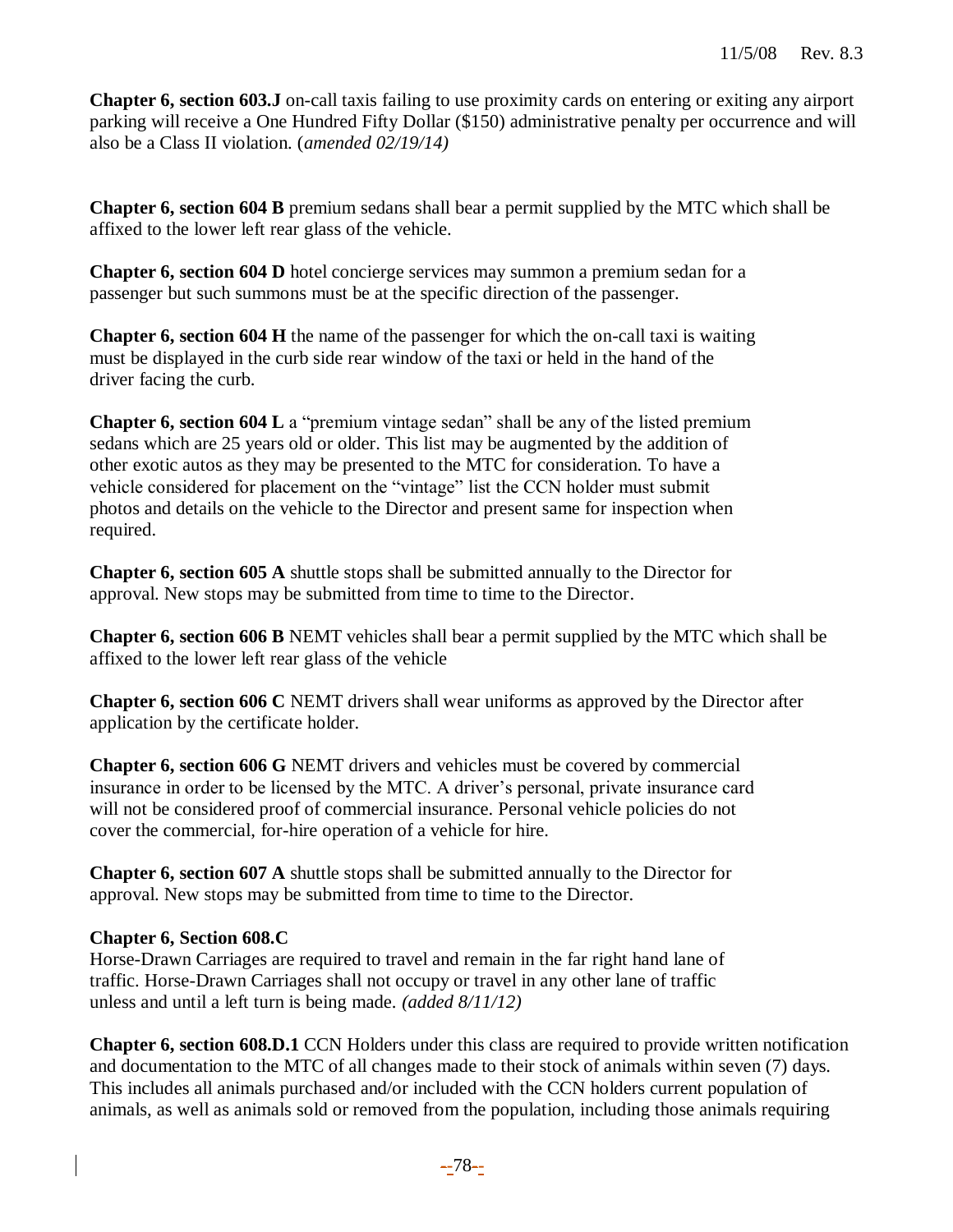**Chapter 6, section 603.J** on-call taxis failing to use proximity cards on entering or exiting any airport parking will receive a One Hundred Fifty Dollar ($150) administrative penalty per occurrence and will also be a Class II violation. (*amended 02/19/14)*

**Chapter 6, section 604 B** premium sedans shall bear a permit supplied by the MTC which shall be affixed to the lower left rear glass of the vehicle.

**Chapter 6, section 604 D** hotel concierge services may summon a premium sedan for a passenger but such summons must be at the specific direction of the passenger.

**Chapter 6, section 604 H** the name of the passenger for which the on-call taxi is waiting must be displayed in the curb side rear window of the taxi or held in the hand of the driver facing the curb.

**Chapter 6, section 604 L** a "premium vintage sedan" shall be any of the listed premium sedans which are 25 years old or older. This list may be augmented by the addition of other exotic autos as they may be presented to the MTC for consideration. To have a vehicle considered for placement on the "vintage" list the CCN holder must submit photos and details on the vehicle to the Director and present same for inspection when required.

**Chapter 6, section 605 A** shuttle stops shall be submitted annually to the Director for approval. New stops may be submitted from time to time to the Director.

**Chapter 6, section 606 B** NEMT vehicles shall bear a permit supplied by the MTC which shall be affixed to the lower left rear glass of the vehicle

**Chapter 6, section 606 C** NEMT drivers shall wear uniforms as approved by the Director after application by the certificate holder.

**Chapter 6, section 606 G** NEMT drivers and vehicles must be covered by commercial insurance in order to be licensed by the MTC. A driver's personal, private insurance card will not be considered proof of commercial insurance. Personal vehicle policies do not cover the commercial, for-hire operation of a vehicle for hire.

**Chapter 6, section 607 A** shuttle stops shall be submitted annually to the Director for approval. New stops may be submitted from time to time to the Director.

**Chapter 6, Section 608.C**
Horse-Drawn Carriages are required to travel and remain in the far right hand lane of traffic. Horse-Drawn Carriages shall not occupy or travel in any other lane of traffic unless and until a left turn is being made. *(added 8/11/12)*

**Chapter 6, section 608.D.1** CCN Holders under this class are required to provide written notification and documentation to the MTC of all changes made to their stock of animals within seven (7) days. This includes all animals purchased and/or included with the CCN holders current population of animals, as well as animals sold or removed from the population, including those animals requiring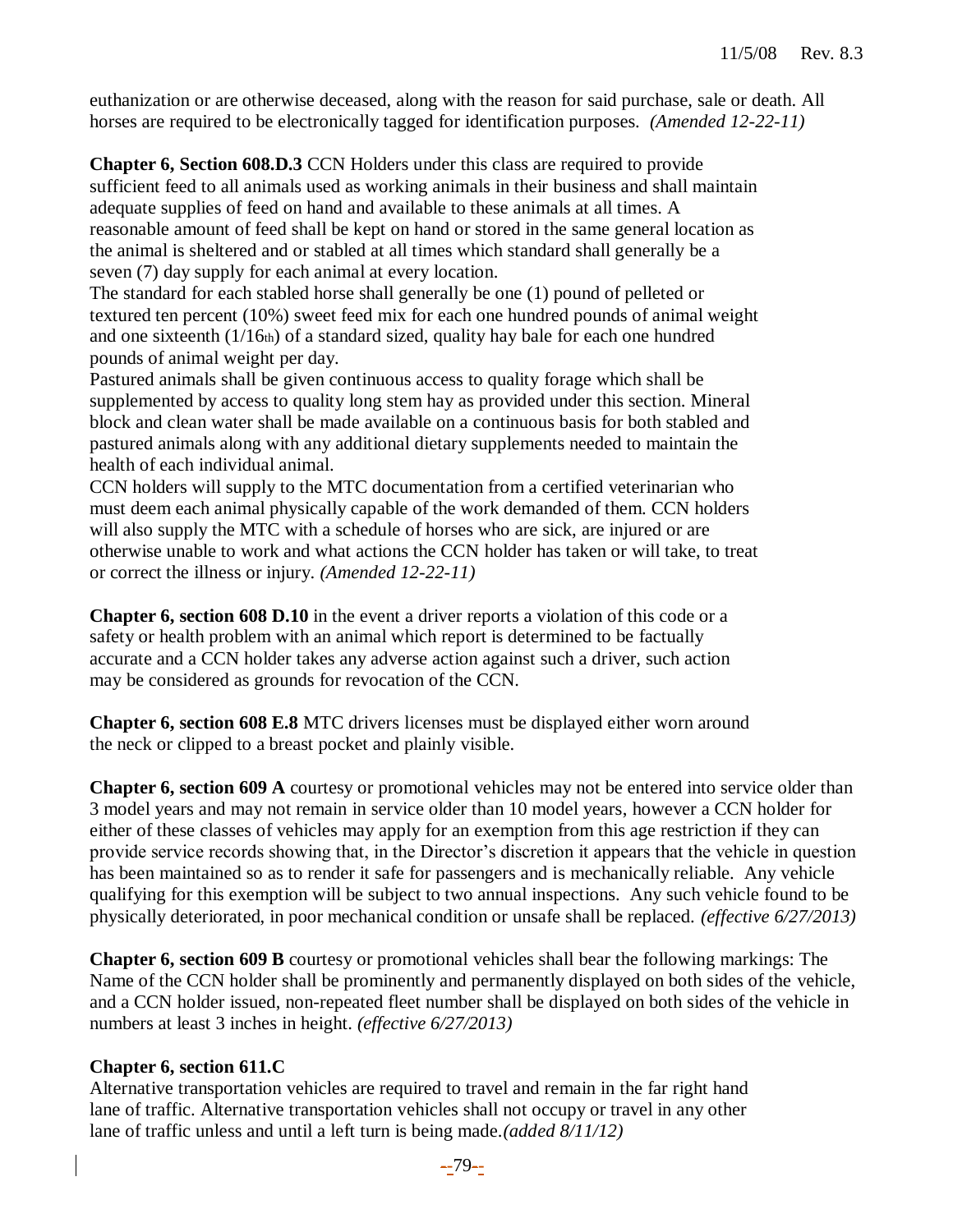euthanization or are otherwise deceased, along with the reason for said purchase, sale or death. All horses are required to be electronically tagged for identification purposes. *(Amended 12-22-11)*

**Chapter 6, Section 608.D.3** CCN Holders under this class are required to provide sufficient feed to all animals used as working animals in their business and shall maintain adequate supplies of feed on hand and available to these animals at all times. A reasonable amount of feed shall be kept on hand or stored in the same general location as the animal is sheltered and or stabled at all times which standard shall generally be a seven (7) day supply for each animal at every location.

The standard for each stabled horse shall generally be one (1) pound of pelleted or textured ten percent (10%) sweet feed mix for each one hundred pounds of animal weight and one sixteenth (1/16th) of a standard sized, quality hay bale for each one hundred pounds of animal weight per day.

Pastured animals shall be given continuous access to quality forage which shall be supplemented by access to quality long stem hay as provided under this section. Mineral block and clean water shall be made available on a continuous basis for both stabled and pastured animals along with any additional dietary supplements needed to maintain the health of each individual animal.

CCN holders will supply to the MTC documentation from a certified veterinarian who must deem each animal physically capable of the work demanded of them. CCN holders will also supply the MTC with a schedule of horses who are sick, are injured or are otherwise unable to work and what actions the CCN holder has taken or will take, to treat or correct the illness or injury. *(Amended 12-22-11)*

**Chapter 6, section 608 D.10** in the event a driver reports a violation of this code or a safety or health problem with an animal which report is determined to be factually accurate and a CCN holder takes any adverse action against such a driver, such action may be considered as grounds for revocation of the CCN.

**Chapter 6, section 608 E.8** MTC drivers licenses must be displayed either worn around the neck or clipped to a breast pocket and plainly visible.

**Chapter 6, section 609 A** courtesy or promotional vehicles may not be entered into service older than 3 model years and may not remain in service older than 10 model years, however a CCN holder for either of these classes of vehicles may apply for an exemption from this age restriction if they can provide service records showing that, in the Director's discretion it appears that the vehicle in question has been maintained so as to render it safe for passengers and is mechanically reliable. Any vehicle qualifying for this exemption will be subject to two annual inspections. Any such vehicle found to be physically deteriorated, in poor mechanical condition or unsafe shall be replaced. *(effective 6/27/2013)*

**Chapter 6, section 609 B** courtesy or promotional vehicles shall bear the following markings: The Name of the CCN holder shall be prominently and permanently displayed on both sides of the vehicle, and a CCN holder issued, non-repeated fleet number shall be displayed on both sides of the vehicle in numbers at least 3 inches in height. *(effective 6/27/2013)*

**Chapter 6, section 611.C**

Alternative transportation vehicles are required to travel and remain in the far right hand lane of traffic. Alternative transportation vehicles shall not occupy or travel in any other lane of traffic unless and until a left turn is being made.*(added 8/11/12)*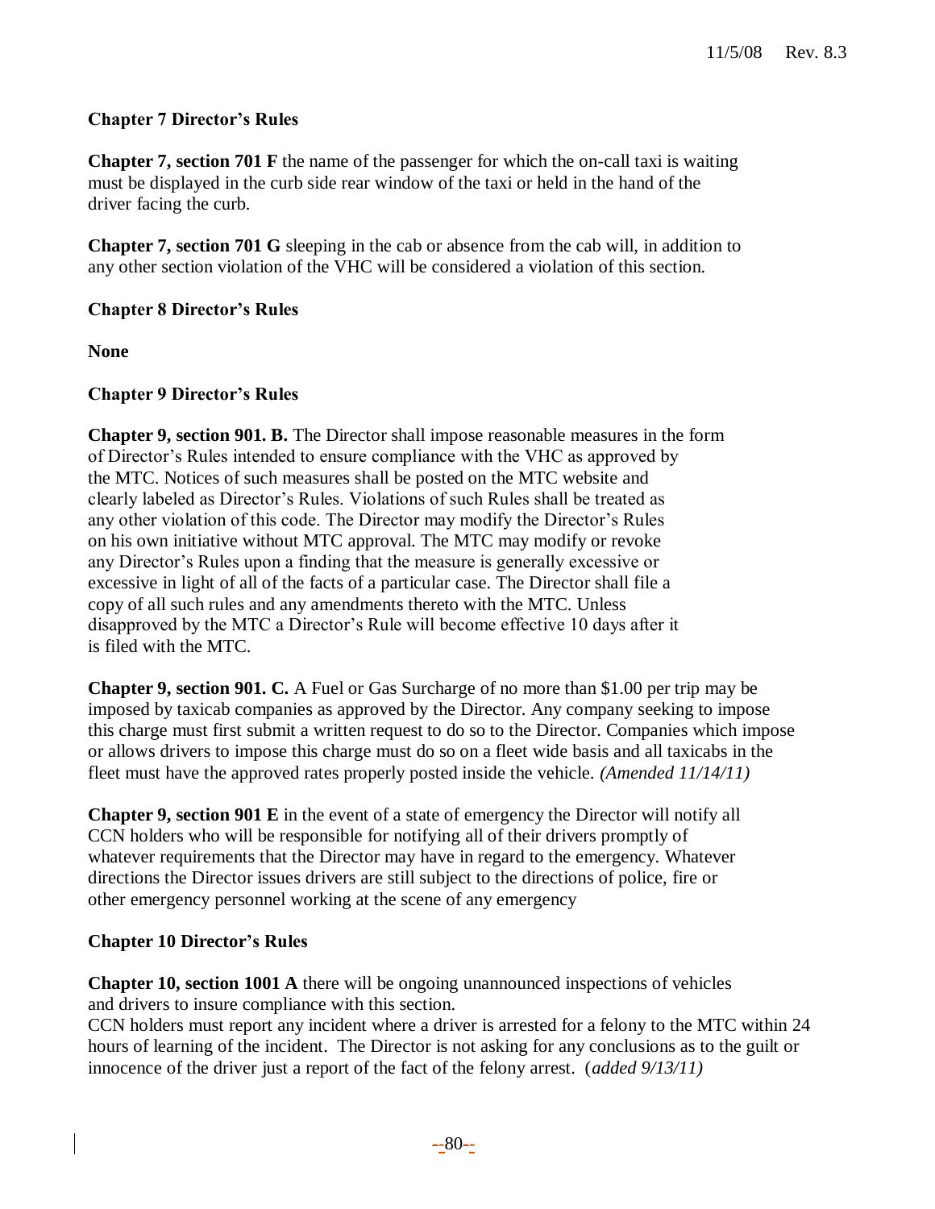**Chapter 7 Director's Rules**

**Chapter 7, section 701 F** the name of the passenger for which the on-call taxi is waiting must be displayed in the curb side rear window of the taxi or held in the hand of the driver facing the curb.

**Chapter 7, section 701 G** sleeping in the cab or absence from the cab will, in addition to any other section violation of the VHC will be considered a violation of this section.

**Chapter 8 Director's Rules**

**None**

**Chapter 9 Director's Rules**

**Chapter 9, section 901. B.** The Director shall impose reasonable measures in the form of Director's Rules intended to ensure compliance with the VHC as approved by the MTC. Notices of such measures shall be posted on the MTC website and clearly labeled as Director's Rules. Violations of such Rules shall be treated as any other violation of this code. The Director may modify the Director's Rules on his own initiative without MTC approval. The MTC may modify or revoke any Director's Rules upon a finding that the measure is generally excessive or excessive in light of all of the facts of a particular case. The Director shall file a copy of all such rules and any amendments thereto with the MTC. Unless disapproved by the MTC a Director's Rule will become effective 10 days after it is filed with the MTC.

**Chapter 9, section 901. C.** A Fuel or Gas Surcharge of no more than $1.00 per trip may be imposed by taxicab companies as approved by the Director. Any company seeking to impose this charge must first submit a written request to do so to the Director. Companies which impose or allows drivers to impose this charge must do so on a fleet wide basis and all taxicabs in the fleet must have the approved rates properly posted inside the vehicle. *(Amended 11/14/11)*

**Chapter 9, section 901 E** in the event of a state of emergency the Director will notify all CCN holders who will be responsible for notifying all of their drivers promptly of whatever requirements that the Director may have in regard to the emergency. Whatever directions the Director issues drivers are still subject to the directions of police, fire or other emergency personnel working at the scene of any emergency

**Chapter 10 Director's Rules**

**Chapter 10, section 1001 A** there will be ongoing unannounced inspections of vehicles and drivers to insure compliance with this section.
CCN holders must report any incident where a driver is arrested for a felony to the MTC within 24 hours of learning of the incident. The Director is not asking for any conclusions as to the guilt or innocence of the driver just a report of the fact of the felony arrest. (*added 9/13/11)*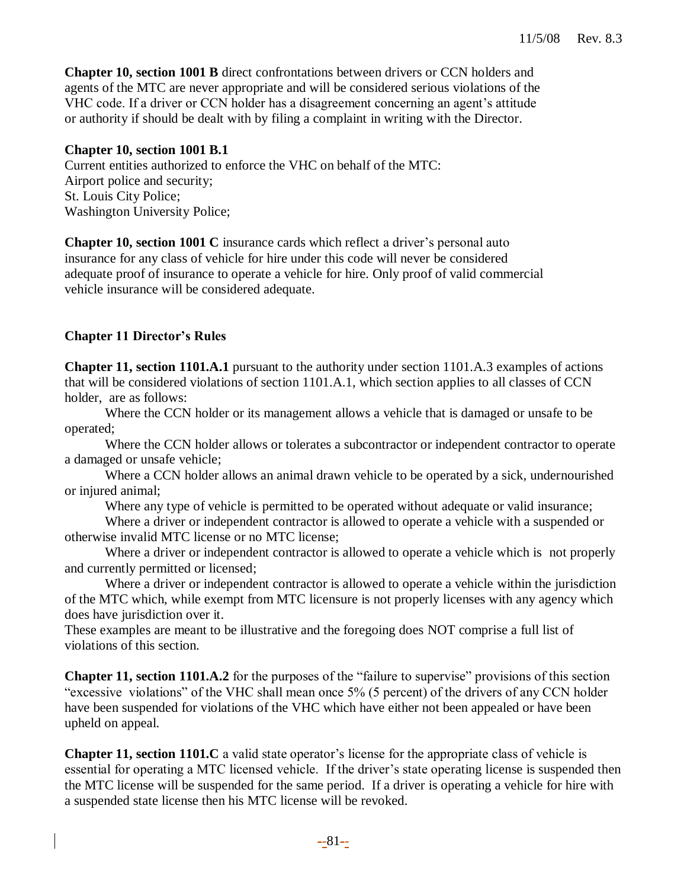**Chapter 10, section 1001 B** direct confrontations between drivers or CCN holders and agents of the MTC are never appropriate and will be considered serious violations of the VHC code. If a driver or CCN holder has a disagreement concerning an agent's attitude or authority if should be dealt with by filing a complaint in writing with the Director.

**Chapter 10, section 1001 B.1**
Current entities authorized to enforce the VHC on behalf of the MTC:
Airport police and security;
St. Louis City Police;
Washington University Police;

**Chapter 10, section 1001 C** insurance cards which reflect a driver's personal auto insurance for any class of vehicle for hire under this code will never be considered adequate proof of insurance to operate a vehicle for hire. Only proof of valid commercial vehicle insurance will be considered adequate.

## Chapter 11 Director's Rules

**Chapter 11, section 1101.A.1** pursuant to the authority under section 1101.A.3 examples of actions that will be considered violations of section 1101.A.1, which section applies to all classes of CCN holder, are as follows:

Where the CCN holder or its management allows a vehicle that is damaged or unsafe to be operated;

Where the CCN holder allows or tolerates a subcontractor or independent contractor to operate a damaged or unsafe vehicle;

Where a CCN holder allows an animal drawn vehicle to be operated by a sick, undernourished or injured animal;

Where any type of vehicle is permitted to be operated without adequate or valid insurance;

Where a driver or independent contractor is allowed to operate a vehicle with a suspended or otherwise invalid MTC license or no MTC license;

Where a driver or independent contractor is allowed to operate a vehicle which is not properly and currently permitted or licensed;

Where a driver or independent contractor is allowed to operate a vehicle within the jurisdiction of the MTC which, while exempt from MTC licensure is not properly licenses with any agency which does have jurisdiction over it.

These examples are meant to be illustrative and the foregoing does NOT comprise a full list of violations of this section.

**Chapter 11, section 1101.A.2** for the purposes of the "failure to supervise" provisions of this section "excessive violations" of the VHC shall mean once 5% (5 percent) of the drivers of any CCN holder have been suspended for violations of the VHC which have either not been appealed or have been upheld on appeal.

**Chapter 11, section 1101.C** a valid state operator's license for the appropriate class of vehicle is essential for operating a MTC licensed vehicle. If the driver's state operating license is suspended then the MTC license will be suspended for the same period. If a driver is operating a vehicle for hire with a suspended state license then his MTC license will be revoked.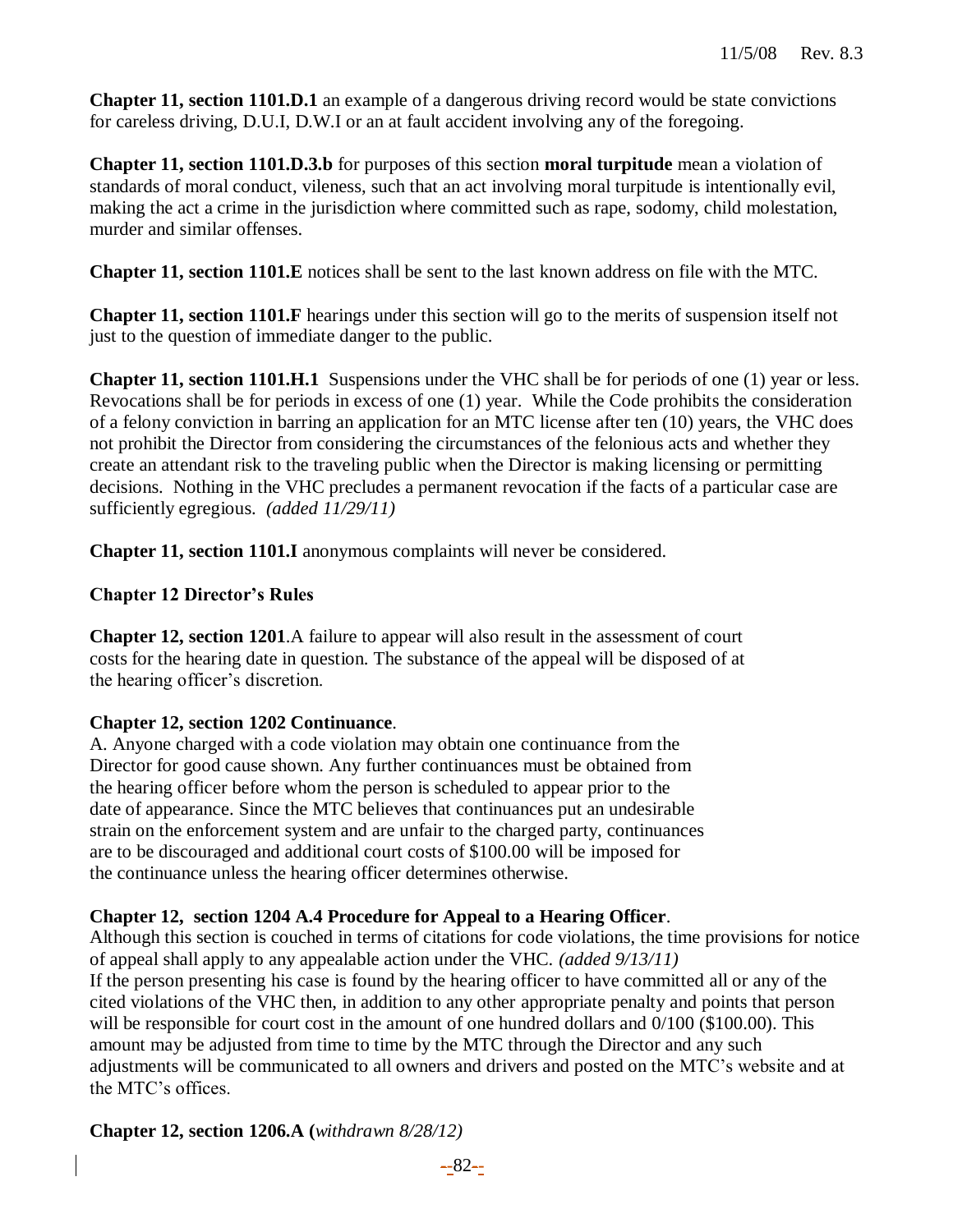**Chapter 11, section 1101.D.1** an example of a dangerous driving record would be state convictions for careless driving, D.U.I, D.W.I or an at fault accident involving any of the foregoing.

**Chapter 11, section 1101.D.3.b** for purposes of this section **moral turpitude** mean a violation of standards of moral conduct, vileness, such that an act involving moral turpitude is intentionally evil, making the act a crime in the jurisdiction where committed such as rape, sodomy, child molestation, murder and similar offenses.

**Chapter 11, section 1101.E** notices shall be sent to the last known address on file with the MTC.

**Chapter 11, section 1101.F** hearings under this section will go to the merits of suspension itself not just to the question of immediate danger to the public.

**Chapter 11, section 1101.H.1** Suspensions under the VHC shall be for periods of one (1) year or less. Revocations shall be for periods in excess of one (1) year. While the Code prohibits the consideration of a felony conviction in barring an application for an MTC license after ten (10) years, the VHC does not prohibit the Director from considering the circumstances of the felonious acts and whether they create an attendant risk to the traveling public when the Director is making licensing or permitting decisions. Nothing in the VHC precludes a permanent revocation if the facts of a particular case are sufficiently egregious. *(added 11/29/11)*

**Chapter 11, section 1101.I** anonymous complaints will never be considered.

**Chapter 12 Director's Rules**

**Chapter 12, section 1201**.A failure to appear will also result in the assessment of court costs for the hearing date in question. The substance of the appeal will be disposed of at the hearing officer's discretion.

**Chapter 12, section 1202 Continuance**.

A. Anyone charged with a code violation may obtain one continuance from the Director for good cause shown. Any further continuances must be obtained from the hearing officer before whom the person is scheduled to appear prior to the date of appearance. Since the MTC believes that continuances put an undesirable strain on the enforcement system and are unfair to the charged party, continuances are to be discouraged and additional court costs of $100.00 will be imposed for the continuance unless the hearing officer determines otherwise.

**Chapter 12, section 1204 A.4 Procedure for Appeal to a Hearing Officer**.

Although this section is couched in terms of citations for code violations, the time provisions for notice of appeal shall apply to any appealable action under the VHC. *(added 9/13/11)*

If the person presenting his case is found by the hearing officer to have committed all or any of the cited violations of the VHC then, in addition to any other appropriate penalty and points that person will be responsible for court cost in the amount of one hundred dollars and 0/100 ($100.00). This amount may be adjusted from time to time by the MTC through the Director and any such adjustments will be communicated to all owners and drivers and posted on the MTC's website and at the MTC's offices.

**Chapter 12, section 1206.A (***withdrawn 8/28/12)*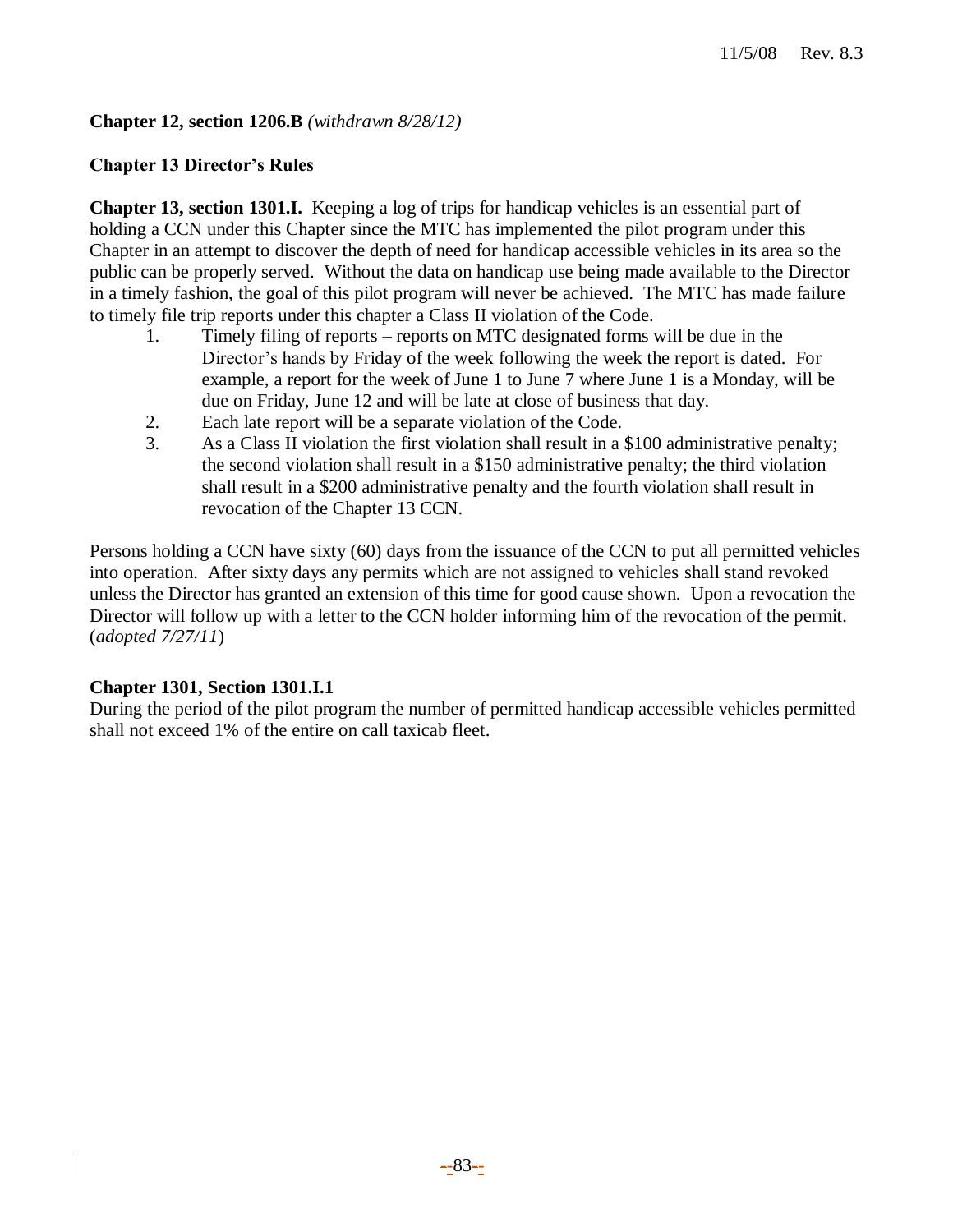**Chapter 12, section 1206.B** *(withdrawn 8/28/12)*

**Chapter 13 Director's Rules**

**Chapter 13, section 1301.I.** Keeping a log of trips for handicap vehicles is an essential part of holding a CCN under this Chapter since the MTC has implemented the pilot program under this Chapter in an attempt to discover the depth of need for handicap accessible vehicles in its area so the public can be properly served. Without the data on handicap use being made available to the Director in a timely fashion, the goal of this pilot program will never be achieved. The MTC has made failure to timely file trip reports under this chapter a Class II violation of the Code.

1. Timely filing of reports – reports on MTC designated forms will be due in the Director's hands by Friday of the week following the week the report is dated. For example, a report for the week of June 1 to June 7 where June 1 is a Monday, will be due on Friday, June 12 and will be late at close of business that day.
2. Each late report will be a separate violation of the Code.
3. As a Class II violation the first violation shall result in a $100 administrative penalty; the second violation shall result in a $150 administrative penalty; the third violation shall result in a $200 administrative penalty and the fourth violation shall result in revocation of the Chapter 13 CCN.

Persons holding a CCN have sixty (60) days from the issuance of the CCN to put all permitted vehicles into operation. After sixty days any permits which are not assigned to vehicles shall stand revoked unless the Director has granted an extension of this time for good cause shown. Upon a revocation the Director will follow up with a letter to the CCN holder informing him of the revocation of the permit. (*adopted 7/27/11*)

**Chapter 1301, Section 1301.I.1**

During the period of the pilot program the number of permitted handicap accessible vehicles permitted shall not exceed 1% of the entire on call taxicab fleet.